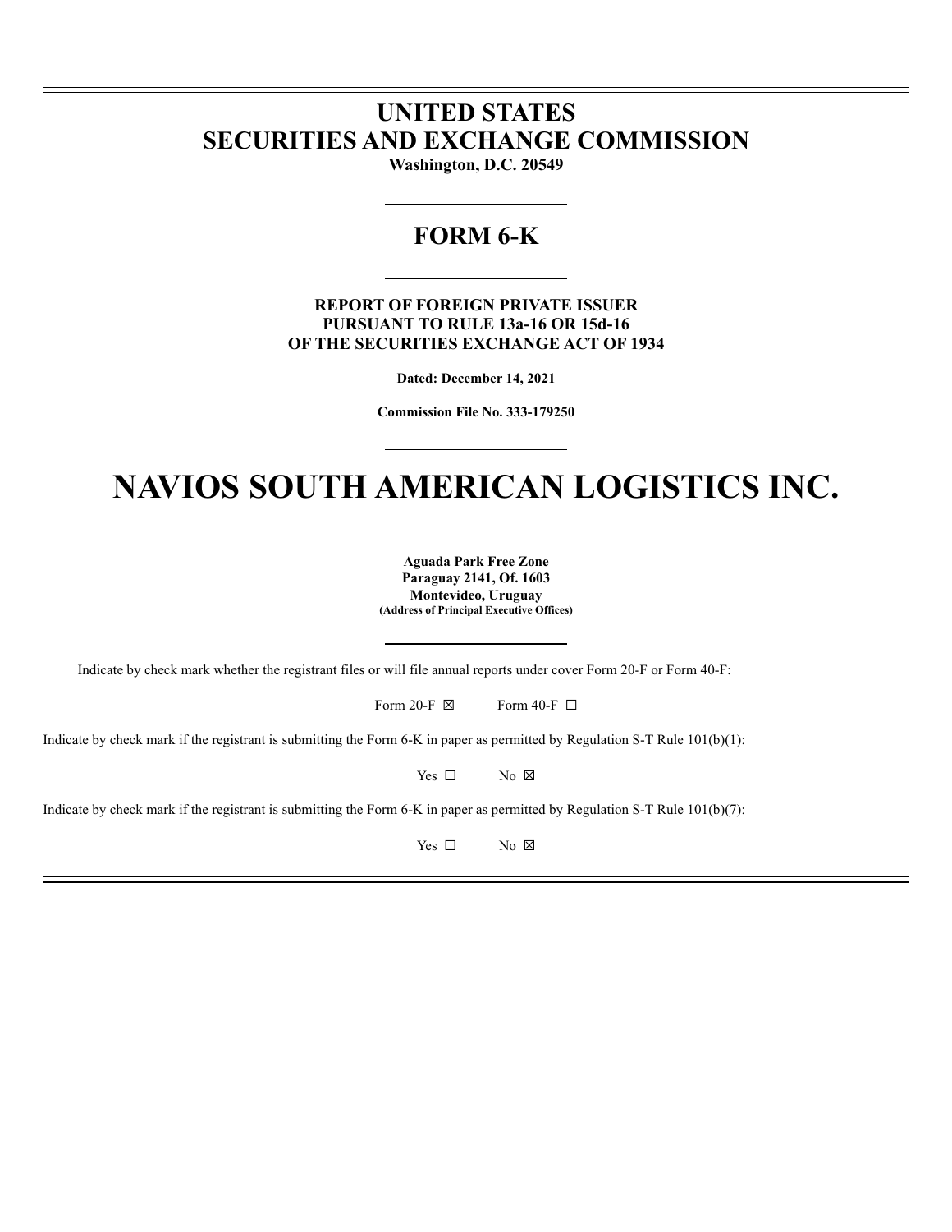# UNITED STATES
# SECURITIES AND EXCHANGE COMMISSION

**Washington, D.C. 20549**

---

## FORM 6-K

---

**REPORT OF FOREIGN PRIVATE ISSUER**
**PURSUANT TO RULE 13a-16 OR 15d-16**
**OF THE SECURITIES EXCHANGE ACT OF 1934**

**Dated: December 14, 2021**

**Commission File No. 333-179250**

---

# NAVIOS SOUTH AMERICAN LOGISTICS INC.

---

**Aguada Park Free Zone**
**Paraguay 2141, Of. 1603**
**Montevideo, Uruguay**
**(Address of Principal Executive Offices)**

---

Indicate by check mark whether the registrant files or will file annual reports under cover Form 20-F or Form 40-F:

Form 20-F ☒ Form 40-F ☐

Indicate by check mark if the registrant is submitting the Form 6-K in paper as permitted by Regulation S-T Rule 101(b)(1):

Yes ☐ No ☒

Indicate by check mark if the registrant is submitting the Form 6-K in paper as permitted by Regulation S-T Rule 101(b)(7):

Yes ☐ No ☒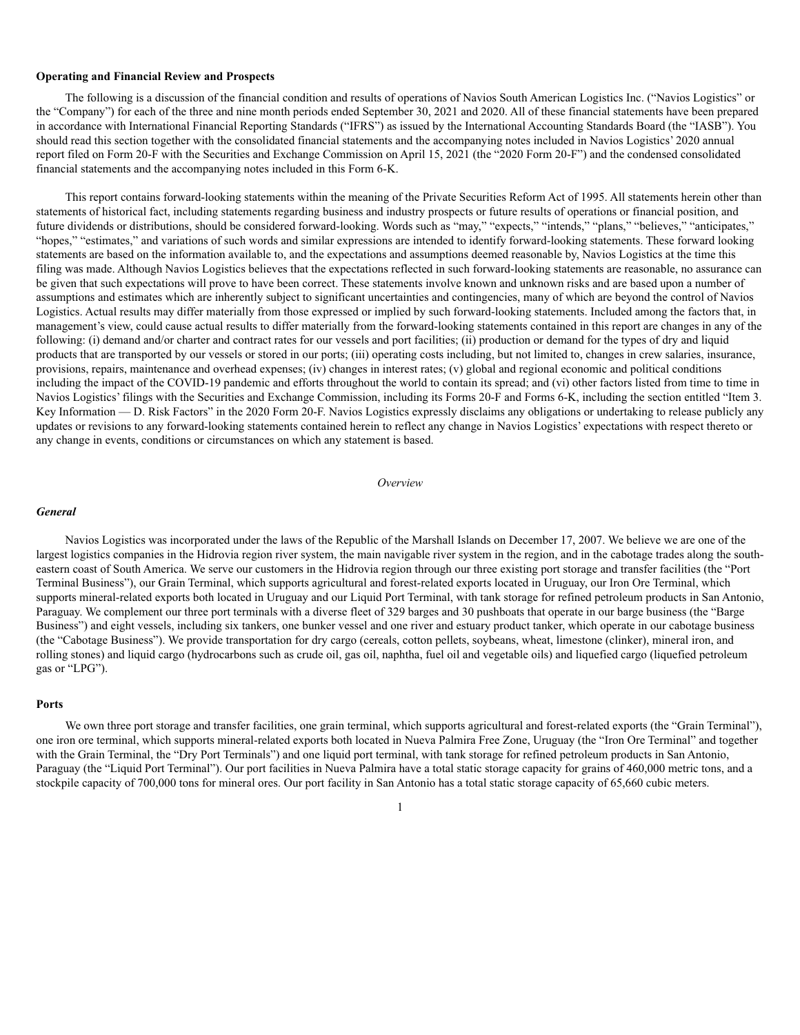**Operating and Financial Review and Prospects**

The following is a discussion of the financial condition and results of operations of Navios South American Logistics Inc. ("Navios Logistics" or the "Company") for each of the three and nine month periods ended September 30, 2021 and 2020. All of these financial statements have been prepared in accordance with International Financial Reporting Standards ("IFRS") as issued by the International Accounting Standards Board (the "IASB"). You should read this section together with the consolidated financial statements and the accompanying notes included in Navios Logistics' 2020 annual report filed on Form 20-F with the Securities and Exchange Commission on April 15, 2021 (the "2020 Form 20-F") and the condensed consolidated financial statements and the accompanying notes included in this Form 6-K.

This report contains forward-looking statements within the meaning of the Private Securities Reform Act of 1995. All statements herein other than statements of historical fact, including statements regarding business and industry prospects or future results of operations or financial position, and future dividends or distributions, should be considered forward-looking. Words such as "may," "expects," "intends," "plans," "believes," "anticipates," "hopes," "estimates," and variations of such words and similar expressions are intended to identify forward-looking statements. These forward looking statements are based on the information available to, and the expectations and assumptions deemed reasonable by, Navios Logistics at the time this filing was made. Although Navios Logistics believes that the expectations reflected in such forward-looking statements are reasonable, no assurance can be given that such expectations will prove to have been correct. These statements involve known and unknown risks and are based upon a number of assumptions and estimates which are inherently subject to significant uncertainties and contingencies, many of which are beyond the control of Navios Logistics. Actual results may differ materially from those expressed or implied by such forward-looking statements. Included among the factors that, in management's view, could cause actual results to differ materially from the forward-looking statements contained in this report are changes in any of the following: (i) demand and/or charter and contract rates for our vessels and port facilities; (ii) production or demand for the types of dry and liquid products that are transported by our vessels or stored in our ports; (iii) operating costs including, but not limited to, changes in crew salaries, insurance, provisions, repairs, maintenance and overhead expenses; (iv) changes in interest rates; (v) global and regional economic and political conditions including the impact of the COVID-19 pandemic and efforts throughout the world to contain its spread; and (vi) other factors listed from time to time in Navios Logistics' filings with the Securities and Exchange Commission, including its Forms 20-F and Forms 6-K, including the section entitled "Item 3. Key Information — D. Risk Factors" in the 2020 Form 20-F. Navios Logistics expressly disclaims any obligations or undertaking to release publicly any updates or revisions to any forward-looking statements contained herein to reflect any change in Navios Logistics' expectations with respect thereto or any change in events, conditions or circumstances on which any statement is based.

*Overview*

***General***

Navios Logistics was incorporated under the laws of the Republic of the Marshall Islands on December 17, 2007. We believe we are one of the largest logistics companies in the Hidrovia region river system, the main navigable river system in the region, and in the cabotage trades along the south-eastern coast of South America. We serve our customers in the Hidrovia region through our three existing port storage and transfer facilities (the "Port Terminal Business"), our Grain Terminal, which supports agricultural and forest-related exports located in Uruguay, our Iron Ore Terminal, which supports mineral-related exports both located in Uruguay and our Liquid Port Terminal, with tank storage for refined petroleum products in San Antonio, Paraguay. We complement our three port terminals with a diverse fleet of 329 barges and 30 pushboats that operate in our barge business (the "Barge Business") and eight vessels, including six tankers, one bunker vessel and one river and estuary product tanker, which operate in our cabotage business (the "Cabotage Business"). We provide transportation for dry cargo (cereals, cotton pellets, soybeans, wheat, limestone (clinker), mineral iron, and rolling stones) and liquid cargo (hydrocarbons such as crude oil, gas oil, naphtha, fuel oil and vegetable oils) and liquefied cargo (liquefied petroleum gas or "LPG").

**Ports**

We own three port storage and transfer facilities, one grain terminal, which supports agricultural and forest-related exports (the "Grain Terminal"), one iron ore terminal, which supports mineral-related exports both located in Nueva Palmira Free Zone, Uruguay (the "Iron Ore Terminal" and together with the Grain Terminal, the "Dry Port Terminals") and one liquid port terminal, with tank storage for refined petroleum products in San Antonio, Paraguay (the "Liquid Port Terminal"). Our port facilities in Nueva Palmira have a total static storage capacity for grains of 460,000 metric tons, and a stockpile capacity of 700,000 tons for mineral ores. Our port facility in San Antonio has a total static storage capacity of 65,660 cubic meters.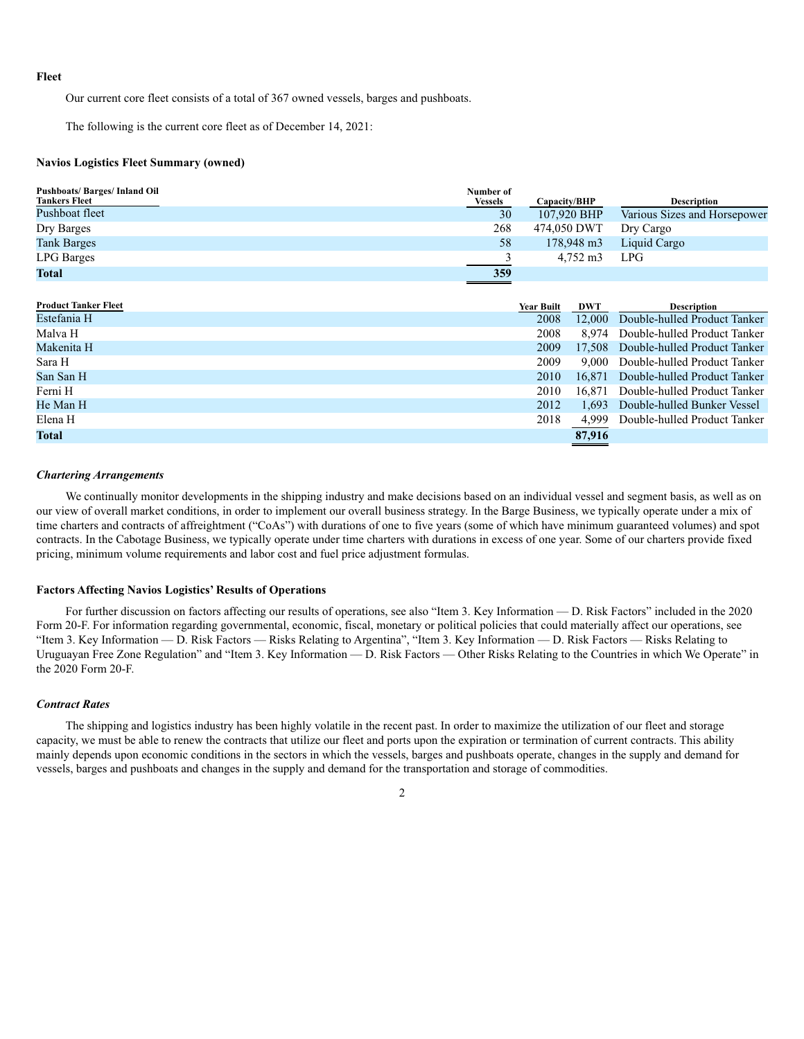### Fleet

Our current core fleet consists of a total of 367 owned vessels, barges and pushboats.

The following is the current core fleet as of December 14, 2021:

#### Navios Logistics Fleet Summary (owned)

| Pushboats/ Barges/ Inland Oil Tankers Fleet | Number of Vessels | Capacity/BHP | Description |
|---|---|---|---|
| Pushboat fleet | 30 | 107,920 BHP | Various Sizes and Horsepower |
| Dry Barges | 268 | 474,050 DWT | Dry Cargo |
| Tank Barges | 58 | 178,948 m3 | Liquid Cargo |
| LPG Barges | 3 | 4,752 m3 | LPG |
| **Total** | **359** | | |

| Product Tanker Fleet | Year Built | DWT | Description |
|---|---|---|---|
| Estefania H | 2008 | 12,000 | Double-hulled Product Tanker |
| Malva H | 2008 | 8,974 | Double-hulled Product Tanker |
| Makenita H | 2009 | 17,508 | Double-hulled Product Tanker |
| Sara H | 2009 | 9,000 | Double-hulled Product Tanker |
| San San H | 2010 | 16,871 | Double-hulled Product Tanker |
| Ferni H | 2010 | 16,871 | Double-hulled Product Tanker |
| He Man H | 2012 | 1,693 | Double-hulled Bunker Vessel |
| Elena H | 2018 | 4,999 | Double-hulled Product Tanker |
| **Total** | | **87,916** | |

#### *Chartering Arrangements*

We continually monitor developments in the shipping industry and make decisions based on an individual vessel and segment basis, as well as on our view of overall market conditions, in order to implement our overall business strategy. In the Barge Business, we typically operate under a mix of time charters and contracts of affreightment ("CoAs") with durations of one to five years (some of which have minimum guaranteed volumes) and spot contracts. In the Cabotage Business, we typically operate under time charters with durations in excess of one year. Some of our charters provide fixed pricing, minimum volume requirements and labor cost and fuel price adjustment formulas.

### Factors Affecting Navios Logistics' Results of Operations

For further discussion on factors affecting our results of operations, see also "Item 3. Key Information — D. Risk Factors" included in the 2020 Form 20-F. For information regarding governmental, economic, fiscal, monetary or political policies that could materially affect our operations, see "Item 3. Key Information — D. Risk Factors — Risks Relating to Argentina", "Item 3. Key Information — D. Risk Factors — Risks Relating to Uruguayan Free Zone Regulation" and "Item 3. Key Information — D. Risk Factors — Other Risks Relating to the Countries in which We Operate" in the 2020 Form 20-F.

#### *Contract Rates*

The shipping and logistics industry has been highly volatile in the recent past. In order to maximize the utilization of our fleet and storage capacity, we must be able to renew the contracts that utilize our fleet and ports upon the expiration or termination of current contracts. This ability mainly depends upon economic conditions in the sectors in which the vessels, barges and pushboats operate, changes in the supply and demand for vessels, barges and pushboats and changes in the supply and demand for the transportation and storage of commodities.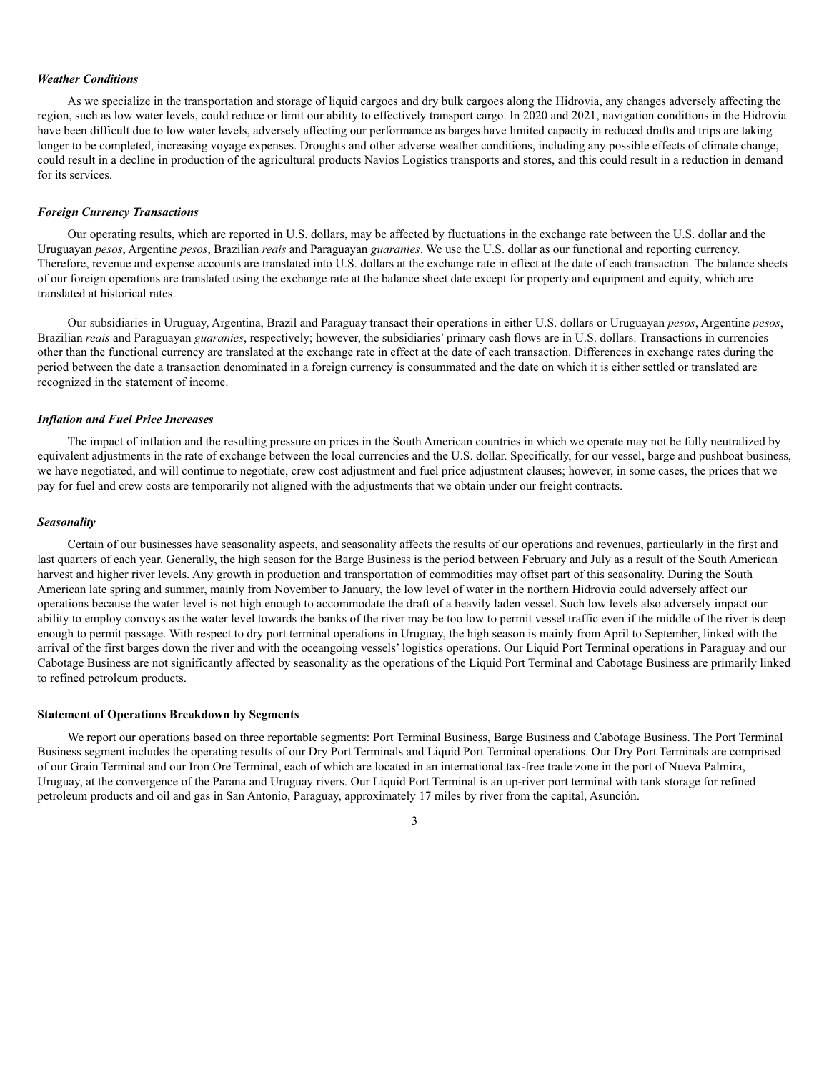### *Weather Conditions*

As we specialize in the transportation and storage of liquid cargoes and dry bulk cargoes along the Hidrovia, any changes adversely affecting the region, such as low water levels, could reduce or limit our ability to effectively transport cargo. In 2020 and 2021, navigation conditions in the Hidrovia have been difficult due to low water levels, adversely affecting our performance as barges have limited capacity in reduced drafts and trips are taking longer to be completed, increasing voyage expenses. Droughts and other adverse weather conditions, including any possible effects of climate change, could result in a decline in production of the agricultural products Navios Logistics transports and stores, and this could result in a reduction in demand for its services.

### *Foreign Currency Transactions*

Our operating results, which are reported in U.S. dollars, may be affected by fluctuations in the exchange rate between the U.S. dollar and the Uruguayan *pesos*, Argentine *pesos*, Brazilian *reais* and Paraguayan *guaranies*. We use the U.S. dollar as our functional and reporting currency. Therefore, revenue and expense accounts are translated into U.S. dollars at the exchange rate in effect at the date of each transaction. The balance sheets of our foreign operations are translated using the exchange rate at the balance sheet date except for property and equipment and equity, which are translated at historical rates.

Our subsidiaries in Uruguay, Argentina, Brazil and Paraguay transact their operations in either U.S. dollars or Uruguayan *pesos*, Argentine *pesos*, Brazilian *reais* and Paraguayan *guaranies*, respectively; however, the subsidiaries' primary cash flows are in U.S. dollars. Transactions in currencies other than the functional currency are translated at the exchange rate in effect at the date of each transaction. Differences in exchange rates during the period between the date a transaction denominated in a foreign currency is consummated and the date on which it is either settled or translated are recognized in the statement of income.

### *Inflation and Fuel Price Increases*

The impact of inflation and the resulting pressure on prices in the South American countries in which we operate may not be fully neutralized by equivalent adjustments in the rate of exchange between the local currencies and the U.S. dollar. Specifically, for our vessel, barge and pushboat business, we have negotiated, and will continue to negotiate, crew cost adjustment and fuel price adjustment clauses; however, in some cases, the prices that we pay for fuel and crew costs are temporarily not aligned with the adjustments that we obtain under our freight contracts.

### *Seasonality*

Certain of our businesses have seasonality aspects, and seasonality affects the results of our operations and revenues, particularly in the first and last quarters of each year. Generally, the high season for the Barge Business is the period between February and July as a result of the South American harvest and higher river levels. Any growth in production and transportation of commodities may offset part of this seasonality. During the South American late spring and summer, mainly from November to January, the low level of water in the northern Hidrovia could adversely affect our operations because the water level is not high enough to accommodate the draft of a heavily laden vessel. Such low levels also adversely impact our ability to employ convoys as the water level towards the banks of the river may be too low to permit vessel traffic even if the middle of the river is deep enough to permit passage. With respect to dry port terminal operations in Uruguay, the high season is mainly from April to September, linked with the arrival of the first barges down the river and with the oceangoing vessels' logistics operations. Our Liquid Port Terminal operations in Paraguay and our Cabotage Business are not significantly affected by seasonality as the operations of the Liquid Port Terminal and Cabotage Business are primarily linked to refined petroleum products.

### Statement of Operations Breakdown by Segments

We report our operations based on three reportable segments: Port Terminal Business, Barge Business and Cabotage Business. The Port Terminal Business segment includes the operating results of our Dry Port Terminals and Liquid Port Terminal operations. Our Dry Port Terminals are comprised of our Grain Terminal and our Iron Ore Terminal, each of which are located in an international tax-free trade zone in the port of Nueva Palmira, Uruguay, at the convergence of the Parana and Uruguay rivers. Our Liquid Port Terminal is an up-river port terminal with tank storage for refined petroleum products and oil and gas in San Antonio, Paraguay, approximately 17 miles by river from the capital, Asunción.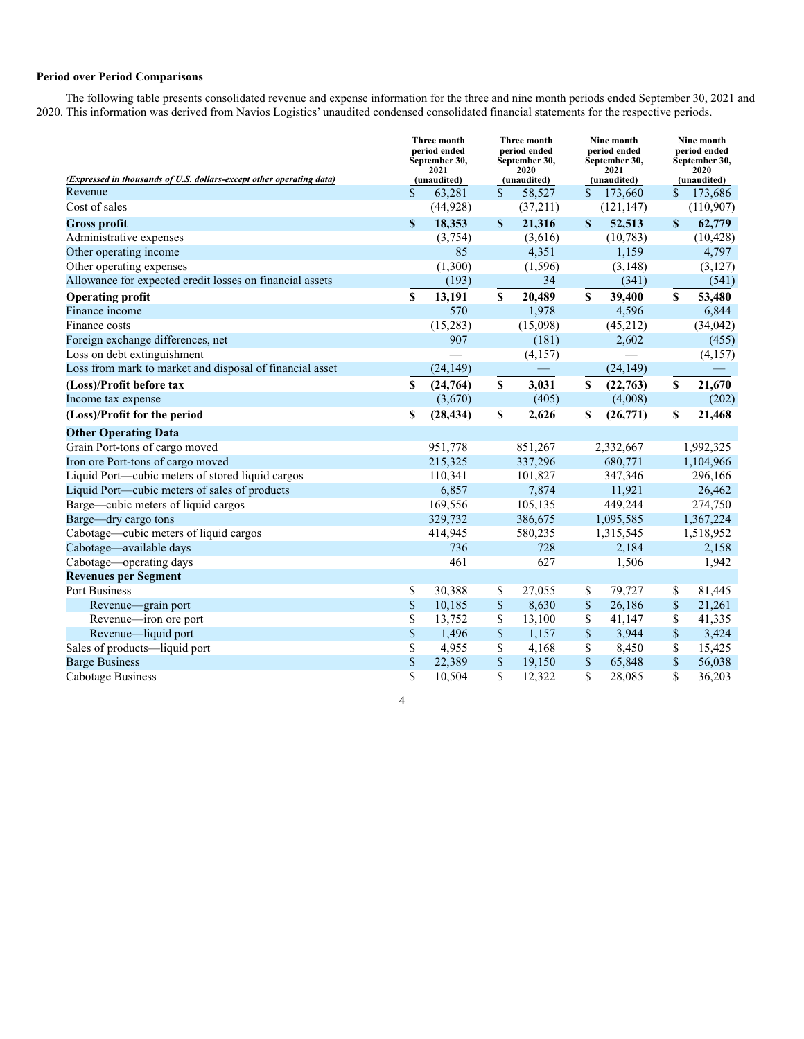**Period over Period Comparisons**

The following table presents consolidated revenue and expense information for the three and nine month periods ended September 30, 2021 and 2020. This information was derived from Navios Logistics' unaudited condensed consolidated financial statements for the respective periods.

| *(Expressed in thousands of U.S. dollars-except other operating data)* | Three month period ended September 30, 2021 (unaudited) | Three month period ended September 30, 2020 (unaudited) | Nine month period ended September 30, 2021 (unaudited) | Nine month period ended September 30, 2020 (unaudited) |
|---|---|---|---|---|
| Revenue | $ 63,281 | $ 58,527 | $ 173,660 | $ 173,686 |
| Cost of sales | (44,928) | (37,211) | (121,147) | (110,907) |
| **Gross profit** | **$ 18,353** | **$ 21,316** | **$ 52,513** | **$ 62,779** |
| Administrative expenses | (3,754) | (3,616) | (10,783) | (10,428) |
| Other operating income | 85 | 4,351 | 1,159 | 4,797 |
| Other operating expenses | (1,300) | (1,596) | (3,148) | (3,127) |
| Allowance for expected credit losses on financial assets | (193) | 34 | (341) | (541) |
| **Operating profit** | **$ 13,191** | **$ 20,489** | **$ 39,400** | **$ 53,480** |
| Finance income | 570 | 1,978 | 4,596 | 6,844 |
| Finance costs | (15,283) | (15,098) | (45,212) | (34,042) |
| Foreign exchange differences, net | 907 | (181) | 2,602 | (455) |
| Loss on debt extinguishment | — | (4,157) | — | (4,157) |
| Loss from mark to market and disposal of financial asset | (24,149) | — | (24,149) | — |
| **(Loss)/Profit before tax** | **$ (24,764)** | **$ 3,031** | **$ (22,763)** | **$ 21,670** |
| Income tax expense | (3,670) | (405) | (4,008) | (202) |
| **(Loss)/Profit for the period** | **$ (28,434)** | **$ 2,626** | **$ (26,771)** | **$ 21,468** |
| **Other Operating Data** | | | | |
| Grain Port-tons of cargo moved | 951,778 | 851,267 | 2,332,667 | 1,992,325 |
| Iron ore Port-tons of cargo moved | 215,325 | 337,296 | 680,771 | 1,104,966 |
| Liquid Port—cubic meters of stored liquid cargos | 110,341 | 101,827 | 347,346 | 296,166 |
| Liquid Port—cubic meters of sales of products | 6,857 | 7,874 | 11,921 | 26,462 |
| Barge—cubic meters of liquid cargos | 169,556 | 105,135 | 449,244 | 274,750 |
| Barge—dry cargo tons | 329,732 | 386,675 | 1,095,585 | 1,367,224 |
| Cabotage—cubic meters of liquid cargos | 414,945 | 580,235 | 1,315,545 | 1,518,952 |
| Cabotage—available days | 736 | 728 | 2,184 | 2,158 |
| Cabotage—operating days | 461 | 627 | 1,506 | 1,942 |
| **Revenues per Segment** | | | | |
| Port Business | $ 30,388 | $ 27,055 | $ 79,727 | $ 81,445 |
| Revenue—grain port | $ 10,185 | $ 8,630 | $ 26,186 | $ 21,261 |
| Revenue—iron ore port | $ 13,752 | $ 13,100 | $ 41,147 | $ 41,335 |
| Revenue—liquid port | $ 1,496 | $ 1,157 | $ 3,944 | $ 3,424 |
| Sales of products—liquid port | $ 4,955 | $ 4,168 | $ 8,450 | $ 15,425 |
| Barge Business | $ 22,389 | $ 19,150 | $ 65,848 | $ 56,038 |
| Cabotage Business | $ 10,504 | $ 12,322 | $ 28,085 | $ 36,203 |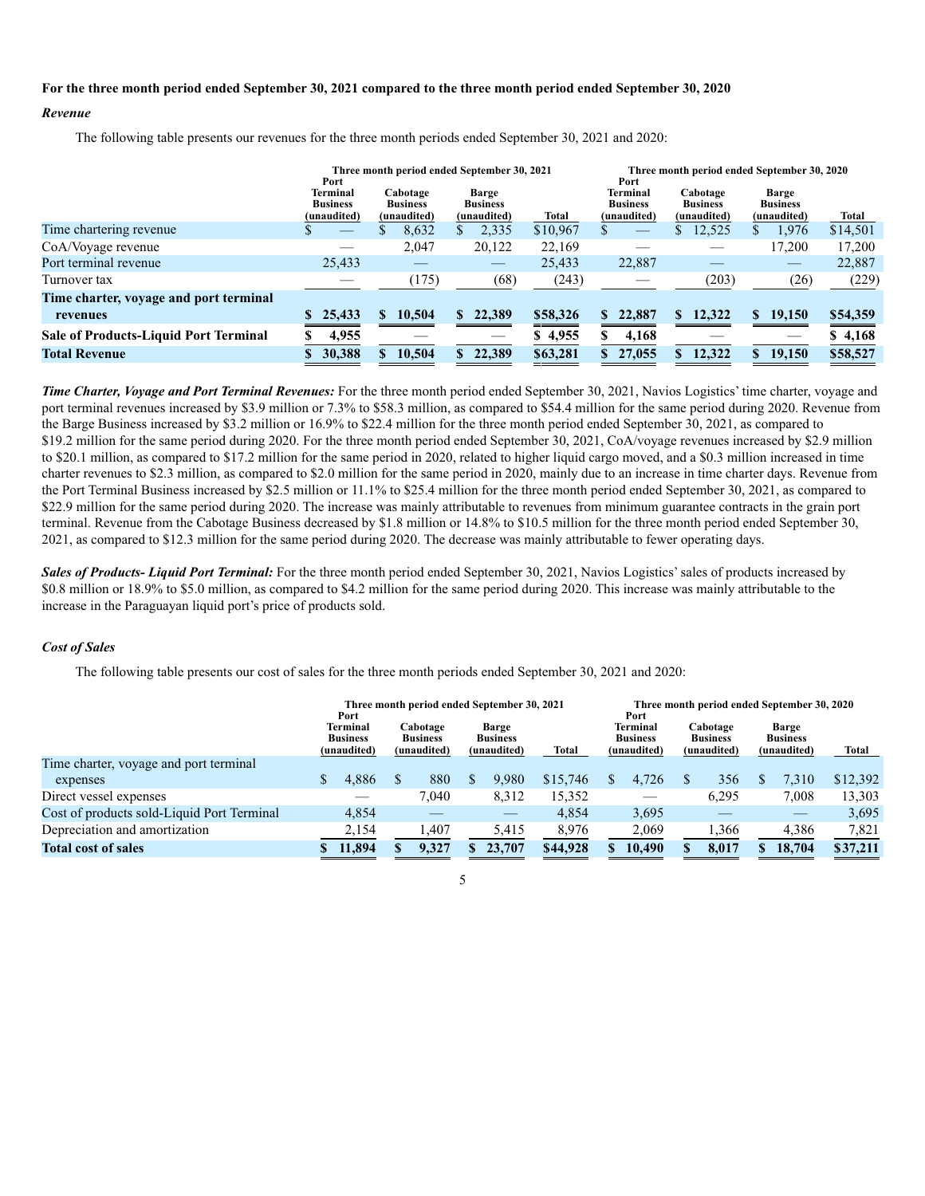**For the three month period ended September 30, 2021 compared to the three month period ended September 30, 2020**

***Revenue***

The following table presents our revenues for the three month periods ended September 30, 2021 and 2020:

| | Three month period ended September 30, 2021 | | | | Three month period ended September 30, 2020 | | | |
|---|---|---|---|---|---|---|---|---|
| | Port Terminal Business (unaudited) | Cabotage Business (unaudited) | Barge Business (unaudited) | Total | Port Terminal Business (unaudited) | Cabotage Business (unaudited) | Barge Business (unaudited) | Total |
| Time chartering revenue | $ — | $ 8,632 | $ 2,335 | $10,967 | $ — | $ 12,525 | $ 1,976 | $14,501 |
| CoA/Voyage revenue | — | 2,047 | 20,122 | 22,169 | — | — | 17,200 | 17,200 |
| Port terminal revenue | 25,433 | — | — | 25,433 | 22,887 | — | — | 22,887 |
| Turnover tax | — | (175) | (68) | (243) | — | (203) | (26) | (229) |
| **Time charter, voyage and port terminal revenues** | **$ 25,433** | **$ 10,504** | **$ 22,389** | **$58,326** | **$ 22,887** | **$ 12,322** | **$ 19,150** | **$54,359** |
| **Sale of Products-Liquid Port Terminal** | **$ 4,955** | — | — | **$ 4,955** | **$ 4,168** | — | — | **$ 4,168** |
| **Total Revenue** | **$ 30,388** | **$ 10,504** | **$ 22,389** | **$63,281** | **$ 27,055** | **$ 12,322** | **$ 19,150** | **$58,527** |

***Time Charter, Voyage and Port Terminal Revenues:*** For the three month period ended September 30, 2021, Navios Logistics' time charter, voyage and port terminal revenues increased by $3.9 million or 7.3% to $58.3 million, as compared to $54.4 million for the same period during 2020. Revenue from the Barge Business increased by $3.2 million or 16.9% to $22.4 million for the three month period ended September 30, 2021, as compared to $19.2 million for the same period during 2020. For the three month period ended September 30, 2021, CoA/voyage revenues increased by $2.9 million to $20.1 million, as compared to $17.2 million for the same period in 2020, related to higher liquid cargo moved, and a $0.3 million increased in time charter revenues to $2.3 million, as compared to $2.0 million for the same period in 2020, mainly due to an increase in time charter days. Revenue from the Port Terminal Business increased by $2.5 million or 11.1% to $25.4 million for the three month period ended September 30, 2021, as compared to $22.9 million for the same period during 2020. The increase was mainly attributable to revenues from minimum guarantee contracts in the grain port terminal. Revenue from the Cabotage Business decreased by $1.8 million or 14.8% to $10.5 million for the three month period ended September 30, 2021, as compared to $12.3 million for the same period during 2020. The decrease was mainly attributable to fewer operating days.

***Sales of Products- Liquid Port Terminal:*** For the three month period ended September 30, 2021, Navios Logistics' sales of products increased by $0.8 million or 18.9% to $5.0 million, as compared to $4.2 million for the same period during 2020. This increase was mainly attributable to the increase in the Paraguayan liquid port's price of products sold.

***Cost of Sales***

The following table presents our cost of sales for the three month periods ended September 30, 2021 and 2020:

| | Three month period ended September 30, 2021 | | | | Three month period ended September 30, 2020 | | | |
|---|---|---|---|---|---|---|---|---|
| | Port Terminal Business (unaudited) | Cabotage Business (unaudited) | Barge Business (unaudited) | Total | Port Terminal Business (unaudited) | Cabotage Business (unaudited) | Barge Business (unaudited) | Total |
| Time charter, voyage and port terminal expenses | $ 4,886 | $ 880 | $ 9,980 | $15,746 | $ 4,726 | $ 356 | $ 7,310 | $12,392 |
| Direct vessel expenses | — | 7,040 | 8,312 | 15,352 | — | 6,295 | 7,008 | 13,303 |
| Cost of products sold-Liquid Port Terminal | 4,854 | — | — | 4,854 | 3,695 | — | — | 3,695 |
| Depreciation and amortization | 2,154 | 1,407 | 5,415 | 8,976 | 2,069 | 1,366 | 4,386 | 7,821 |
| **Total cost of sales** | **$ 11,894** | **$ 9,327** | **$ 23,707** | **$44,928** | **$ 10,490** | **$ 8,017** | **$ 18,704** | **$37,211** |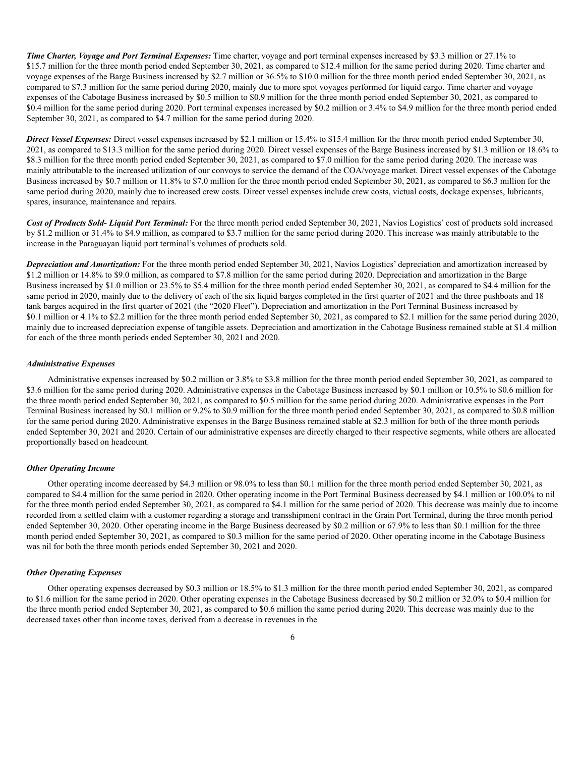***Time Charter, Voyage and Port Terminal Expenses:*** Time charter, voyage and port terminal expenses increased by $3.3 million or 27.1% to $15.7 million for the three month period ended September 30, 2021, as compared to $12.4 million for the same period during 2020. Time charter and voyage expenses of the Barge Business increased by $2.7 million or 36.5% to $10.0 million for the three month period ended September 30, 2021, as compared to $7.3 million for the same period during 2020, mainly due to more spot voyages performed for liquid cargo. Time charter and voyage expenses of the Cabotage Business increased by $0.5 million to $0.9 million for the three month period ended September 30, 2021, as compared to $0.4 million for the same period during 2020. Port terminal expenses increased by $0.2 million or 3.4% to $4.9 million for the three month period ended September 30, 2021, as compared to $4.7 million for the same period during 2020.

***Direct Vessel Expenses:*** Direct vessel expenses increased by $2.1 million or 15.4% to $15.4 million for the three month period ended September 30, 2021, as compared to $13.3 million for the same period during 2020. Direct vessel expenses of the Barge Business increased by $1.3 million or 18.6% to $8.3 million for the three month period ended September 30, 2021, as compared to $7.0 million for the same period during 2020. The increase was mainly attributable to the increased utilization of our convoys to service the demand of the COA/voyage market. Direct vessel expenses of the Cabotage Business increased by $0.7 million or 11.8% to $7.0 million for the three month period ended September 30, 2021, as compared to $6.3 million for the same period during 2020, mainly due to increased crew costs. Direct vessel expenses include crew costs, victual costs, dockage expenses, lubricants, spares, insurance, maintenance and repairs.

***Cost of Products Sold- Liquid Port Terminal:*** For the three month period ended September 30, 2021, Navios Logistics' cost of products sold increased by $1.2 million or 31.4% to $4.9 million, as compared to $3.7 million for the same period during 2020. This increase was mainly attributable to the increase in the Paraguayan liquid port terminal's volumes of products sold.

***Depreciation and Amortization:*** For the three month period ended September 30, 2021, Navios Logistics' depreciation and amortization increased by $1.2 million or 14.8% to $9.0 million, as compared to $7.8 million for the same period during 2020. Depreciation and amortization in the Barge Business increased by $1.0 million or 23.5% to $5.4 million for the three month period ended September 30, 2021, as compared to $4.4 million for the same period in 2020, mainly due to the delivery of each of the six liquid barges completed in the first quarter of 2021 and the three pushboats and 18 tank barges acquired in the first quarter of 2021 (the "2020 Fleet"). Depreciation and amortization in the Port Terminal Business increased by $0.1 million or 4.1% to $2.2 million for the three month period ended September 30, 2021, as compared to $2.1 million for the same period during 2020, mainly due to increased depreciation expense of tangible assets. Depreciation and amortization in the Cabotage Business remained stable at $1.4 million for each of the three month periods ended September 30, 2021 and 2020.

### *Administrative Expenses*

Administrative expenses increased by $0.2 million or 3.8% to $3.8 million for the three month period ended September 30, 2021, as compared to $3.6 million for the same period during 2020. Administrative expenses in the Cabotage Business increased by $0.1 million or 10.5% to $0.6 million for the three month period ended September 30, 2021, as compared to $0.5 million for the same period during 2020. Administrative expenses in the Port Terminal Business increased by $0.1 million or 9.2% to $0.9 million for the three month period ended September 30, 2021, as compared to $0.8 million for the same period during 2020. Administrative expenses in the Barge Business remained stable at $2.3 million for both of the three month periods ended September 30, 2021 and 2020. Certain of our administrative expenses are directly charged to their respective segments, while others are allocated proportionally based on headcount.

### *Other Operating Income*

Other operating income decreased by $4.3 million or 98.0% to less than $0.1 million for the three month period ended September 30, 2021, as compared to $4.4 million for the same period in 2020. Other operating income in the Port Terminal Business decreased by $4.1 million or 100.0% to nil for the three month period ended September 30, 2021, as compared to $4.1 million for the same period of 2020. This decrease was mainly due to income recorded from a settled claim with a customer regarding a storage and transshipment contract in the Grain Port Terminal, during the three month period ended September 30, 2020. Other operating income in the Barge Business decreased by $0.2 million or 67.9% to less than $0.1 million for the three month period ended September 30, 2021, as compared to $0.3 million for the same period of 2020. Other operating income in the Cabotage Business was nil for both the three month periods ended September 30, 2021 and 2020.

### *Other Operating Expenses*

Other operating expenses decreased by $0.3 million or 18.5% to $1.3 million for the three month period ended September 30, 2021, as compared to $1.6 million for the same period in 2020. Other operating expenses in the Cabotage Business decreased by $0.2 million or 32.0% to $0.4 million for the three month period ended September 30, 2021, as compared to $0.6 million the same period during 2020. This decrease was mainly due to the decreased taxes other than income taxes, derived from a decrease in revenues in the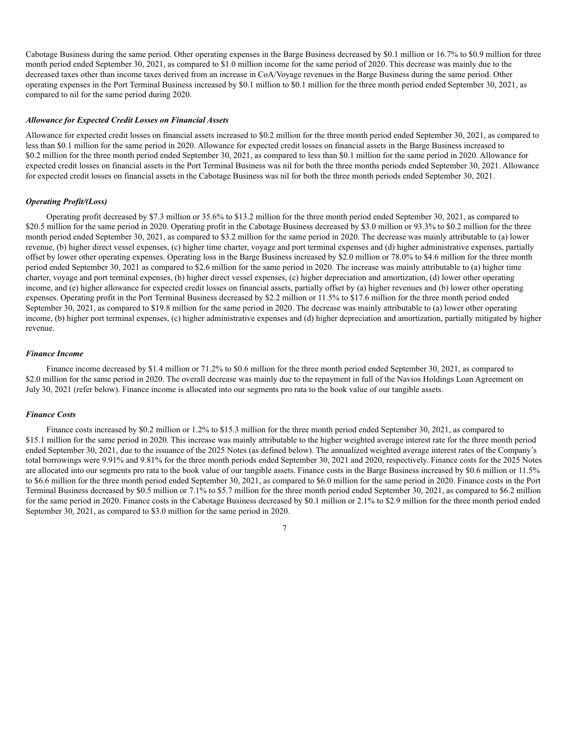Cabotage Business during the same period. Other operating expenses in the Barge Business decreased by $0.1 million or 16.7% to $0.9 million for three month period ended September 30, 2021, as compared to $1.0 million income for the same period of 2020. This decrease was mainly due to the decreased taxes other than income taxes derived from an increase in CoA/Voyage revenues in the Barge Business during the same period. Other operating expenses in the Port Terminal Business increased by $0.1 million to $0.1 million for the three month period ended September 30, 2021, as compared to nil for the same period during 2020.

***Allowance for Expected Credit Losses on Financial Assets***

Allowance for expected credit losses on financial assets increased to $0.2 million for the three month period ended September 30, 2021, as compared to less than $0.1 million for the same period in 2020. Allowance for expected credit losses on financial assets in the Barge Business increased to $0.2 million for the three month period ended September 30, 2021, as compared to less than $0.1 million for the same period in 2020. Allowance for expected credit losses on financial assets in the Port Terminal Business was nil for both the three months periods ended September 30, 2021. Allowance for expected credit losses on financial assets in the Cabotage Business was nil for both the three month periods ended September 30, 2021.

***Operating Profit/(Loss)***

Operating profit decreased by $7.3 million or 35.6% to $13.2 million for the three month period ended September 30, 2021, as compared to $20.5 million for the same period in 2020. Operating profit in the Cabotage Business decreased by $3.0 million or 93.3% to $0.2 million for the three month period ended September 30, 2021, as compared to $3.2 million for the same period in 2020. The decrease was mainly attributable to (a) lower revenue, (b) higher direct vessel expenses, (c) higher time charter, voyage and port terminal expenses and (d) higher administrative expenses, partially offset by lower other operating expenses. Operating loss in the Barge Business increased by $2.0 million or 78.0% to $4.6 million for the three month period ended September 30, 2021 as compared to $2.6 million for the same period in 2020. The increase was mainly attributable to (a) higher time charter, voyage and port terminal expenses, (b) higher direct vessel expenses, (c) higher depreciation and amortization, (d) lower other operating income, and (e) higher allowance for expected credit losses on financial assets, partially offset by (a) higher revenues and (b) lower other operating expenses. Operating profit in the Port Terminal Business decreased by $2.2 million or 11.5% to $17.6 million for the three month period ended September 30, 2021, as compared to $19.8 million for the same period in 2020. The decrease was mainly attributable to (a) lower other operating income, (b) higher port terminal expenses, (c) higher administrative expenses and (d) higher depreciation and amortization, partially mitigated by higher revenue.

***Finance Income***

Finance income decreased by $1.4 million or 71.2% to $0.6 million for the three month period ended September 30, 2021, as compared to $2.0 million for the same period in 2020. The overall decrease was mainly due to the repayment in full of the Navios Holdings Loan Agreement on July 30, 2021 (refer below). Finance income is allocated into our segments pro rata to the book value of our tangible assets.

***Finance Costs***

Finance costs increased by $0.2 million or 1.2% to $15.3 million for the three month period ended September 30, 2021, as compared to $15.1 million for the same period in 2020. This increase was mainly attributable to the higher weighted average interest rate for the three month period ended September 30, 2021, due to the issuance of the 2025 Notes (as defined below). The annualized weighted average interest rates of the Company's total borrowings were 9.91% and 9.81% for the three month periods ended September 30, 2021 and 2020, respectively. Finance costs for the 2025 Notes are allocated into our segments pro rata to the book value of our tangible assets. Finance costs in the Barge Business increased by $0.6 million or 11.5% to $6.6 million for the three month period ended September 30, 2021, as compared to $6.0 million for the same period in 2020. Finance costs in the Port Terminal Business decreased by $0.5 million or 7.1% to $5.7 million for the three month period ended September 30, 2021, as compared to $6.2 million for the same period in 2020. Finance costs in the Cabotage Business decreased by $0.1 million or 2.1% to $2.9 million for the three month period ended September 30, 2021, as compared to $3.0 million for the same period in 2020.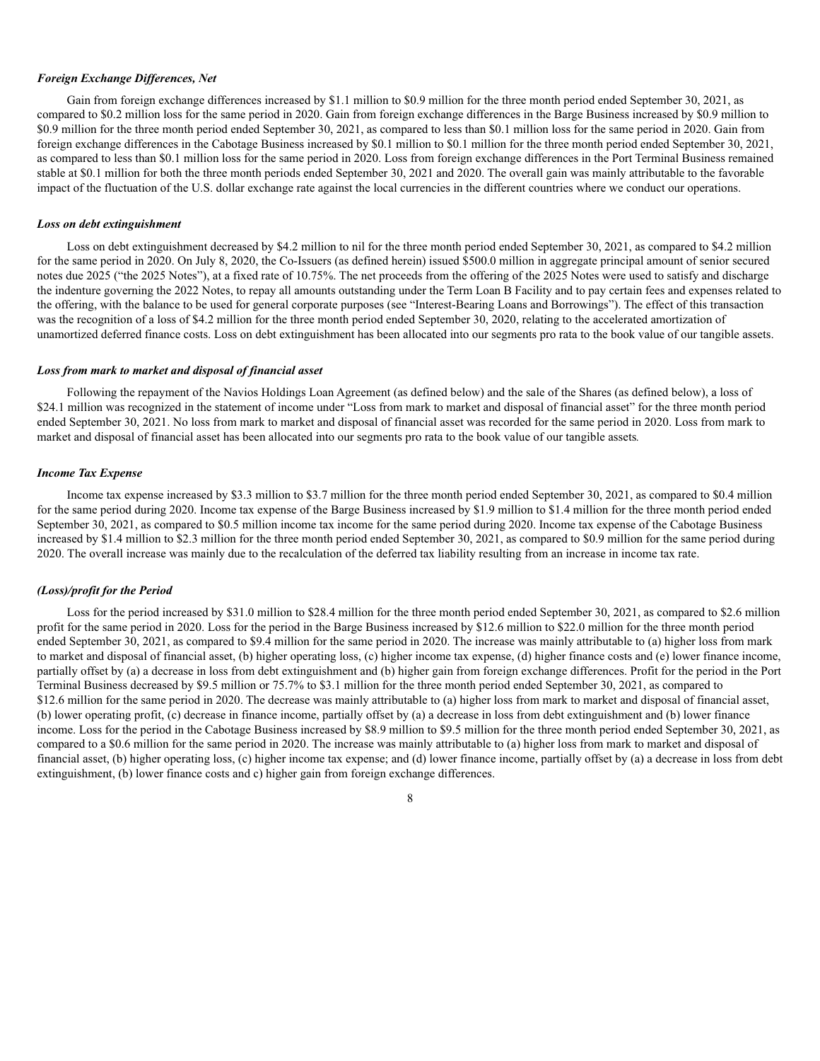***Foreign Exchange Differences, Net***

Gain from foreign exchange differences increased by $1.1 million to $0.9 million for the three month period ended September 30, 2021, as compared to $0.2 million loss for the same period in 2020. Gain from foreign exchange differences in the Barge Business increased by $0.9 million to $0.9 million for the three month period ended September 30, 2021, as compared to less than $0.1 million loss for the same period in 2020. Gain from foreign exchange differences in the Cabotage Business increased by $0.1 million to $0.1 million for the three month period ended September 30, 2021, as compared to less than $0.1 million loss for the same period in 2020. Loss from foreign exchange differences in the Port Terminal Business remained stable at $0.1 million for both the three month periods ended September 30, 2021 and 2020. The overall gain was mainly attributable to the favorable impact of the fluctuation of the U.S. dollar exchange rate against the local currencies in the different countries where we conduct our operations.

***Loss on debt extinguishment***

Loss on debt extinguishment decreased by $4.2 million to nil for the three month period ended September 30, 2021, as compared to $4.2 million for the same period in 2020. On July 8, 2020, the Co-Issuers (as defined herein) issued $500.0 million in aggregate principal amount of senior secured notes due 2025 ("the 2025 Notes"), at a fixed rate of 10.75%. The net proceeds from the offering of the 2025 Notes were used to satisfy and discharge the indenture governing the 2022 Notes, to repay all amounts outstanding under the Term Loan B Facility and to pay certain fees and expenses related to the offering, with the balance to be used for general corporate purposes (see "Interest-Bearing Loans and Borrowings"). The effect of this transaction was the recognition of a loss of $4.2 million for the three month period ended September 30, 2020, relating to the accelerated amortization of unamortized deferred finance costs. Loss on debt extinguishment has been allocated into our segments pro rata to the book value of our tangible assets.

***Loss from mark to market and disposal of financial asset***

Following the repayment of the Navios Holdings Loan Agreement (as defined below) and the sale of the Shares (as defined below), a loss of $24.1 million was recognized in the statement of income under "Loss from mark to market and disposal of financial asset" for the three month period ended September 30, 2021. No loss from mark to market and disposal of financial asset was recorded for the same period in 2020. Loss from mark to market and disposal of financial asset has been allocated into our segments pro rata to the book value of our tangible assets.

***Income Tax Expense***

Income tax expense increased by $3.3 million to $3.7 million for the three month period ended September 30, 2021, as compared to $0.4 million for the same period during 2020. Income tax expense of the Barge Business increased by $1.9 million to $1.4 million for the three month period ended September 30, 2021, as compared to $0.5 million income tax income for the same period during 2020. Income tax expense of the Cabotage Business increased by $1.4 million to $2.3 million for the three month period ended September 30, 2021, as compared to $0.9 million for the same period during 2020. The overall increase was mainly due to the recalculation of the deferred tax liability resulting from an increase in income tax rate.

***(Loss)/profit for the Period***

Loss for the period increased by $31.0 million to $28.4 million for the three month period ended September 30, 2021, as compared to $2.6 million profit for the same period in 2020. Loss for the period in the Barge Business increased by $12.6 million to $22.0 million for the three month period ended September 30, 2021, as compared to $9.4 million for the same period in 2020. The increase was mainly attributable to (a) higher loss from mark to market and disposal of financial asset, (b) higher operating loss, (c) higher income tax expense, (d) higher finance costs and (e) lower finance income, partially offset by (a) a decrease in loss from debt extinguishment and (b) higher gain from foreign exchange differences. Profit for the period in the Port Terminal Business decreased by $9.5 million or 75.7% to $3.1 million for the three month period ended September 30, 2021, as compared to $12.6 million for the same period in 2020. The decrease was mainly attributable to (a) higher loss from mark to market and disposal of financial asset, (b) lower operating profit, (c) decrease in finance income, partially offset by (a) a decrease in loss from debt extinguishment and (b) lower finance income. Loss for the period in the Cabotage Business increased by $8.9 million to $9.5 million for the three month period ended September 30, 2021, as compared to a $0.6 million for the same period in 2020. The increase was mainly attributable to (a) higher loss from mark to market and disposal of financial asset, (b) higher operating loss, (c) higher income tax expense; and (d) lower finance income, partially offset by (a) a decrease in loss from debt extinguishment, (b) lower finance costs and c) higher gain from foreign exchange differences.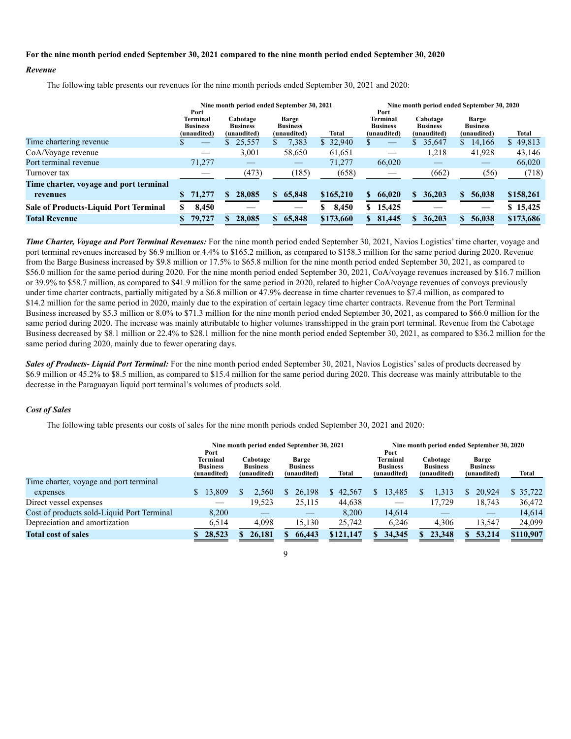**For the nine month period ended September 30, 2021 compared to the nine month period ended September 30, 2020**

***Revenue***

The following table presents our revenues for the nine month periods ended September 30, 2021 and 2020:

| | Nine month period ended September 30, 2021 | | | | Nine month period ended September 30, 2020 | | | |
|---|---|---|---|---|---|---|---|---|
| | Port Terminal Business (unaudited) | Cabotage Business (unaudited) | Barge Business (unaudited) | Total | Port Terminal Business (unaudited) | Cabotage Business (unaudited) | Barge Business (unaudited) | Total |
| Time chartering revenue | $ — | $ 25,557 | $ 7,383 | $ 32,940 | $ — | $ 35,647 | $ 14,166 | $ 49,813 |
| CoA/Voyage revenue | — | 3,001 | 58,650 | 61,651 | — | 1,218 | 41,928 | 43,146 |
| Port terminal revenue | 71,277 | — | — | 71,277 | 66,020 | — | — | 66,020 |
| Turnover tax | — | (473) | (185) | (658) | — | (662) | (56) | (718) |
| **Time charter, voyage and port terminal revenues** | **$ 71,277** | **$ 28,085** | **$ 65,848** | **$165,210** | **$ 66,020** | **$ 36,203** | **$ 56,038** | **$158,261** |
| **Sale of Products-Liquid Port Terminal** | **$ 8,450** | — | — | **$ 8,450** | **$ 15,425** | — | — | **$ 15,425** |
| **Total Revenue** | **$ 79,727** | **$ 28,085** | **$ 65,848** | **$173,660** | **$ 81,445** | **$ 36,203** | **$ 56,038** | **$173,686** |

***Time Charter, Voyage and Port Terminal Revenues:*** For the nine month period ended September 30, 2021, Navios Logistics' time charter, voyage and port terminal revenues increased by $6.9 million or 4.4% to $165.2 million, as compared to $158.3 million for the same period during 2020. Revenue from the Barge Business increased by $9.8 million or 17.5% to $65.8 million for the nine month period ended September 30, 2021, as compared to $56.0 million for the same period during 2020. For the nine month period ended September 30, 2021, CoA/voyage revenues increased by $16.7 million or 39.9% to $58.7 million, as compared to $41.9 million for the same period in 2020, related to higher CoA/voyage revenues of convoys previously under time charter contracts, partially mitigated by a $6.8 million or 47.9% decrease in time charter revenues to $7.4 million, as compared to $14.2 million for the same period in 2020, mainly due to the expiration of certain legacy time charter contracts. Revenue from the Port Terminal Business increased by $5.3 million or 8.0% to $71.3 million for the nine month period ended September 30, 2021, as compared to $66.0 million for the same period during 2020. The increase was mainly attributable to higher volumes transshipped in the grain port terminal. Revenue from the Cabotage Business decreased by $8.1 million or 22.4% to $28.1 million for the nine month period ended September 30, 2021, as compared to $36.2 million for the same period during 2020, mainly due to fewer operating days.

***Sales of Products- Liquid Port Terminal:*** For the nine month period ended September 30, 2021, Navios Logistics' sales of products decreased by $6.9 million or 45.2% to $8.5 million, as compared to $15.4 million for the same period during 2020. This decrease was mainly attributable to the decrease in the Paraguayan liquid port terminal's volumes of products sold.

***Cost of Sales***

The following table presents our costs of sales for the nine month periods ended September 30, 2021 and 2020:

| | Nine month period ended September 30, 2021 | | | | Nine month period ended September 30, 2020 | | | |
|---|---|---|---|---|---|---|---|---|
| | Port Terminal Business (unaudited) | Cabotage Business (unaudited) | Barge Business (unaudited) | Total | Port Terminal Business (unaudited) | Cabotage Business (unaudited) | Barge Business (unaudited) | Total |
| Time charter, voyage and port terminal expenses | $ 13,809 | $ 2,560 | $ 26,198 | $ 42,567 | $ 13,485 | $ 1,313 | $ 20,924 | $ 35,722 |
| Direct vessel expenses | — | 19,523 | 25,115 | 44,638 | — | 17,729 | 18,743 | 36,472 |
| Cost of products sold-Liquid Port Terminal | 8,200 | — | — | 8,200 | 14,614 | — | — | 14,614 |
| Depreciation and amortization | 6,514 | 4,098 | 15,130 | 25,742 | 6,246 | 4,306 | 13,547 | 24,099 |
| **Total cost of sales** | **$ 28,523** | **$ 26,181** | **$ 66,443** | **$121,147** | **$ 34,345** | **$ 23,348** | **$ 53,214** | **$110,907** |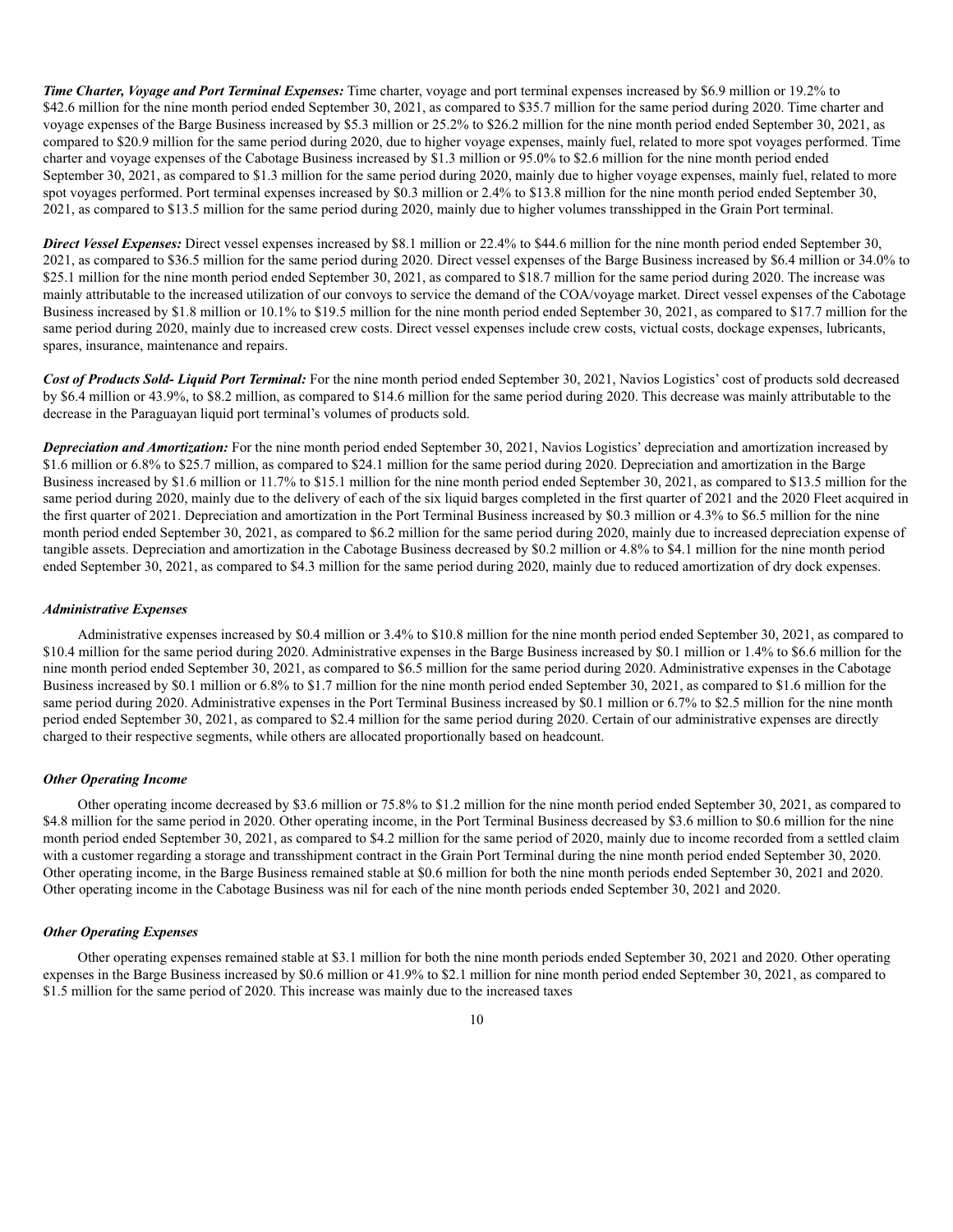***Time Charter, Voyage and Port Terminal Expenses:*** Time charter, voyage and port terminal expenses increased by $6.9 million or 19.2% to $42.6 million for the nine month period ended September 30, 2021, as compared to $35.7 million for the same period during 2020. Time charter and voyage expenses of the Barge Business increased by $5.3 million or 25.2% to $26.2 million for the nine month period ended September 30, 2021, as compared to $20.9 million for the same period during 2020, due to higher voyage expenses, mainly fuel, related to more spot voyages performed. Time charter and voyage expenses of the Cabotage Business increased by $1.3 million or 95.0% to $2.6 million for the nine month period ended September 30, 2021, as compared to $1.3 million for the same period during 2020, mainly due to higher voyage expenses, mainly fuel, related to more spot voyages performed. Port terminal expenses increased by $0.3 million or 2.4% to $13.8 million for the nine month period ended September 30, 2021, as compared to $13.5 million for the same period during 2020, mainly due to higher volumes transshipped in the Grain Port terminal.

***Direct Vessel Expenses:*** Direct vessel expenses increased by $8.1 million or 22.4% to $44.6 million for the nine month period ended September 30, 2021, as compared to $36.5 million for the same period during 2020. Direct vessel expenses of the Barge Business increased by $6.4 million or 34.0% to $25.1 million for the nine month period ended September 30, 2021, as compared to $18.7 million for the same period during 2020. The increase was mainly attributable to the increased utilization of our convoys to service the demand of the COA/voyage market. Direct vessel expenses of the Cabotage Business increased by $1.8 million or 10.1% to $19.5 million for the nine month period ended September 30, 2021, as compared to $17.7 million for the same period during 2020, mainly due to increased crew costs. Direct vessel expenses include crew costs, victual costs, dockage expenses, lubricants, spares, insurance, maintenance and repairs.

***Cost of Products Sold- Liquid Port Terminal:*** For the nine month period ended September 30, 2021, Navios Logistics' cost of products sold decreased by $6.4 million or 43.9%, to $8.2 million, as compared to $14.6 million for the same period during 2020. This decrease was mainly attributable to the decrease in the Paraguayan liquid port terminal's volumes of products sold.

***Depreciation and Amortization:*** For the nine month period ended September 30, 2021, Navios Logistics' depreciation and amortization increased by $1.6 million or 6.8% to $25.7 million, as compared to $24.1 million for the same period during 2020. Depreciation and amortization in the Barge Business increased by $1.6 million or 11.7% to $15.1 million for the nine month period ended September 30, 2021, as compared to $13.5 million for the same period during 2020, mainly due to the delivery of each of the six liquid barges completed in the first quarter of 2021 and the 2020 Fleet acquired in the first quarter of 2021. Depreciation and amortization in the Port Terminal Business increased by $0.3 million or 4.3% to $6.5 million for the nine month period ended September 30, 2021, as compared to $6.2 million for the same period during 2020, mainly due to increased depreciation expense of tangible assets. Depreciation and amortization in the Cabotage Business decreased by $0.2 million or 4.8% to $4.1 million for the nine month period ended September 30, 2021, as compared to $4.3 million for the same period during 2020, mainly due to reduced amortization of dry dock expenses.

### *Administrative Expenses*

Administrative expenses increased by $0.4 million or 3.4% to $10.8 million for the nine month period ended September 30, 2021, as compared to $10.4 million for the same period during 2020. Administrative expenses in the Barge Business increased by $0.1 million or 1.4% to $6.6 million for the nine month period ended September 30, 2021, as compared to $6.5 million for the same period during 2020. Administrative expenses in the Cabotage Business increased by $0.1 million or 6.8% to $1.7 million for the nine month period ended September 30, 2021, as compared to $1.6 million for the same period during 2020. Administrative expenses in the Port Terminal Business increased by $0.1 million or 6.7% to $2.5 million for the nine month period ended September 30, 2021, as compared to $2.4 million for the same period during 2020. Certain of our administrative expenses are directly charged to their respective segments, while others are allocated proportionally based on headcount.

### *Other Operating Income*

Other operating income decreased by $3.6 million or 75.8% to $1.2 million for the nine month period ended September 30, 2021, as compared to $4.8 million for the same period in 2020. Other operating income, in the Port Terminal Business decreased by $3.6 million to $0.6 million for the nine month period ended September 30, 2021, as compared to $4.2 million for the same period of 2020, mainly due to income recorded from a settled claim with a customer regarding a storage and transshipment contract in the Grain Port Terminal during the nine month period ended September 30, 2020. Other operating income, in the Barge Business remained stable at $0.6 million for both the nine month periods ended September 30, 2021 and 2020. Other operating income in the Cabotage Business was nil for each of the nine month periods ended September 30, 2021 and 2020.

### *Other Operating Expenses*

Other operating expenses remained stable at $3.1 million for both the nine month periods ended September 30, 2021 and 2020. Other operating expenses in the Barge Business increased by $0.6 million or 41.9% to $2.1 million for nine month period ended September 30, 2021, as compared to $1.5 million for the same period of 2020. This increase was mainly due to the increased taxes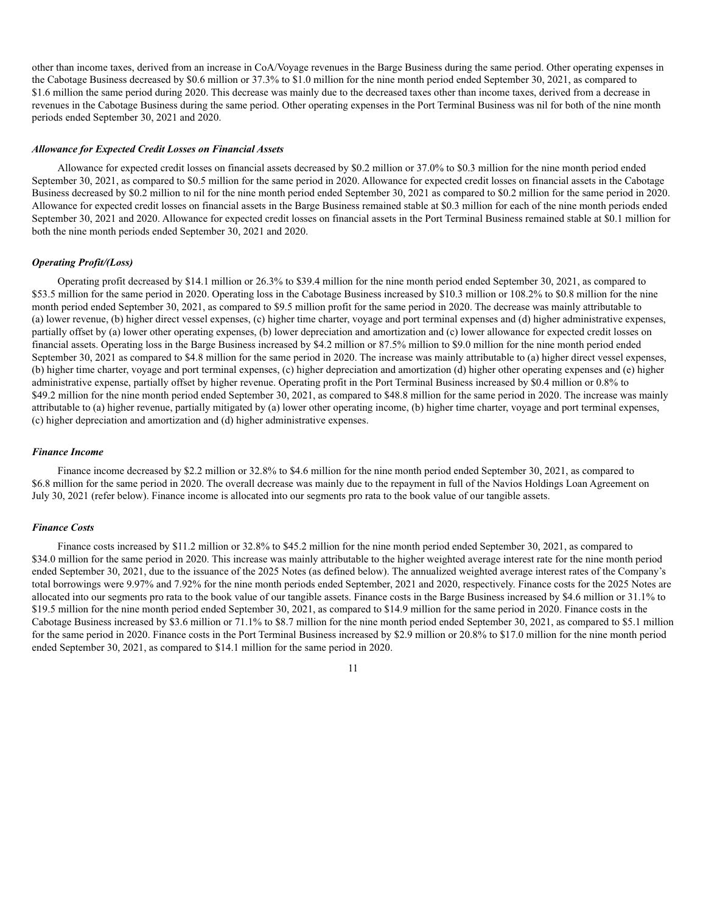other than income taxes, derived from an increase in CoA/Voyage revenues in the Barge Business during the same period. Other operating expenses in the Cabotage Business decreased by $0.6 million or 37.3% to $1.0 million for the nine month period ended September 30, 2021, as compared to $1.6 million the same period during 2020. This decrease was mainly due to the decreased taxes other than income taxes, derived from a decrease in revenues in the Cabotage Business during the same period. Other operating expenses in the Port Terminal Business was nil for both of the nine month periods ended September 30, 2021 and 2020.

***Allowance for Expected Credit Losses on Financial Assets***

Allowance for expected credit losses on financial assets decreased by $0.2 million or 37.0% to $0.3 million for the nine month period ended September 30, 2021, as compared to $0.5 million for the same period in 2020. Allowance for expected credit losses on financial assets in the Cabotage Business decreased by $0.2 million to nil for the nine month period ended September 30, 2021 as compared to $0.2 million for the same period in 2020. Allowance for expected credit losses on financial assets in the Barge Business remained stable at $0.3 million for each of the nine month periods ended September 30, 2021 and 2020. Allowance for expected credit losses on financial assets in the Port Terminal Business remained stable at $0.1 million for both the nine month periods ended September 30, 2021 and 2020.

***Operating Profit/(Loss)***

Operating profit decreased by $14.1 million or 26.3% to $39.4 million for the nine month period ended September 30, 2021, as compared to $53.5 million for the same period in 2020. Operating loss in the Cabotage Business increased by $10.3 million or 108.2% to $0.8 million for the nine month period ended September 30, 2021, as compared to $9.5 million profit for the same period in 2020. The decrease was mainly attributable to (a) lower revenue, (b) higher direct vessel expenses, (c) higher time charter, voyage and port terminal expenses and (d) higher administrative expenses, partially offset by (a) lower other operating expenses, (b) lower depreciation and amortization and (c) lower allowance for expected credit losses on financial assets. Operating loss in the Barge Business increased by $4.2 million or 87.5% million to $9.0 million for the nine month period ended September 30, 2021 as compared to $4.8 million for the same period in 2020. The increase was mainly attributable to (a) higher direct vessel expenses, (b) higher time charter, voyage and port terminal expenses, (c) higher depreciation and amortization (d) higher other operating expenses and (e) higher administrative expense, partially offset by higher revenue. Operating profit in the Port Terminal Business increased by $0.4 million or 0.8% to $49.2 million for the nine month period ended September 30, 2021, as compared to $48.8 million for the same period in 2020. The increase was mainly attributable to (a) higher revenue, partially mitigated by (a) lower other operating income, (b) higher time charter, voyage and port terminal expenses, (c) higher depreciation and amortization and (d) higher administrative expenses.

***Finance Income***

Finance income decreased by $2.2 million or 32.8% to $4.6 million for the nine month period ended September 30, 2021, as compared to $6.8 million for the same period in 2020. The overall decrease was mainly due to the repayment in full of the Navios Holdings Loan Agreement on July 30, 2021 (refer below). Finance income is allocated into our segments pro rata to the book value of our tangible assets.

***Finance Costs***

Finance costs increased by $11.2 million or 32.8% to $45.2 million for the nine month period ended September 30, 2021, as compared to $34.0 million for the same period in 2020. This increase was mainly attributable to the higher weighted average interest rate for the nine month period ended September 30, 2021, due to the issuance of the 2025 Notes (as defined below). The annualized weighted average interest rates of the Company's total borrowings were 9.97% and 7.92% for the nine month periods ended September, 2021 and 2020, respectively. Finance costs for the 2025 Notes are allocated into our segments pro rata to the book value of our tangible assets. Finance costs in the Barge Business increased by $4.6 million or 31.1% to $19.5 million for the nine month period ended September 30, 2021, as compared to $14.9 million for the same period in 2020. Finance costs in the Cabotage Business increased by $3.6 million or 71.1% to $8.7 million for the nine month period ended September 30, 2021, as compared to $5.1 million for the same period in 2020. Finance costs in the Port Terminal Business increased by $2.9 million or 20.8% to $17.0 million for the nine month period ended September 30, 2021, as compared to $14.1 million for the same period in 2020.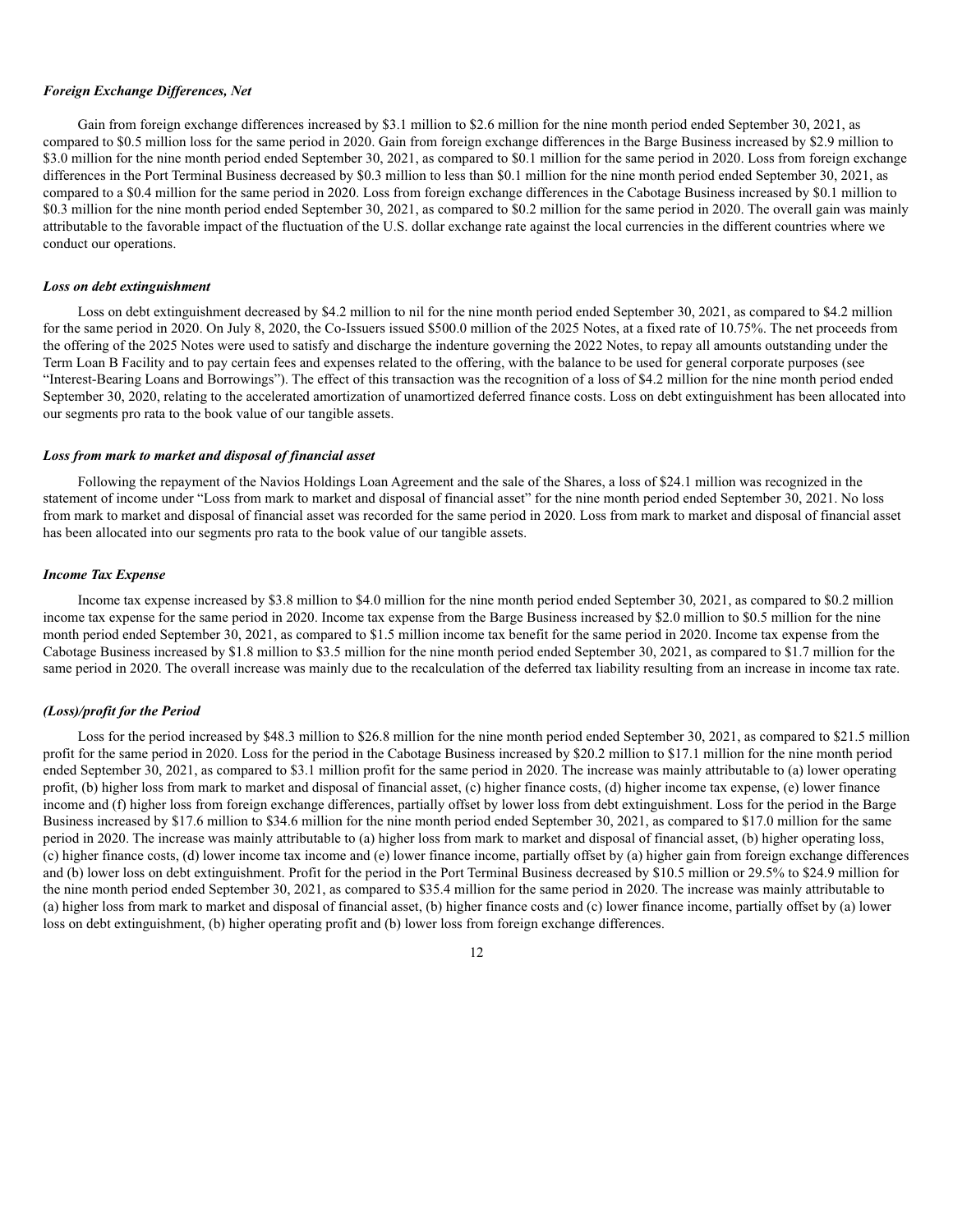***Foreign Exchange Differences, Net***

Gain from foreign exchange differences increased by $3.1 million to $2.6 million for the nine month period ended September 30, 2021, as compared to $0.5 million loss for the same period in 2020. Gain from foreign exchange differences in the Barge Business increased by $2.9 million to $3.0 million for the nine month period ended September 30, 2021, as compared to $0.1 million for the same period in 2020. Loss from foreign exchange differences in the Port Terminal Business decreased by $0.3 million to less than $0.1 million for the nine month period ended September 30, 2021, as compared to a $0.4 million for the same period in 2020. Loss from foreign exchange differences in the Cabotage Business increased by $0.1 million to $0.3 million for the nine month period ended September 30, 2021, as compared to $0.2 million for the same period in 2020. The overall gain was mainly attributable to the favorable impact of the fluctuation of the U.S. dollar exchange rate against the local currencies in the different countries where we conduct our operations.

***Loss on debt extinguishment***

Loss on debt extinguishment decreased by $4.2 million to nil for the nine month period ended September 30, 2021, as compared to $4.2 million for the same period in 2020. On July 8, 2020, the Co-Issuers issued $500.0 million of the 2025 Notes, at a fixed rate of 10.75%. The net proceeds from the offering of the 2025 Notes were used to satisfy and discharge the indenture governing the 2022 Notes, to repay all amounts outstanding under the Term Loan B Facility and to pay certain fees and expenses related to the offering, with the balance to be used for general corporate purposes (see "Interest-Bearing Loans and Borrowings"). The effect of this transaction was the recognition of a loss of $4.2 million for the nine month period ended September 30, 2020, relating to the accelerated amortization of unamortized deferred finance costs. Loss on debt extinguishment has been allocated into our segments pro rata to the book value of our tangible assets.

***Loss from mark to market and disposal of financial asset***

Following the repayment of the Navios Holdings Loan Agreement and the sale of the Shares, a loss of $24.1 million was recognized in the statement of income under "Loss from mark to market and disposal of financial asset" for the nine month period ended September 30, 2021. No loss from mark to market and disposal of financial asset was recorded for the same period in 2020. Loss from mark to market and disposal of financial asset has been allocated into our segments pro rata to the book value of our tangible assets.

***Income Tax Expense***

Income tax expense increased by $3.8 million to $4.0 million for the nine month period ended September 30, 2021, as compared to $0.2 million income tax expense for the same period in 2020. Income tax expense from the Barge Business increased by $2.0 million to $0.5 million for the nine month period ended September 30, 2021, as compared to $1.5 million income tax benefit for the same period in 2020. Income tax expense from the Cabotage Business increased by $1.8 million to $3.5 million for the nine month period ended September 30, 2021, as compared to $1.7 million for the same period in 2020. The overall increase was mainly due to the recalculation of the deferred tax liability resulting from an increase in income tax rate.

***(Loss)/profit for the Period***

Loss for the period increased by $48.3 million to $26.8 million for the nine month period ended September 30, 2021, as compared to $21.5 million profit for the same period in 2020. Loss for the period in the Cabotage Business increased by $20.2 million to $17.1 million for the nine month period ended September 30, 2021, as compared to $3.1 million profit for the same period in 2020. The increase was mainly attributable to (a) lower operating profit, (b) higher loss from mark to market and disposal of financial asset, (c) higher finance costs, (d) higher income tax expense, (e) lower finance income and (f) higher loss from foreign exchange differences, partially offset by lower loss from debt extinguishment. Loss for the period in the Barge Business increased by $17.6 million to $34.6 million for the nine month period ended September 30, 2021, as compared to $17.0 million for the same period in 2020. The increase was mainly attributable to (a) higher loss from mark to market and disposal of financial asset, (b) higher operating loss, (c) higher finance costs, (d) lower income tax income and (e) lower finance income, partially offset by (a) higher gain from foreign exchange differences and (b) lower loss on debt extinguishment. Profit for the period in the Port Terminal Business decreased by $10.5 million or 29.5% to $24.9 million for the nine month period ended September 30, 2021, as compared to $35.4 million for the same period in 2020. The increase was mainly attributable to (a) higher loss from mark to market and disposal of financial asset, (b) higher finance costs and (c) lower finance income, partially offset by (a) lower loss on debt extinguishment, (b) higher operating profit and (b) lower loss from foreign exchange differences.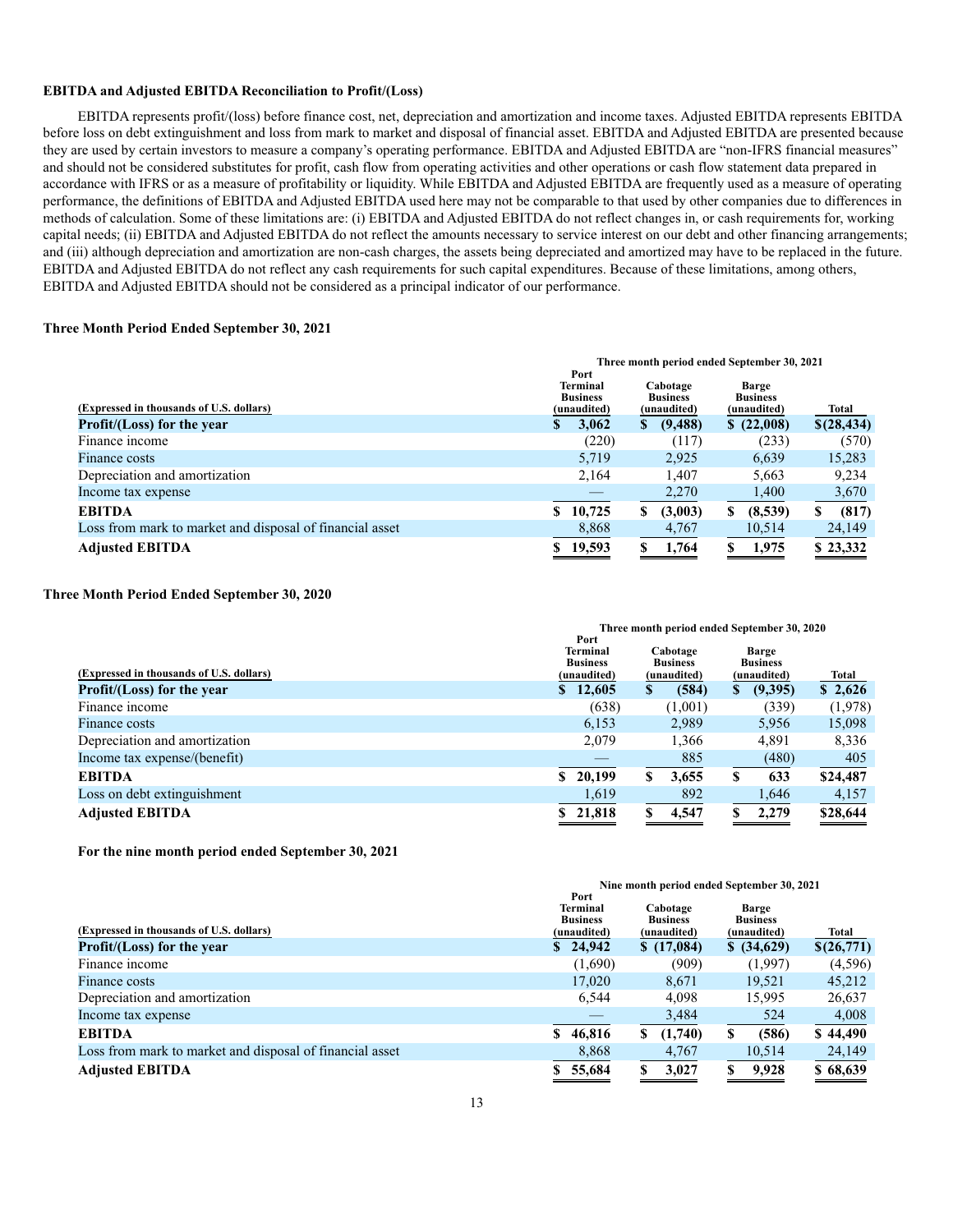### EBITDA and Adjusted EBITDA Reconciliation to Profit/(Loss)

EBITDA represents profit/(loss) before finance cost, net, depreciation and amortization and income taxes. Adjusted EBITDA represents EBITDA before loss on debt extinguishment and loss from mark to market and disposal of financial asset. EBITDA and Adjusted EBITDA are presented because they are used by certain investors to measure a company's operating performance. EBITDA and Adjusted EBITDA are "non-IFRS financial measures" and should not be considered substitutes for profit, cash flow from operating activities and other operations or cash flow statement data prepared in accordance with IFRS or as a measure of profitability or liquidity. While EBITDA and Adjusted EBITDA are frequently used as a measure of operating performance, the definitions of EBITDA and Adjusted EBITDA used here may not be comparable to that used by other companies due to differences in methods of calculation. Some of these limitations are: (i) EBITDA and Adjusted EBITDA do not reflect changes in, or cash requirements for, working capital needs; (ii) EBITDA and Adjusted EBITDA do not reflect the amounts necessary to service interest on our debt and other financing arrangements; and (iii) although depreciation and amortization are non-cash charges, the assets being depreciated and amortized may have to be replaced in the future. EBITDA and Adjusted EBITDA do not reflect any cash requirements for such capital expenditures. Because of these limitations, among others, EBITDA and Adjusted EBITDA should not be considered as a principal indicator of our performance.

### Three Month Period Ended September 30, 2021

| | Three month period ended September 30, 2021 | | | |
|---|---|---|---|---|
| (Expressed in thousands of U.S. dollars) | Port Terminal Business (unaudited) | Cabotage Business (unaudited) | Barge Business (unaudited) | Total |
| **Profit/(Loss) for the year** | **$ 3,062** | **$ (9,488)** | **$ (22,008)** | **$(28,434)** |
| Finance income | (220) | (117) | (233) | (570) |
| Finance costs | 5,719 | 2,925 | 6,639 | 15,283 |
| Depreciation and amortization | 2,164 | 1,407 | 5,663 | 9,234 |
| Income tax expense | — | 2,270 | 1,400 | 3,670 |
| **EBITDA** | **$ 10,725** | **$ (3,003)** | **$ (8,539)** | **$ (817)** |
| Loss from mark to market and disposal of financial asset | 8,868 | 4,767 | 10,514 | 24,149 |
| **Adjusted EBITDA** | **$ 19,593** | **$ 1,764** | **$ 1,975** | **$ 23,332** |

### Three Month Period Ended September 30, 2020

| | Three month period ended September 30, 2020 | | | |
|---|---|---|---|---|
| (Expressed in thousands of U.S. dollars) | Port Terminal Business (unaudited) | Cabotage Business (unaudited) | Barge Business (unaudited) | Total |
| **Profit/(Loss) for the year** | **$ 12,605** | **$ (584)** | **$ (9,395)** | **$ 2,626** |
| Finance income | (638) | (1,001) | (339) | (1,978) |
| Finance costs | 6,153 | 2,989 | 5,956 | 15,098 |
| Depreciation and amortization | 2,079 | 1,366 | 4,891 | 8,336 |
| Income tax expense/(benefit) | — | 885 | (480) | 405 |
| **EBITDA** | **$ 20,199** | **$ 3,655** | **$ 633** | **$24,487** |
| Loss on debt extinguishment | 1,619 | 892 | 1,646 | 4,157 |
| **Adjusted EBITDA** | **$ 21,818** | **$ 4,547** | **$ 2,279** | **$28,644** |

### For the nine month period ended September 30, 2021

| | Nine month period ended September 30, 2021 | | | |
|---|---|---|---|---|
| (Expressed in thousands of U.S. dollars) | Port Terminal Business (unaudited) | Cabotage Business (unaudited) | Barge Business (unaudited) | Total |
| **Profit/(Loss) for the year** | **$ 24,942** | **$ (17,084)** | **$ (34,629)** | **$(26,771)** |
| Finance income | (1,690) | (909) | (1,997) | (4,596) |
| Finance costs | 17,020 | 8,671 | 19,521 | 45,212 |
| Depreciation and amortization | 6,544 | 4,098 | 15,995 | 26,637 |
| Income tax expense | — | 3,484 | 524 | 4,008 |
| **EBITDA** | **$ 46,816** | **$ (1,740)** | **$ (586)** | **$ 44,490** |
| Loss from mark to market and disposal of financial asset | 8,868 | 4,767 | 10,514 | 24,149 |
| **Adjusted EBITDA** | **$ 55,684** | **$ 3,027** | **$ 9,928** | **$ 68,639** |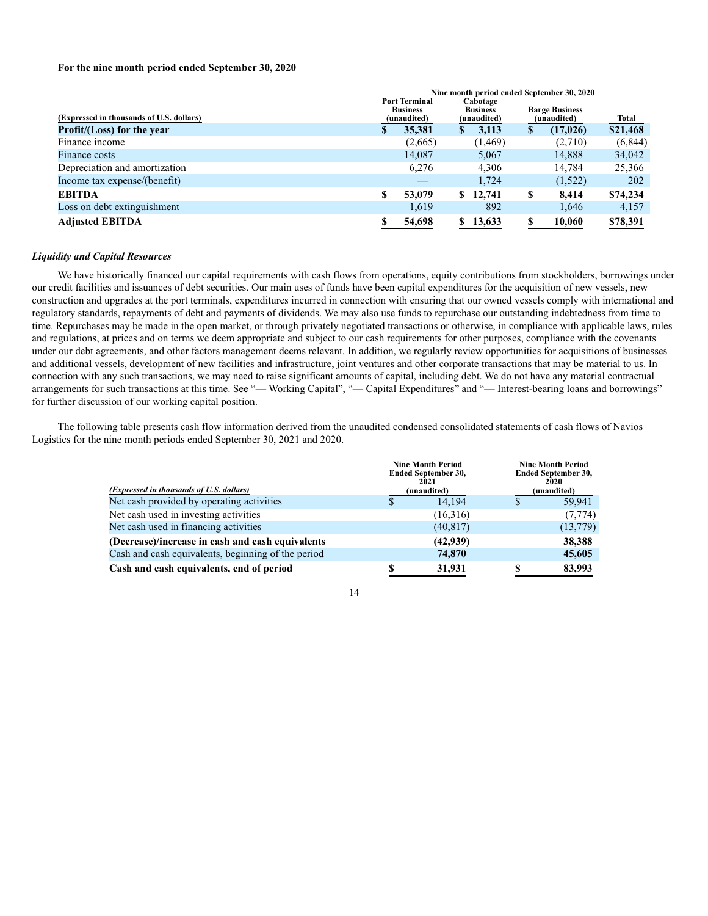**For the nine month period ended September 30, 2020**

| (Expressed in thousands of U.S. dollars) | Nine month period ended September 30, 2020 Port Terminal Business (unaudited) | Cabotage Business (unaudited) | Barge Business (unaudited) | Total |
|---|---|---|---|---|
| **Profit/(Loss) for the year** | **$ 35,381** | **$ 3,113** | **$ (17,026)** | **$21,468** |
| Finance income | (2,665) | (1,469) | (2,710) | (6,844) |
| Finance costs | 14,087 | 5,067 | 14,888 | 34,042 |
| Depreciation and amortization | 6,276 | 4,306 | 14,784 | 25,366 |
| Income tax expense/(benefit) | — | 1,724 | (1,522) | 202 |
| **EBITDA** | **$ 53,079** | **$ 12,741** | **$ 8,414** | **$74,234** |
| Loss on debt extinguishment | 1,619 | 892 | 1,646 | 4,157 |
| **Adjusted EBITDA** | **$ 54,698** | **$ 13,633** | **$ 10,060** | **$78,391** |

***Liquidity and Capital Resources***

We have historically financed our capital requirements with cash flows from operations, equity contributions from stockholders, borrowings under our credit facilities and issuances of debt securities. Our main uses of funds have been capital expenditures for the acquisition of new vessels, new construction and upgrades at the port terminals, expenditures incurred in connection with ensuring that our owned vessels comply with international and regulatory standards, repayments of debt and payments of dividends. We may also use funds to repurchase our outstanding indebtedness from time to time. Repurchases may be made in the open market, or through privately negotiated transactions or otherwise, in compliance with applicable laws, rules and regulations, at prices and on terms we deem appropriate and subject to our cash requirements for other purposes, compliance with the covenants under our debt agreements, and other factors management deems relevant. In addition, we regularly review opportunities for acquisitions of businesses and additional vessels, development of new facilities and infrastructure, joint ventures and other corporate transactions that may be material to us. In connection with any such transactions, we may need to raise significant amounts of capital, including debt. We do not have any material contractual arrangements for such transactions at this time. See "— Working Capital", "— Capital Expenditures" and "— Interest-bearing loans and borrowings" for further discussion of our working capital position.

The following table presents cash flow information derived from the unaudited condensed consolidated statements of cash flows of Navios Logistics for the nine month periods ended September 30, 2021 and 2020.

| *(Expressed in thousands of U.S. dollars)* | Nine Month Period Ended September 30, 2021 (unaudited) | Nine Month Period Ended September 30, 2020 (unaudited) |
|---|---|---|
| Net cash provided by operating activities | $ 14,194 | $ 59,941 |
| Net cash used in investing activities | (16,316) | (7,774) |
| Net cash used in financing activities | (40,817) | (13,779) |
| **(Decrease)/increase in cash and cash equivalents** | **(42,939)** | **38,388** |
| Cash and cash equivalents, beginning of the period | **74,870** | **45,605** |
| **Cash and cash equivalents, end of period** | **$ 31,931** | **$ 83,993** |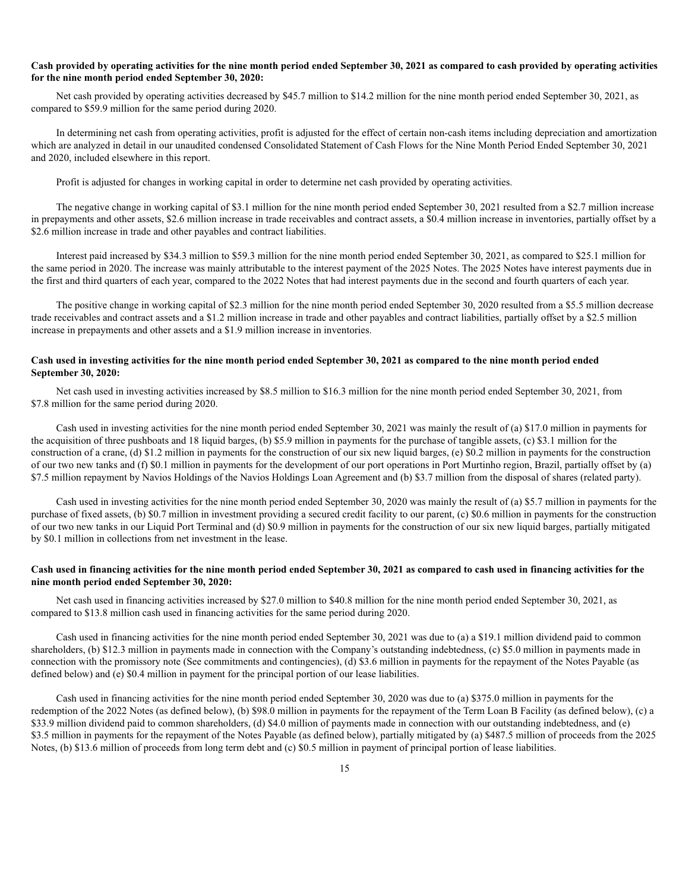**Cash provided by operating activities for the nine month period ended September 30, 2021 as compared to cash provided by operating activities for the nine month period ended September 30, 2020:**

Net cash provided by operating activities decreased by $45.7 million to $14.2 million for the nine month period ended September 30, 2021, as compared to $59.9 million for the same period during 2020.

In determining net cash from operating activities, profit is adjusted for the effect of certain non-cash items including depreciation and amortization which are analyzed in detail in our unaudited condensed Consolidated Statement of Cash Flows for the Nine Month Period Ended September 30, 2021 and 2020, included elsewhere in this report.

Profit is adjusted for changes in working capital in order to determine net cash provided by operating activities.

The negative change in working capital of $3.1 million for the nine month period ended September 30, 2021 resulted from a $2.7 million increase in prepayments and other assets, $2.6 million increase in trade receivables and contract assets, a $0.4 million increase in inventories, partially offset by a $2.6 million increase in trade and other payables and contract liabilities.

Interest paid increased by $34.3 million to $59.3 million for the nine month period ended September 30, 2021, as compared to $25.1 million for the same period in 2020. The increase was mainly attributable to the interest payment of the 2025 Notes. The 2025 Notes have interest payments due in the first and third quarters of each year, compared to the 2022 Notes that had interest payments due in the second and fourth quarters of each year.

The positive change in working capital of $2.3 million for the nine month period ended September 30, 2020 resulted from a $5.5 million decrease trade receivables and contract assets and a $1.2 million increase in trade and other payables and contract liabilities, partially offset by a $2.5 million increase in prepayments and other assets and a $1.9 million increase in inventories.

**Cash used in investing activities for the nine month period ended September 30, 2021 as compared to the nine month period ended September 30, 2020:**

Net cash used in investing activities increased by $8.5 million to $16.3 million for the nine month period ended September 30, 2021, from $7.8 million for the same period during 2020.

Cash used in investing activities for the nine month period ended September 30, 2021 was mainly the result of (a) $17.0 million in payments for the acquisition of three pushboats and 18 liquid barges, (b) $5.9 million in payments for the purchase of tangible assets, (c) $3.1 million for the construction of a crane, (d) $1.2 million in payments for the construction of our six new liquid barges, (e) $0.2 million in payments for the construction of our two new tanks and (f) $0.1 million in payments for the development of our port operations in Port Murtinho region, Brazil, partially offset by (a) $7.5 million repayment by Navios Holdings of the Navios Holdings Loan Agreement and (b) $3.7 million from the disposal of shares (related party).

Cash used in investing activities for the nine month period ended September 30, 2020 was mainly the result of (a) $5.7 million in payments for the purchase of fixed assets, (b) $0.7 million in investment providing a secured credit facility to our parent, (c) $0.6 million in payments for the construction of our two new tanks in our Liquid Port Terminal and (d) $0.9 million in payments for the construction of our six new liquid barges, partially mitigated by $0.1 million in collections from net investment in the lease.

**Cash used in financing activities for the nine month period ended September 30, 2021 as compared to cash used in financing activities for the nine month period ended September 30, 2020:**

Net cash used in financing activities increased by $27.0 million to $40.8 million for the nine month period ended September 30, 2021, as compared to $13.8 million cash used in financing activities for the same period during 2020.

Cash used in financing activities for the nine month period ended September 30, 2021 was due to (a) a $19.1 million dividend paid to common shareholders, (b) $12.3 million in payments made in connection with the Company's outstanding indebtedness, (c) $5.0 million in payments made in connection with the promissory note (See commitments and contingencies), (d) $3.6 million in payments for the repayment of the Notes Payable (as defined below) and (e) $0.4 million in payment for the principal portion of our lease liabilities.

Cash used in financing activities for the nine month period ended September 30, 2020 was due to (a) $375.0 million in payments for the redemption of the 2022 Notes (as defined below), (b) $98.0 million in payments for the repayment of the Term Loan B Facility (as defined below), (c) a $33.9 million dividend paid to common shareholders, (d) $4.0 million of payments made in connection with our outstanding indebtedness, and (e) $3.5 million in payments for the repayment of the Notes Payable (as defined below), partially mitigated by (a) $487.5 million of proceeds from the 2025 Notes, (b) $13.6 million of proceeds from long term debt and (c) $0.5 million in payment of principal portion of lease liabilities.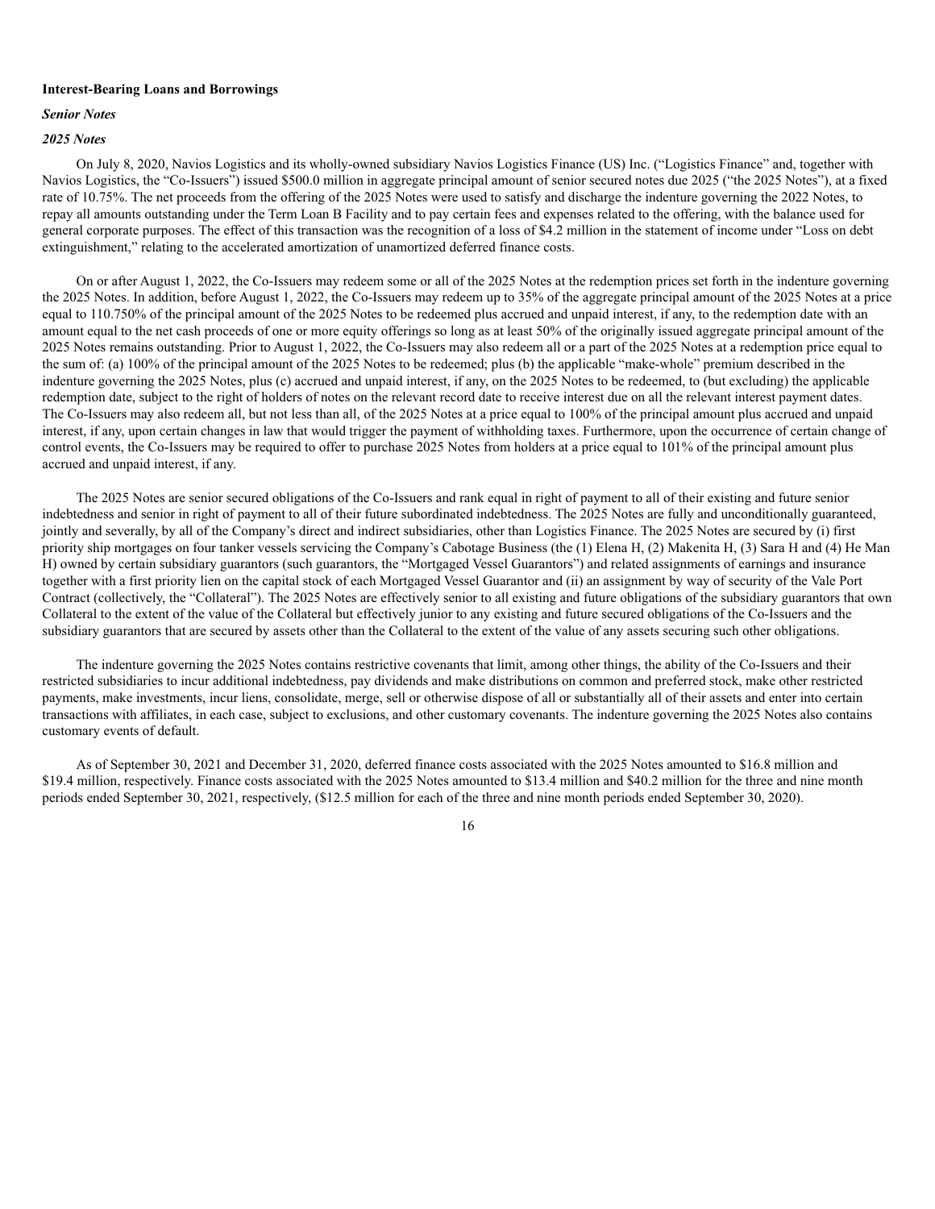**Interest-Bearing Loans and Borrowings**

***Senior Notes***

***2025 Notes***

On July 8, 2020, Navios Logistics and its wholly-owned subsidiary Navios Logistics Finance (US) Inc. ("Logistics Finance" and, together with Navios Logistics, the "Co-Issuers") issued $500.0 million in aggregate principal amount of senior secured notes due 2025 ("the 2025 Notes"), at a fixed rate of 10.75%. The net proceeds from the offering of the 2025 Notes were used to satisfy and discharge the indenture governing the 2022 Notes, to repay all amounts outstanding under the Term Loan B Facility and to pay certain fees and expenses related to the offering, with the balance used for general corporate purposes. The effect of this transaction was the recognition of a loss of $4.2 million in the statement of income under "Loss on debt extinguishment," relating to the accelerated amortization of unamortized deferred finance costs.

On or after August 1, 2022, the Co-Issuers may redeem some or all of the 2025 Notes at the redemption prices set forth in the indenture governing the 2025 Notes. In addition, before August 1, 2022, the Co-Issuers may redeem up to 35% of the aggregate principal amount of the 2025 Notes at a price equal to 110.750% of the principal amount of the 2025 Notes to be redeemed plus accrued and unpaid interest, if any, to the redemption date with an amount equal to the net cash proceeds of one or more equity offerings so long as at least 50% of the originally issued aggregate principal amount of the 2025 Notes remains outstanding. Prior to August 1, 2022, the Co-Issuers may also redeem all or a part of the 2025 Notes at a redemption price equal to the sum of: (a) 100% of the principal amount of the 2025 Notes to be redeemed; plus (b) the applicable "make-whole" premium described in the indenture governing the 2025 Notes, plus (c) accrued and unpaid interest, if any, on the 2025 Notes to be redeemed, to (but excluding) the applicable redemption date, subject to the right of holders of notes on the relevant record date to receive interest due on all the relevant interest payment dates. The Co-Issuers may also redeem all, but not less than all, of the 2025 Notes at a price equal to 100% of the principal amount plus accrued and unpaid interest, if any, upon certain changes in law that would trigger the payment of withholding taxes. Furthermore, upon the occurrence of certain change of control events, the Co-Issuers may be required to offer to purchase 2025 Notes from holders at a price equal to 101% of the principal amount plus accrued and unpaid interest, if any.

The 2025 Notes are senior secured obligations of the Co-Issuers and rank equal in right of payment to all of their existing and future senior indebtedness and senior in right of payment to all of their future subordinated indebtedness. The 2025 Notes are fully and unconditionally guaranteed, jointly and severally, by all of the Company's direct and indirect subsidiaries, other than Logistics Finance. The 2025 Notes are secured by (i) first priority ship mortgages on four tanker vessels servicing the Company's Cabotage Business (the (1) Elena H, (2) Makenita H, (3) Sara H and (4) He Man H) owned by certain subsidiary guarantors (such guarantors, the "Mortgaged Vessel Guarantors") and related assignments of earnings and insurance together with a first priority lien on the capital stock of each Mortgaged Vessel Guarantor and (ii) an assignment by way of security of the Vale Port Contract (collectively, the "Collateral"). The 2025 Notes are effectively senior to all existing and future obligations of the subsidiary guarantors that own Collateral to the extent of the value of the Collateral but effectively junior to any existing and future secured obligations of the Co-Issuers and the subsidiary guarantors that are secured by assets other than the Collateral to the extent of the value of any assets securing such other obligations.

The indenture governing the 2025 Notes contains restrictive covenants that limit, among other things, the ability of the Co-Issuers and their restricted subsidiaries to incur additional indebtedness, pay dividends and make distributions on common and preferred stock, make other restricted payments, make investments, incur liens, consolidate, merge, sell or otherwise dispose of all or substantially all of their assets and enter into certain transactions with affiliates, in each case, subject to exclusions, and other customary covenants. The indenture governing the 2025 Notes also contains customary events of default.

As of September 30, 2021 and December 31, 2020, deferred finance costs associated with the 2025 Notes amounted to $16.8 million and $19.4 million, respectively. Finance costs associated with the 2025 Notes amounted to $13.4 million and $40.2 million for the three and nine month periods ended September 30, 2021, respectively, ($12.5 million for each of the three and nine month periods ended September 30, 2020).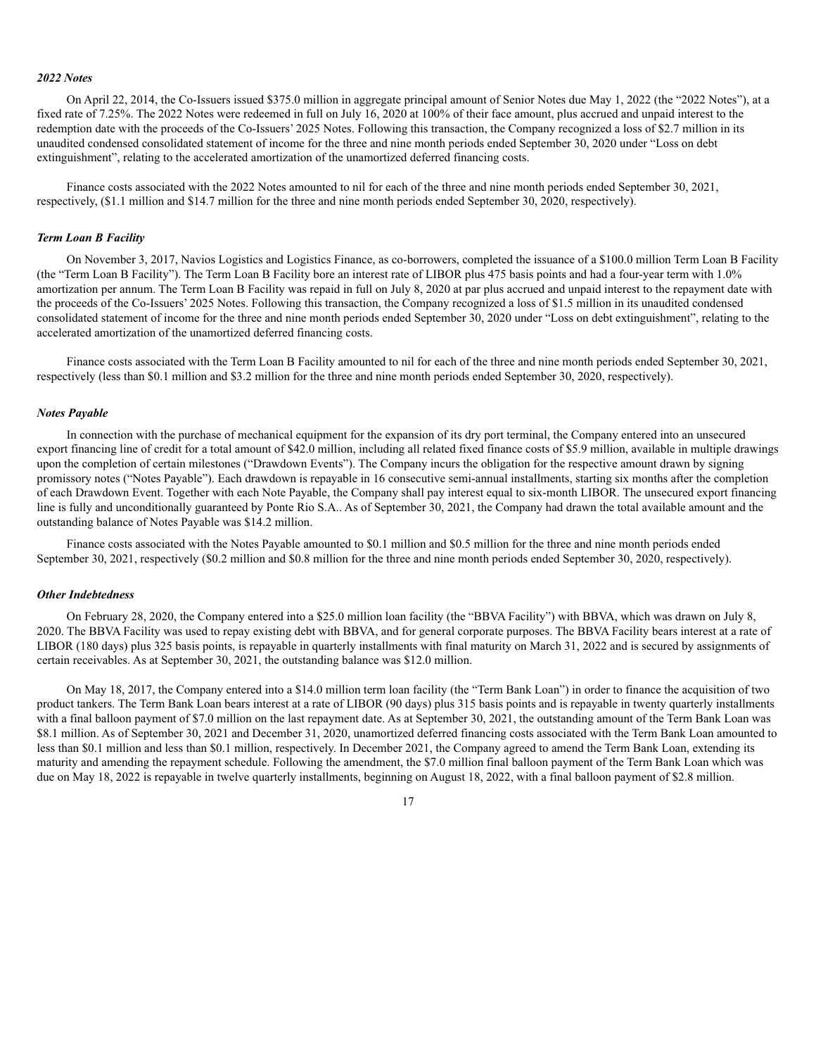### *2022 Notes*

On April 22, 2014, the Co-Issuers issued $375.0 million in aggregate principal amount of Senior Notes due May 1, 2022 (the "2022 Notes"), at a fixed rate of 7.25%. The 2022 Notes were redeemed in full on July 16, 2020 at 100% of their face amount, plus accrued and unpaid interest to the redemption date with the proceeds of the Co-Issuers' 2025 Notes. Following this transaction, the Company recognized a loss of $2.7 million in its unaudited condensed consolidated statement of income for the three and nine month periods ended September 30, 2020 under "Loss on debt extinguishment", relating to the accelerated amortization of the unamortized deferred financing costs.

Finance costs associated with the 2022 Notes amounted to nil for each of the three and nine month periods ended September 30, 2021, respectively, ($1.1 million and $14.7 million for the three and nine month periods ended September 30, 2020, respectively).

### *Term Loan B Facility*

On November 3, 2017, Navios Logistics and Logistics Finance, as co-borrowers, completed the issuance of a $100.0 million Term Loan B Facility (the "Term Loan B Facility"). The Term Loan B Facility bore an interest rate of LIBOR plus 475 basis points and had a four-year term with 1.0% amortization per annum. The Term Loan B Facility was repaid in full on July 8, 2020 at par plus accrued and unpaid interest to the repayment date with the proceeds of the Co-Issuers' 2025 Notes. Following this transaction, the Company recognized a loss of $1.5 million in its unaudited condensed consolidated statement of income for the three and nine month periods ended September 30, 2020 under "Loss on debt extinguishment", relating to the accelerated amortization of the unamortized deferred financing costs.

Finance costs associated with the Term Loan B Facility amounted to nil for each of the three and nine month periods ended September 30, 2021, respectively (less than $0.1 million and $3.2 million for the three and nine month periods ended September 30, 2020, respectively).

### *Notes Payable*

In connection with the purchase of mechanical equipment for the expansion of its dry port terminal, the Company entered into an unsecured export financing line of credit for a total amount of $42.0 million, including all related fixed finance costs of $5.9 million, available in multiple drawings upon the completion of certain milestones ("Drawdown Events"). The Company incurs the obligation for the respective amount drawn by signing promissory notes ("Notes Payable"). Each drawdown is repayable in 16 consecutive semi-annual installments, starting six months after the completion of each Drawdown Event. Together with each Note Payable, the Company shall pay interest equal to six-month LIBOR. The unsecured export financing line is fully and unconditionally guaranteed by Ponte Rio S.A.. As of September 30, 2021, the Company had drawn the total available amount and the outstanding balance of Notes Payable was $14.2 million.

Finance costs associated with the Notes Payable amounted to $0.1 million and $0.5 million for the three and nine month periods ended September 30, 2021, respectively ($0.2 million and $0.8 million for the three and nine month periods ended September 30, 2020, respectively).

### *Other Indebtedness*

On February 28, 2020, the Company entered into a $25.0 million loan facility (the "BBVA Facility") with BBVA, which was drawn on July 8, 2020. The BBVA Facility was used to repay existing debt with BBVA, and for general corporate purposes. The BBVA Facility bears interest at a rate of LIBOR (180 days) plus 325 basis points, is repayable in quarterly installments with final maturity on March 31, 2022 and is secured by assignments of certain receivables. As at September 30, 2021, the outstanding balance was $12.0 million.

On May 18, 2017, the Company entered into a $14.0 million term loan facility (the "Term Bank Loan") in order to finance the acquisition of two product tankers. The Term Bank Loan bears interest at a rate of LIBOR (90 days) plus 315 basis points and is repayable in twenty quarterly installments with a final balloon payment of $7.0 million on the last repayment date. As at September 30, 2021, the outstanding amount of the Term Bank Loan was $8.1 million. As of September 30, 2021 and December 31, 2020, unamortized deferred financing costs associated with the Term Bank Loan amounted to less than $0.1 million and less than $0.1 million, respectively. In December 2021, the Company agreed to amend the Term Bank Loan, extending its maturity and amending the repayment schedule. Following the amendment, the $7.0 million final balloon payment of the Term Bank Loan which was due on May 18, 2022 is repayable in twelve quarterly installments, beginning on August 18, 2022, with a final balloon payment of $2.8 million.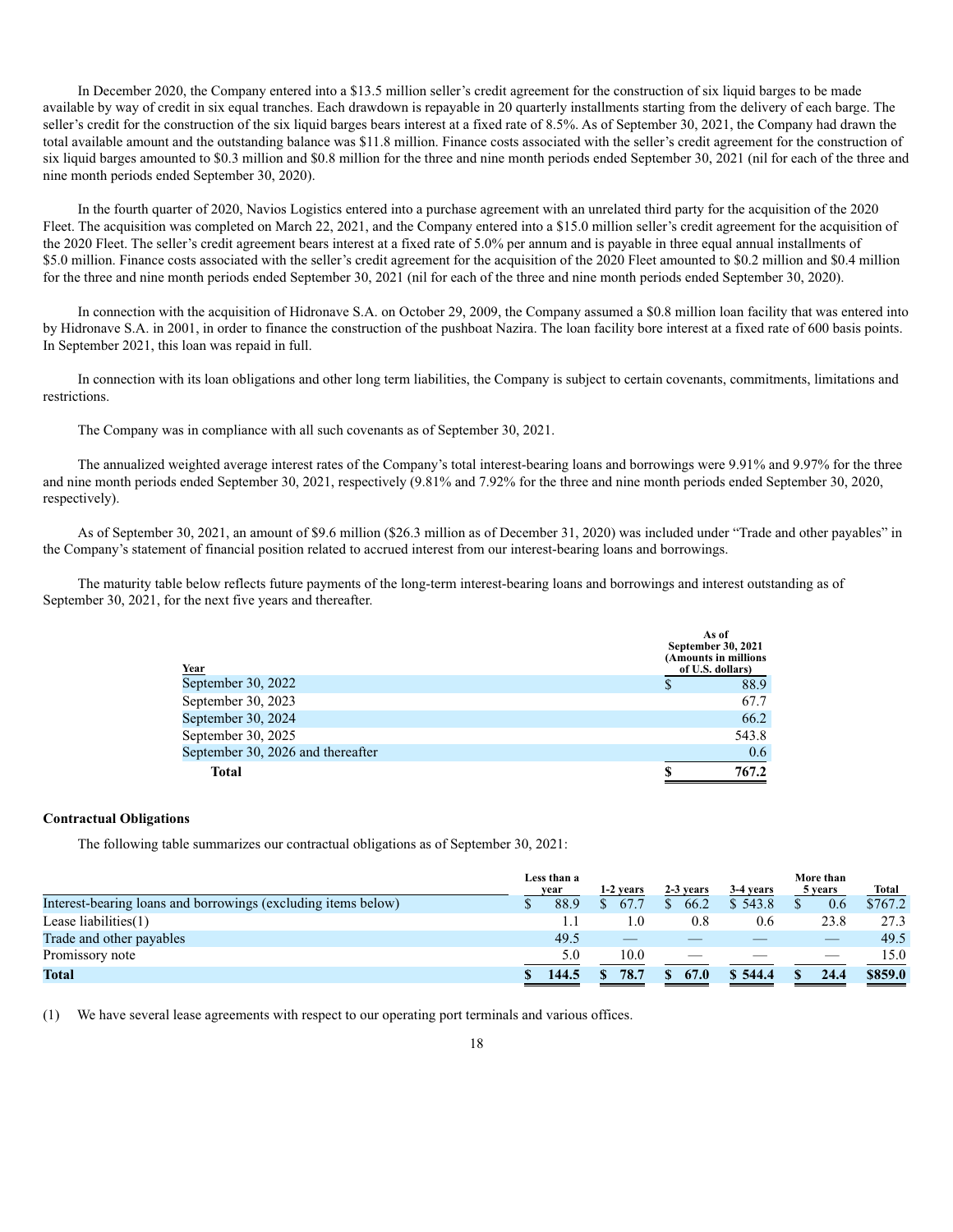In December 2020, the Company entered into a $13.5 million seller's credit agreement for the construction of six liquid barges to be made available by way of credit in six equal tranches. Each drawdown is repayable in 20 quarterly installments starting from the delivery of each barge. The seller's credit for the construction of the six liquid barges bears interest at a fixed rate of 8.5%. As of September 30, 2021, the Company had drawn the total available amount and the outstanding balance was $11.8 million. Finance costs associated with the seller's credit agreement for the construction of six liquid barges amounted to $0.3 million and $0.8 million for the three and nine month periods ended September 30, 2021 (nil for each of the three and nine month periods ended September 30, 2020).

In the fourth quarter of 2020, Navios Logistics entered into a purchase agreement with an unrelated third party for the acquisition of the 2020 Fleet. The acquisition was completed on March 22, 2021, and the Company entered into a $15.0 million seller's credit agreement for the acquisition of the 2020 Fleet. The seller's credit agreement bears interest at a fixed rate of 5.0% per annum and is payable in three equal annual installments of $5.0 million. Finance costs associated with the seller's credit agreement for the acquisition of the 2020 Fleet amounted to $0.2 million and $0.4 million for the three and nine month periods ended September 30, 2021 (nil for each of the three and nine month periods ended September 30, 2020).

In connection with the acquisition of Hidronave S.A. on October 29, 2009, the Company assumed a $0.8 million loan facility that was entered into by Hidronave S.A. in 2001, in order to finance the construction of the pushboat Nazira. The loan facility bore interest at a fixed rate of 600 basis points. In September 2021, this loan was repaid in full.

In connection with its loan obligations and other long term liabilities, the Company is subject to certain covenants, commitments, limitations and restrictions.

The Company was in compliance with all such covenants as of September 30, 2021.

The annualized weighted average interest rates of the Company's total interest-bearing loans and borrowings were 9.91% and 9.97% for the three and nine month periods ended September 30, 2021, respectively (9.81% and 7.92% for the three and nine month periods ended September 30, 2020, respectively).

As of September 30, 2021, an amount of $9.6 million ($26.3 million as of December 31, 2020) was included under "Trade and other payables" in the Company's statement of financial position related to accrued interest from our interest-bearing loans and borrowings.

The maturity table below reflects future payments of the long-term interest-bearing loans and borrowings and interest outstanding as of September 30, 2021, for the next five years and thereafter.

| Year | As of September 30, 2021 (Amounts in millions of U.S. dollars) |
|---|---|
| September 30, 2022 | $ 88.9 |
| September 30, 2023 | 67.7 |
| September 30, 2024 | 66.2 |
| September 30, 2025 | 543.8 |
| September 30, 2026 and thereafter | 0.6 |
| **Total** | **$ 767.2** |

**Contractual Obligations**

The following table summarizes our contractual obligations as of September 30, 2021:

| | Less than a year | 1-2 years | 2-3 years | 3-4 years | More than 5 years | Total |
|---|---|---|---|---|---|---|
| Interest-bearing loans and borrowings (excluding items below) | $ 88.9 | $ 67.7 | $ 66.2 | $ 543.8 | $ 0.6 | $767.2 |
| Lease liabilities(1) | 1.1 | 1.0 | 0.8 | 0.6 | 23.8 | 27.3 |
| Trade and other payables | 49.5 | — | — | — | — | 49.5 |
| Promissory note | 5.0 | 10.0 | — | — | — | 15.0 |
| **Total** | **$ 144.5** | **$ 78.7** | **$ 67.0** | **$ 544.4** | **$ 24.4** | **$859.0** |

(1) We have several lease agreements with respect to our operating port terminals and various offices.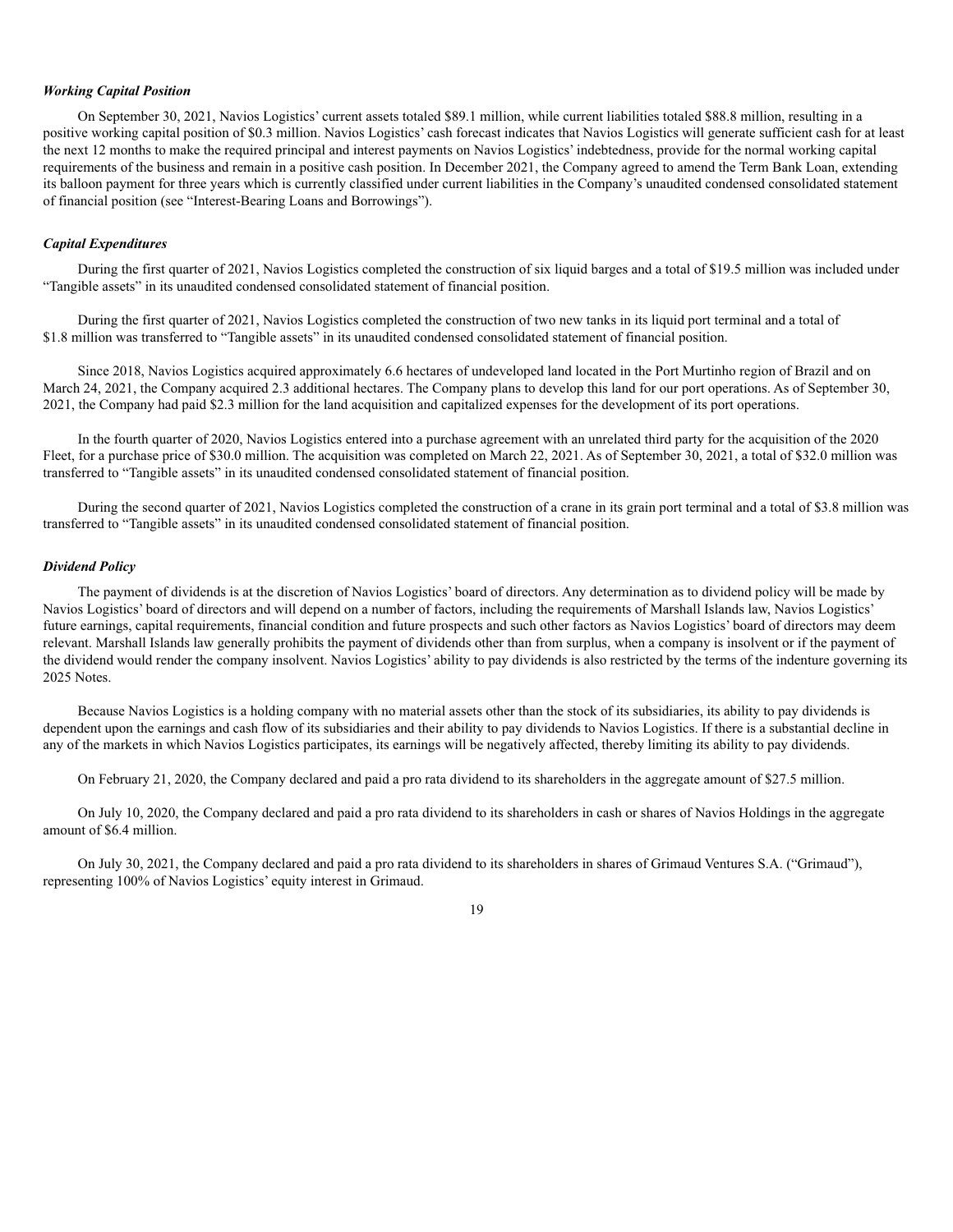### *Working Capital Position*

On September 30, 2021, Navios Logistics' current assets totaled $89.1 million, while current liabilities totaled $88.8 million, resulting in a positive working capital position of $0.3 million. Navios Logistics' cash forecast indicates that Navios Logistics will generate sufficient cash for at least the next 12 months to make the required principal and interest payments on Navios Logistics' indebtedness, provide for the normal working capital requirements of the business and remain in a positive cash position. In December 2021, the Company agreed to amend the Term Bank Loan, extending its balloon payment for three years which is currently classified under current liabilities in the Company's unaudited condensed consolidated statement of financial position (see "Interest-Bearing Loans and Borrowings").

### *Capital Expenditures*

During the first quarter of 2021, Navios Logistics completed the construction of six liquid barges and a total of $19.5 million was included under "Tangible assets" in its unaudited condensed consolidated statement of financial position.

During the first quarter of 2021, Navios Logistics completed the construction of two new tanks in its liquid port terminal and a total of $1.8 million was transferred to "Tangible assets" in its unaudited condensed consolidated statement of financial position.

Since 2018, Navios Logistics acquired approximately 6.6 hectares of undeveloped land located in the Port Murtinho region of Brazil and on March 24, 2021, the Company acquired 2.3 additional hectares. The Company plans to develop this land for our port operations. As of September 30, 2021, the Company had paid $2.3 million for the land acquisition and capitalized expenses for the development of its port operations.

In the fourth quarter of 2020, Navios Logistics entered into a purchase agreement with an unrelated third party for the acquisition of the 2020 Fleet, for a purchase price of $30.0 million. The acquisition was completed on March 22, 2021. As of September 30, 2021, a total of $32.0 million was transferred to "Tangible assets" in its unaudited condensed consolidated statement of financial position.

During the second quarter of 2021, Navios Logistics completed the construction of a crane in its grain port terminal and a total of $3.8 million was transferred to "Tangible assets" in its unaudited condensed consolidated statement of financial position.

### *Dividend Policy*

The payment of dividends is at the discretion of Navios Logistics' board of directors. Any determination as to dividend policy will be made by Navios Logistics' board of directors and will depend on a number of factors, including the requirements of Marshall Islands law, Navios Logistics' future earnings, capital requirements, financial condition and future prospects and such other factors as Navios Logistics' board of directors may deem relevant. Marshall Islands law generally prohibits the payment of dividends other than from surplus, when a company is insolvent or if the payment of the dividend would render the company insolvent. Navios Logistics' ability to pay dividends is also restricted by the terms of the indenture governing its 2025 Notes.

Because Navios Logistics is a holding company with no material assets other than the stock of its subsidiaries, its ability to pay dividends is dependent upon the earnings and cash flow of its subsidiaries and their ability to pay dividends to Navios Logistics. If there is a substantial decline in any of the markets in which Navios Logistics participates, its earnings will be negatively affected, thereby limiting its ability to pay dividends.

On February 21, 2020, the Company declared and paid a pro rata dividend to its shareholders in the aggregate amount of $27.5 million.

On July 10, 2020, the Company declared and paid a pro rata dividend to its shareholders in cash or shares of Navios Holdings in the aggregate amount of $6.4 million.

On July 30, 2021, the Company declared and paid a pro rata dividend to its shareholders in shares of Grimaud Ventures S.A. ("Grimaud"), representing 100% of Navios Logistics' equity interest in Grimaud.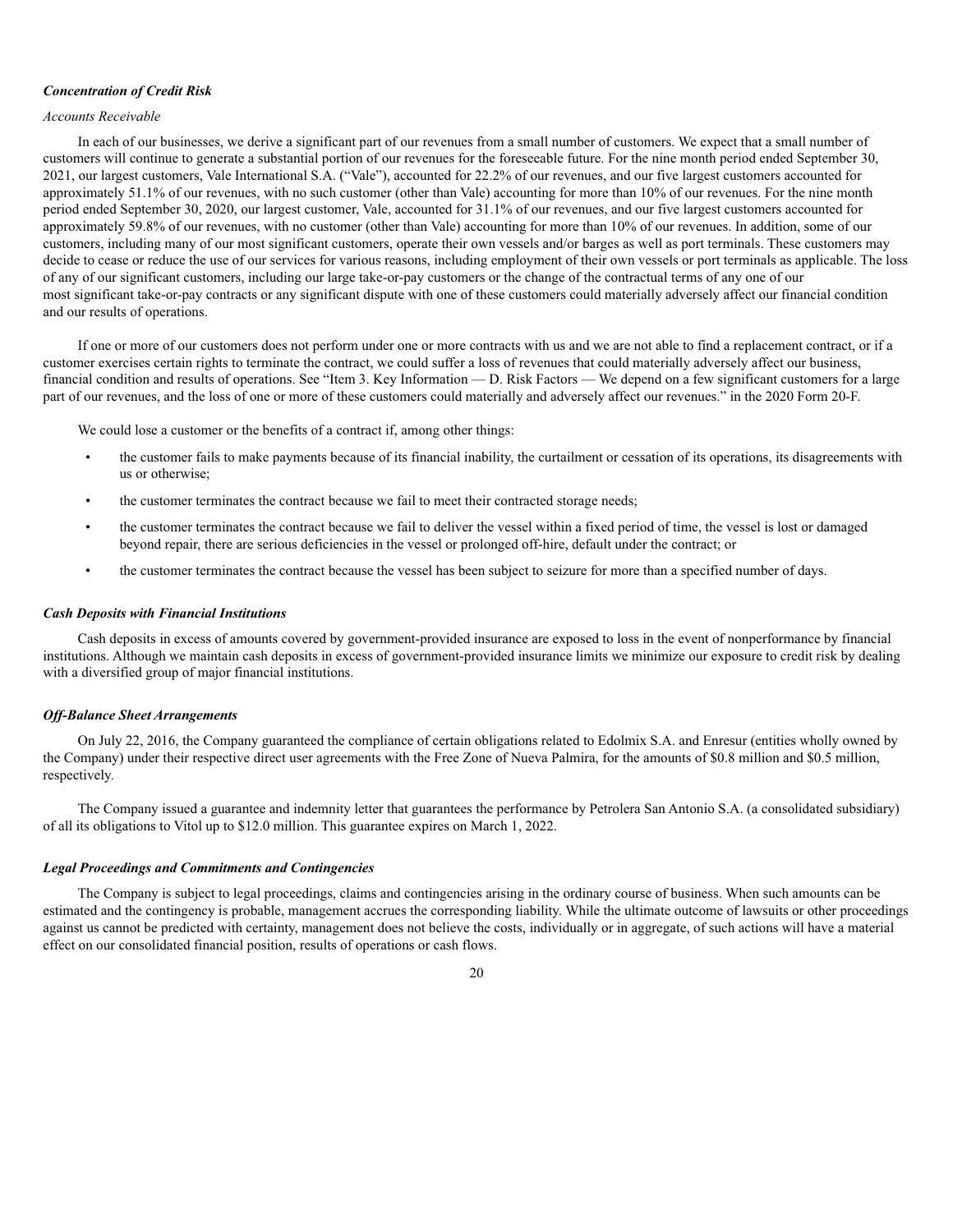### *Concentration of Credit Risk*

*Accounts Receivable*

In each of our businesses, we derive a significant part of our revenues from a small number of customers. We expect that a small number of customers will continue to generate a substantial portion of our revenues for the foreseeable future. For the nine month period ended September 30, 2021, our largest customers, Vale International S.A. ("Vale"), accounted for 22.2% of our revenues, and our five largest customers accounted for approximately 51.1% of our revenues, with no such customer (other than Vale) accounting for more than 10% of our revenues. For the nine month period ended September 30, 2020, our largest customer, Vale, accounted for 31.1% of our revenues, and our five largest customers accounted for approximately 59.8% of our revenues, with no customer (other than Vale) accounting for more than 10% of our revenues. In addition, some of our customers, including many of our most significant customers, operate their own vessels and/or barges as well as port terminals. These customers may decide to cease or reduce the use of our services for various reasons, including employment of their own vessels or port terminals as applicable. The loss of any of our significant customers, including our large take-or-pay customers or the change of the contractual terms of any one of our most significant take-or-pay contracts or any significant dispute with one of these customers could materially adversely affect our financial condition and our results of operations.

If one or more of our customers does not perform under one or more contracts with us and we are not able to find a replacement contract, or if a customer exercises certain rights to terminate the contract, we could suffer a loss of revenues that could materially adversely affect our business, financial condition and results of operations. See "Item 3. Key Information — D. Risk Factors — We depend on a few significant customers for a large part of our revenues, and the loss of one or more of these customers could materially and adversely affect our revenues." in the 2020 Form 20-F.

We could lose a customer or the benefits of a contract if, among other things:

- the customer fails to make payments because of its financial inability, the curtailment or cessation of its operations, its disagreements with us or otherwise;
- the customer terminates the contract because we fail to meet their contracted storage needs;
- the customer terminates the contract because we fail to deliver the vessel within a fixed period of time, the vessel is lost or damaged beyond repair, there are serious deficiencies in the vessel or prolonged off-hire, default under the contract; or
- the customer terminates the contract because the vessel has been subject to seizure for more than a specified number of days.

### *Cash Deposits with Financial Institutions*

Cash deposits in excess of amounts covered by government-provided insurance are exposed to loss in the event of nonperformance by financial institutions. Although we maintain cash deposits in excess of government-provided insurance limits we minimize our exposure to credit risk by dealing with a diversified group of major financial institutions.

### *Off-Balance Sheet Arrangements*

On July 22, 2016, the Company guaranteed the compliance of certain obligations related to Edolmix S.A. and Enresur (entities wholly owned by the Company) under their respective direct user agreements with the Free Zone of Nueva Palmira, for the amounts of $0.8 million and $0.5 million, respectively.

The Company issued a guarantee and indemnity letter that guarantees the performance by Petrolera San Antonio S.A. (a consolidated subsidiary) of all its obligations to Vitol up to $12.0 million. This guarantee expires on March 1, 2022.

### *Legal Proceedings and Commitments and Contingencies*

The Company is subject to legal proceedings, claims and contingencies arising in the ordinary course of business. When such amounts can be estimated and the contingency is probable, management accrues the corresponding liability. While the ultimate outcome of lawsuits or other proceedings against us cannot be predicted with certainty, management does not believe the costs, individually or in aggregate, of such actions will have a material effect on our consolidated financial position, results of operations or cash flows.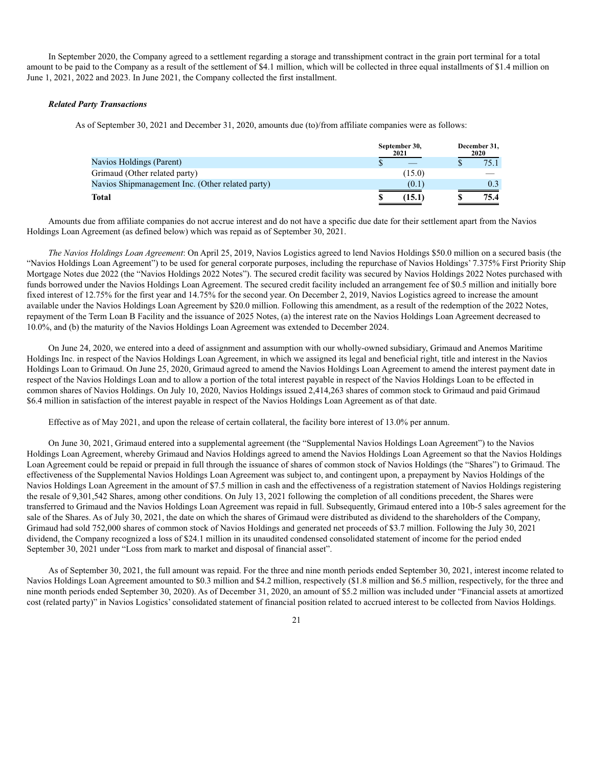In September 2020, the Company agreed to a settlement regarding a storage and transshipment contract in the grain port terminal for a total amount to be paid to the Company as a result of the settlement of $4.1 million, which will be collected in three equal installments of $1.4 million on June 1, 2021, 2022 and 2023. In June 2021, the Company collected the first installment.

***Related Party Transactions***

As of September 30, 2021 and December 31, 2020, amounts due (to)/from affiliate companies were as follows:

| | September 30, 2021 | December 31, 2020 |
|---|---|---|
| Navios Holdings (Parent) | $ — | $ 75.1 |
| Grimaud (Other related party) | (15.0) | — |
| Navios Shipmanagement Inc. (Other related party) | (0.1) | 0.3 |
| **Total** | **$ (15.1)** | **$ 75.4** |

Amounts due from affiliate companies do not accrue interest and do not have a specific due date for their settlement apart from the Navios Holdings Loan Agreement (as defined below) which was repaid as of September 30, 2021.

*The Navios Holdings Loan Agreement*: On April 25, 2019, Navios Logistics agreed to lend Navios Holdings $50.0 million on a secured basis (the "Navios Holdings Loan Agreement") to be used for general corporate purposes, including the repurchase of Navios Holdings' 7.375% First Priority Ship Mortgage Notes due 2022 (the "Navios Holdings 2022 Notes"). The secured credit facility was secured by Navios Holdings 2022 Notes purchased with funds borrowed under the Navios Holdings Loan Agreement. The secured credit facility included an arrangement fee of $0.5 million and initially bore fixed interest of 12.75% for the first year and 14.75% for the second year. On December 2, 2019, Navios Logistics agreed to increase the amount available under the Navios Holdings Loan Agreement by $20.0 million. Following this amendment, as a result of the redemption of the 2022 Notes, repayment of the Term Loan B Facility and the issuance of 2025 Notes, (a) the interest rate on the Navios Holdings Loan Agreement decreased to 10.0%, and (b) the maturity of the Navios Holdings Loan Agreement was extended to December 2024.

On June 24, 2020, we entered into a deed of assignment and assumption with our wholly-owned subsidiary, Grimaud and Anemos Maritime Holdings Inc. in respect of the Navios Holdings Loan Agreement, in which we assigned its legal and beneficial right, title and interest in the Navios Holdings Loan to Grimaud. On June 25, 2020, Grimaud agreed to amend the Navios Holdings Loan Agreement to amend the interest payment date in respect of the Navios Holdings Loan and to allow a portion of the total interest payable in respect of the Navios Holdings Loan to be effected in common shares of Navios Holdings. On July 10, 2020, Navios Holdings issued 2,414,263 shares of common stock to Grimaud and paid Grimaud $6.4 million in satisfaction of the interest payable in respect of the Navios Holdings Loan Agreement as of that date.

Effective as of May 2021, and upon the release of certain collateral, the facility bore interest of 13.0% per annum.

On June 30, 2021, Grimaud entered into a supplemental agreement (the "Supplemental Navios Holdings Loan Agreement") to the Navios Holdings Loan Agreement, whereby Grimaud and Navios Holdings agreed to amend the Navios Holdings Loan Agreement so that the Navios Holdings Loan Agreement could be repaid or prepaid in full through the issuance of shares of common stock of Navios Holdings (the "Shares") to Grimaud. The effectiveness of the Supplemental Navios Holdings Loan Agreement was subject to, and contingent upon, a prepayment by Navios Holdings of the Navios Holdings Loan Agreement in the amount of $7.5 million in cash and the effectiveness of a registration statement of Navios Holdings registering the resale of 9,301,542 Shares, among other conditions. On July 13, 2021 following the completion of all conditions precedent, the Shares were transferred to Grimaud and the Navios Holdings Loan Agreement was repaid in full. Subsequently, Grimaud entered into a 10b-5 sales agreement for the sale of the Shares. As of July 30, 2021, the date on which the shares of Grimaud were distributed as dividend to the shareholders of the Company, Grimaud had sold 752,000 shares of common stock of Navios Holdings and generated net proceeds of $3.7 million. Following the July 30, 2021 dividend, the Company recognized a loss of $24.1 million in its unaudited condensed consolidated statement of income for the period ended September 30, 2021 under "Loss from mark to market and disposal of financial asset".

As of September 30, 2021, the full amount was repaid. For the three and nine month periods ended September 30, 2021, interest income related to Navios Holdings Loan Agreement amounted to $0.3 million and $4.2 million, respectively ($1.8 million and $6.5 million, respectively, for the three and nine month periods ended September 30, 2020). As of December 31, 2020, an amount of $5.2 million was included under "Financial assets at amortized cost (related party)" in Navios Logistics' consolidated statement of financial position related to accrued interest to be collected from Navios Holdings.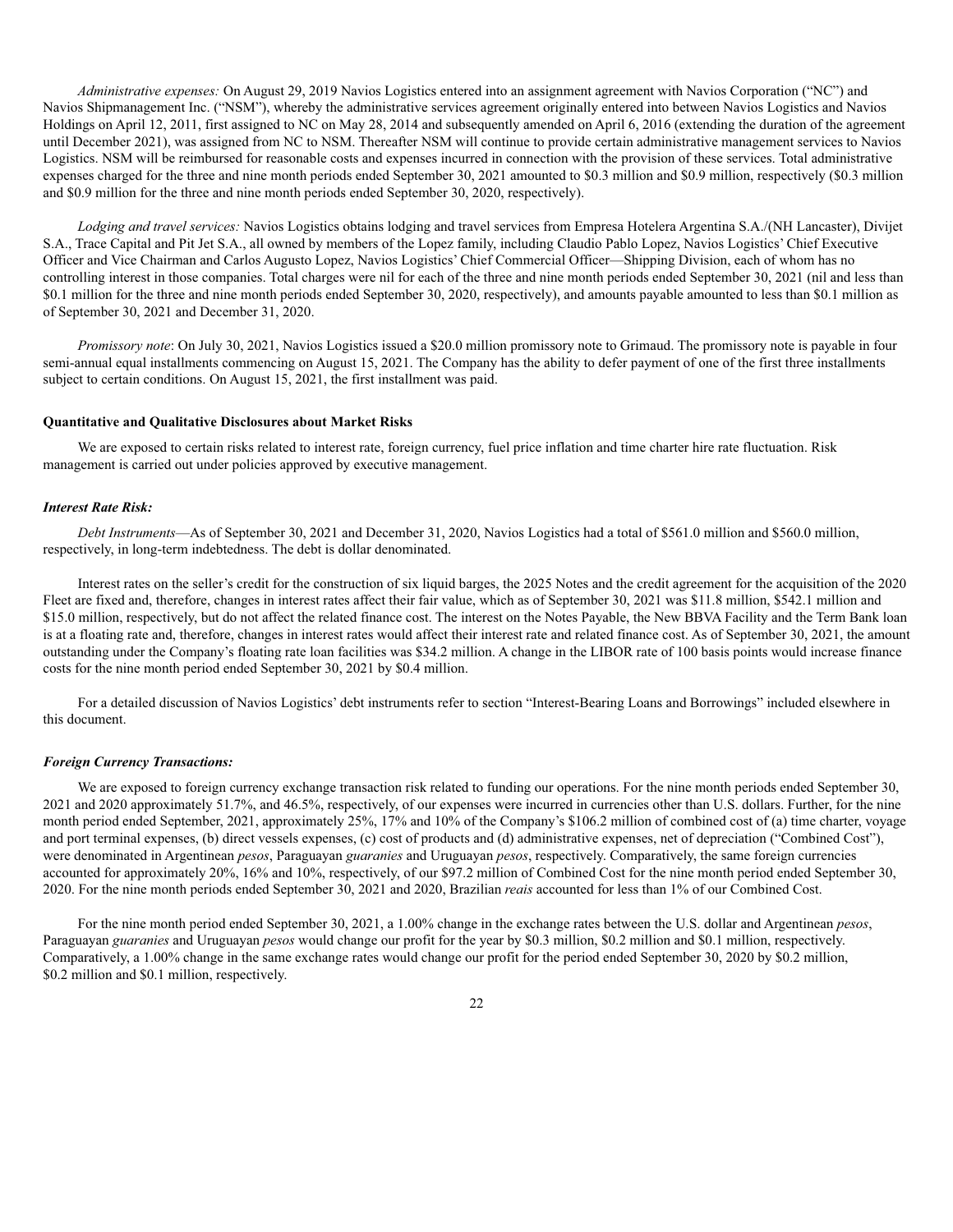*Administrative expenses:* On August 29, 2019 Navios Logistics entered into an assignment agreement with Navios Corporation ("NC") and Navios Shipmanagement Inc. ("NSM"), whereby the administrative services agreement originally entered into between Navios Logistics and Navios Holdings on April 12, 2011, first assigned to NC on May 28, 2014 and subsequently amended on April 6, 2016 (extending the duration of the agreement until December 2021), was assigned from NC to NSM. Thereafter NSM will continue to provide certain administrative management services to Navios Logistics. NSM will be reimbursed for reasonable costs and expenses incurred in connection with the provision of these services. Total administrative expenses charged for the three and nine month periods ended September 30, 2021 amounted to $0.3 million and $0.9 million, respectively ($0.3 million and $0.9 million for the three and nine month periods ended September 30, 2020, respectively).

*Lodging and travel services:* Navios Logistics obtains lodging and travel services from Empresa Hotelera Argentina S.A./(NH Lancaster), Divijet S.A., Trace Capital and Pit Jet S.A., all owned by members of the Lopez family, including Claudio Pablo Lopez, Navios Logistics' Chief Executive Officer and Vice Chairman and Carlos Augusto Lopez, Navios Logistics' Chief Commercial Officer—Shipping Division, each of whom has no controlling interest in those companies. Total charges were nil for each of the three and nine month periods ended September 30, 2021 (nil and less than $0.1 million for the three and nine month periods ended September 30, 2020, respectively), and amounts payable amounted to less than $0.1 million as of September 30, 2021 and December 31, 2020.

*Promissory note*: On July 30, 2021, Navios Logistics issued a $20.0 million promissory note to Grimaud. The promissory note is payable in four semi-annual equal installments commencing on August 15, 2021. The Company has the ability to defer payment of one of the first three installments subject to certain conditions. On August 15, 2021, the first installment was paid.

**Quantitative and Qualitative Disclosures about Market Risks**

We are exposed to certain risks related to interest rate, foreign currency, fuel price inflation and time charter hire rate fluctuation. Risk management is carried out under policies approved by executive management.

***Interest Rate Risk:***

*Debt Instruments*—As of September 30, 2021 and December 31, 2020, Navios Logistics had a total of $561.0 million and $560.0 million, respectively, in long-term indebtedness. The debt is dollar denominated.

Interest rates on the seller's credit for the construction of six liquid barges, the 2025 Notes and the credit agreement for the acquisition of the 2020 Fleet are fixed and, therefore, changes in interest rates affect their fair value, which as of September 30, 2021 was $11.8 million, $542.1 million and $15.0 million, respectively, but do not affect the related finance cost. The interest on the Notes Payable, the New BBVA Facility and the Term Bank loan is at a floating rate and, therefore, changes in interest rates would affect their interest rate and related finance cost. As of September 30, 2021, the amount outstanding under the Company's floating rate loan facilities was $34.2 million. A change in the LIBOR rate of 100 basis points would increase finance costs for the nine month period ended September 30, 2021 by $0.4 million.

For a detailed discussion of Navios Logistics' debt instruments refer to section "Interest-Bearing Loans and Borrowings" included elsewhere in this document.

***Foreign Currency Transactions:***

We are exposed to foreign currency exchange transaction risk related to funding our operations. For the nine month periods ended September 30, 2021 and 2020 approximately 51.7%, and 46.5%, respectively, of our expenses were incurred in currencies other than U.S. dollars. Further, for the nine month period ended September, 2021, approximately 25%, 17% and 10% of the Company's $106.2 million of combined cost of (a) time charter, voyage and port terminal expenses, (b) direct vessels expenses, (c) cost of products and (d) administrative expenses, net of depreciation ("Combined Cost"), were denominated in Argentinean *pesos*, Paraguayan *guaranies* and Uruguayan *pesos*, respectively. Comparatively, the same foreign currencies accounted for approximately 20%, 16% and 10%, respectively, of our $97.2 million of Combined Cost for the nine month period ended September 30, 2020. For the nine month periods ended September 30, 2021 and 2020, Brazilian *reais* accounted for less than 1% of our Combined Cost.

For the nine month period ended September 30, 2021, a 1.00% change in the exchange rates between the U.S. dollar and Argentinean *pesos*, Paraguayan *guaranies* and Uruguayan *pesos* would change our profit for the year by $0.3 million, $0.2 million and $0.1 million, respectively. Comparatively, a 1.00% change in the same exchange rates would change our profit for the period ended September 30, 2020 by $0.2 million, $0.2 million and $0.1 million, respectively.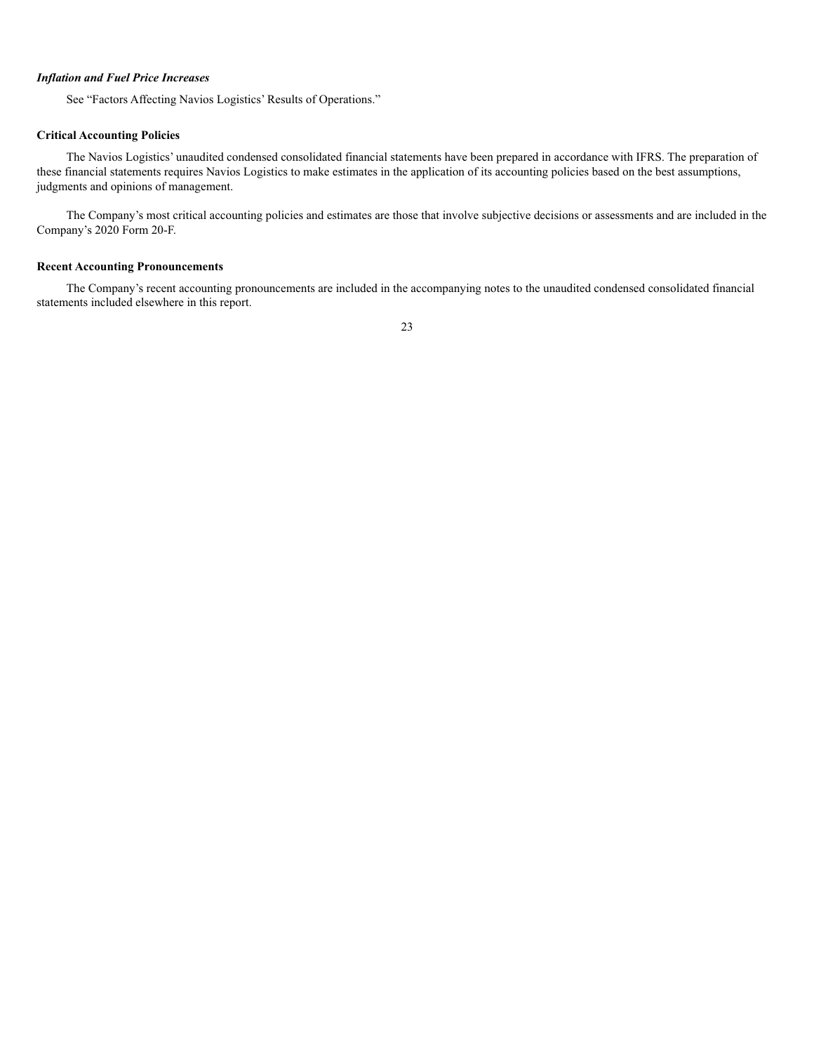***Inflation and Fuel Price Increases***

See “Factors Affecting Navios Logistics’ Results of Operations.”

**Critical Accounting Policies**

The Navios Logistics’ unaudited condensed consolidated financial statements have been prepared in accordance with IFRS. The preparation of these financial statements requires Navios Logistics to make estimates in the application of its accounting policies based on the best assumptions, judgments and opinions of management.

The Company’s most critical accounting policies and estimates are those that involve subjective decisions or assessments and are included in the Company’s 2020 Form 20-F.

**Recent Accounting Pronouncements**

The Company’s recent accounting pronouncements are included in the accompanying notes to the unaudited condensed consolidated financial statements included elsewhere in this report.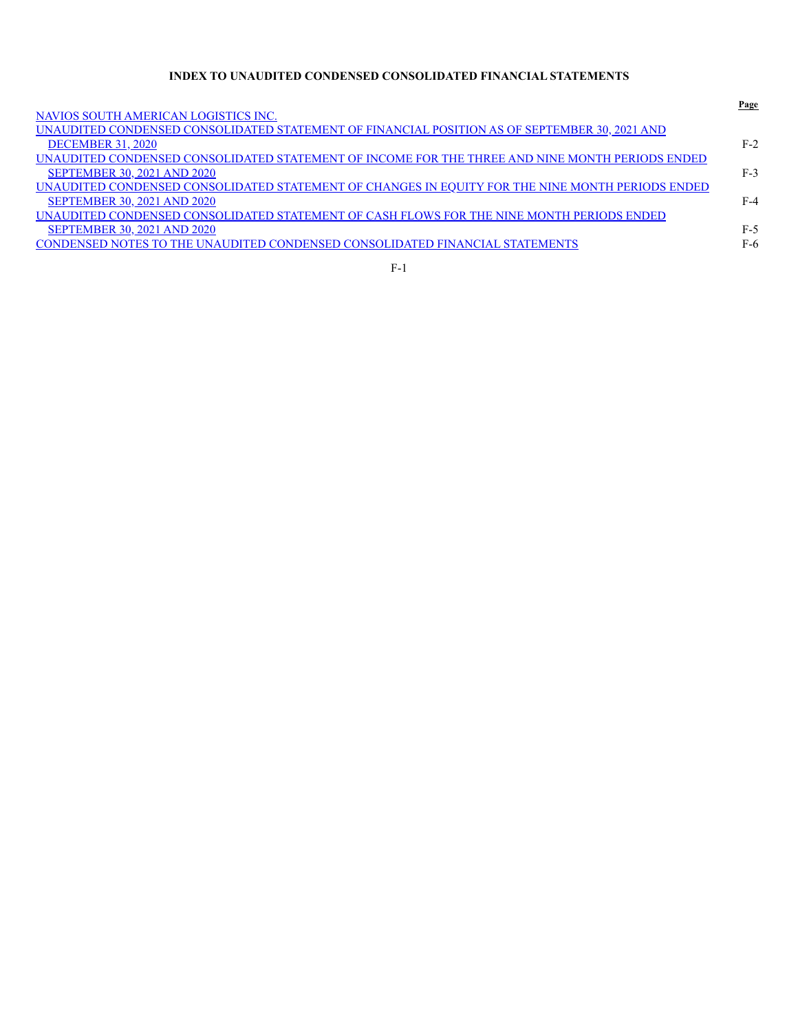**INDEX TO UNAUDITED CONDENSED CONSOLIDATED FINANCIAL STATEMENTS**

| | Page |
|---|---|
| NAVIOS SOUTH AMERICAN LOGISTICS INC. | |
| UNAUDITED CONDENSED CONSOLIDATED STATEMENT OF FINANCIAL POSITION AS OF SEPTEMBER 30, 2021 AND DECEMBER 31, 2020 | F-2 |
| UNAUDITED CONDENSED CONSOLIDATED STATEMENT OF INCOME FOR THE THREE AND NINE MONTH PERIODS ENDED SEPTEMBER 30, 2021 AND 2020 | F-3 |
| UNAUDITED CONDENSED CONSOLIDATED STATEMENT OF CHANGES IN EQUITY FOR THE NINE MONTH PERIODS ENDED SEPTEMBER 30, 2021 AND 2020 | F-4 |
| UNAUDITED CONDENSED CONSOLIDATED STATEMENT OF CASH FLOWS FOR THE NINE MONTH PERIODS ENDED SEPTEMBER 30, 2021 AND 2020 | F-5 |
| CONDENSED NOTES TO THE UNAUDITED CONDENSED CONSOLIDATED FINANCIAL STATEMENTS | F-6 |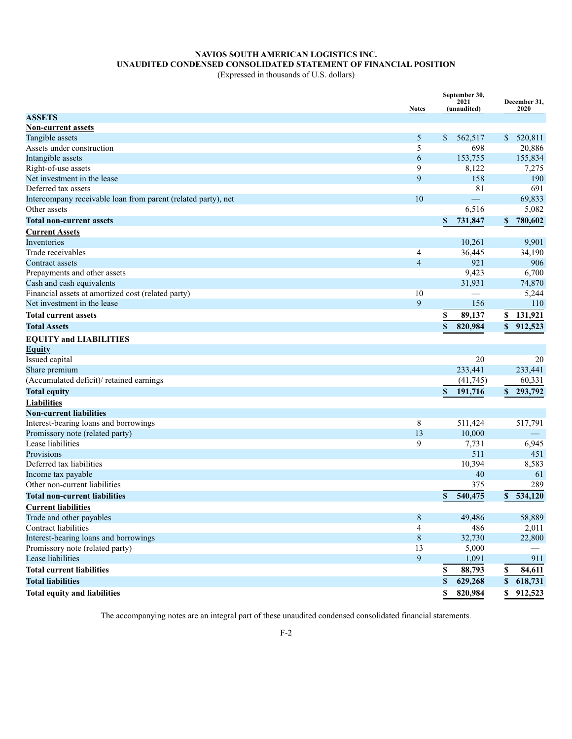# NAVIOS SOUTH AMERICAN LOGISTICS INC.
## UNAUDITED CONDENSED CONSOLIDATED STATEMENT OF FINANCIAL POSITION
(Expressed in thousands of U.S. dollars)

| | Notes | September 30, 2021 (unaudited) | December 31, 2020 |
|---|---|---|---|
| **ASSETS** | | | |
| **Non-current assets** | | | |
| Tangible assets | 5 | $ 562,517 | $ 520,811 |
| Assets under construction | 5 | 698 | 20,886 |
| Intangible assets | 6 | 153,755 | 155,834 |
| Right-of-use assets | 9 | 8,122 | 7,275 |
| Net investment in the lease | 9 | 158 | 190 |
| Deferred tax assets | | 81 | 691 |
| Intercompany receivable loan from parent (related party), net | 10 | — | 69,833 |
| Other assets | | 6,516 | 5,082 |
| **Total non-current assets** | | **$ 731,847** | **$ 780,602** |
| **Current Assets** | | | |
| Inventories | | 10,261 | 9,901 |
| Trade receivables | 4 | 36,445 | 34,190 |
| Contract assets | 4 | 921 | 906 |
| Prepayments and other assets | | 9,423 | 6,700 |
| Cash and cash equivalents | | 31,931 | 74,870 |
| Financial assets at amortized cost (related party) | 10 | — | 5,244 |
| Net investment in the lease | 9 | 156 | 110 |
| **Total current assets** | | **$ 89,137** | **$ 131,921** |
| **Total Assets** | | **$ 820,984** | **$ 912,523** |
| **EQUITY and LIABILITIES** | | | |
| **Equity** | | | |
| Issued capital | | 20 | 20 |
| Share premium | | 233,441 | 233,441 |
| (Accumulated deficit)/ retained earnings | | (41,745) | 60,331 |
| **Total equity** | | **$ 191,716** | **$ 293,792** |
| **Liabilities** | | | |
| **Non-current liabilities** | | | |
| Interest-bearing loans and borrowings | 8 | 511,424 | 517,791 |
| Promissory note (related party) | 13 | 10,000 | — |
| Lease liabilities | 9 | 7,731 | 6,945 |
| Provisions | | 511 | 451 |
| Deferred tax liabilities | | 10,394 | 8,583 |
| Income tax payable | | 40 | 61 |
| Other non-current liabilities | | 375 | 289 |
| **Total non-current liabilities** | | **$ 540,475** | **$ 534,120** |
| **Current liabilities** | | | |
| Trade and other payables | 8 | 49,486 | 58,889 |
| Contract liabilities | 4 | 486 | 2,011 |
| Interest-bearing loans and borrowings | 8 | 32,730 | 22,800 |
| Promissory note (related party) | 13 | 5,000 | — |
| Lease liabilities | 9 | 1,091 | 911 |
| **Total current liabilities** | | **$ 88,793** | **$ 84,611** |
| **Total liabilities** | | **$ 629,268** | **$ 618,731** |
| **Total equity and liabilities** | | **$ 820,984** | **$ 912,523** |

The accompanying notes are an integral part of these unaudited condensed consolidated financial statements.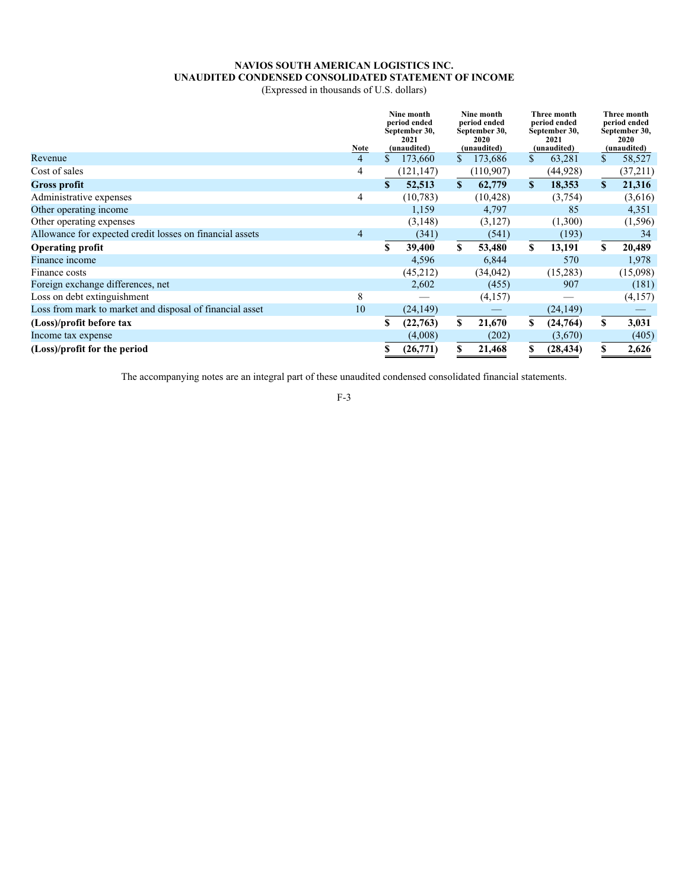**NAVIOS SOUTH AMERICAN LOGISTICS INC.**
**UNAUDITED CONDENSED CONSOLIDATED STATEMENT OF INCOME**
(Expressed in thousands of U.S. dollars)

| | Note | Nine month period ended September 30, 2021 (unaudited) | Nine month period ended September 30, 2020 (unaudited) | Three month period ended September 30, 2021 (unaudited) | Three month period ended September 30, 2020 (unaudited) |
|---|---|---|---|---|---|
| Revenue | 4 | $ 173,660 | $ 173,686 | $ 63,281 | $ 58,527 |
| Cost of sales | 4 | (121,147) | (110,907) | (44,928) | (37,211) |
| **Gross profit** | | **$ 52,513** | **$ 62,779** | **$ 18,353** | **$ 21,316** |
| Administrative expenses | 4 | (10,783) | (10,428) | (3,754) | (3,616) |
| Other operating income | | 1,159 | 4,797 | 85 | 4,351 |
| Other operating expenses | | (3,148) | (3,127) | (1,300) | (1,596) |
| Allowance for expected credit losses on financial assets | 4 | (341) | (541) | (193) | 34 |
| **Operating profit** | | **$ 39,400** | **$ 53,480** | **$ 13,191** | **$ 20,489** |
| Finance income | | 4,596 | 6,844 | 570 | 1,978 |
| Finance costs | | (45,212) | (34,042) | (15,283) | (15,098) |
| Foreign exchange differences, net | | 2,602 | (455) | 907 | (181) |
| Loss on debt extinguishment | 8 | — | (4,157) | — | (4,157) |
| Loss from mark to market and disposal of financial asset | 10 | (24,149) | — | (24,149) | — |
| **(Loss)/profit before tax** | | **$ (22,763)** | **$ 21,670** | **$ (24,764)** | **$ 3,031** |
| Income tax expense | | (4,008) | (202) | (3,670) | (405) |
| **(Loss)/profit for the period** | | **$ (26,771)** | **$ 21,468** | **$ (28,434)** | **$ 2,626** |

The accompanying notes are an integral part of these unaudited condensed consolidated financial statements.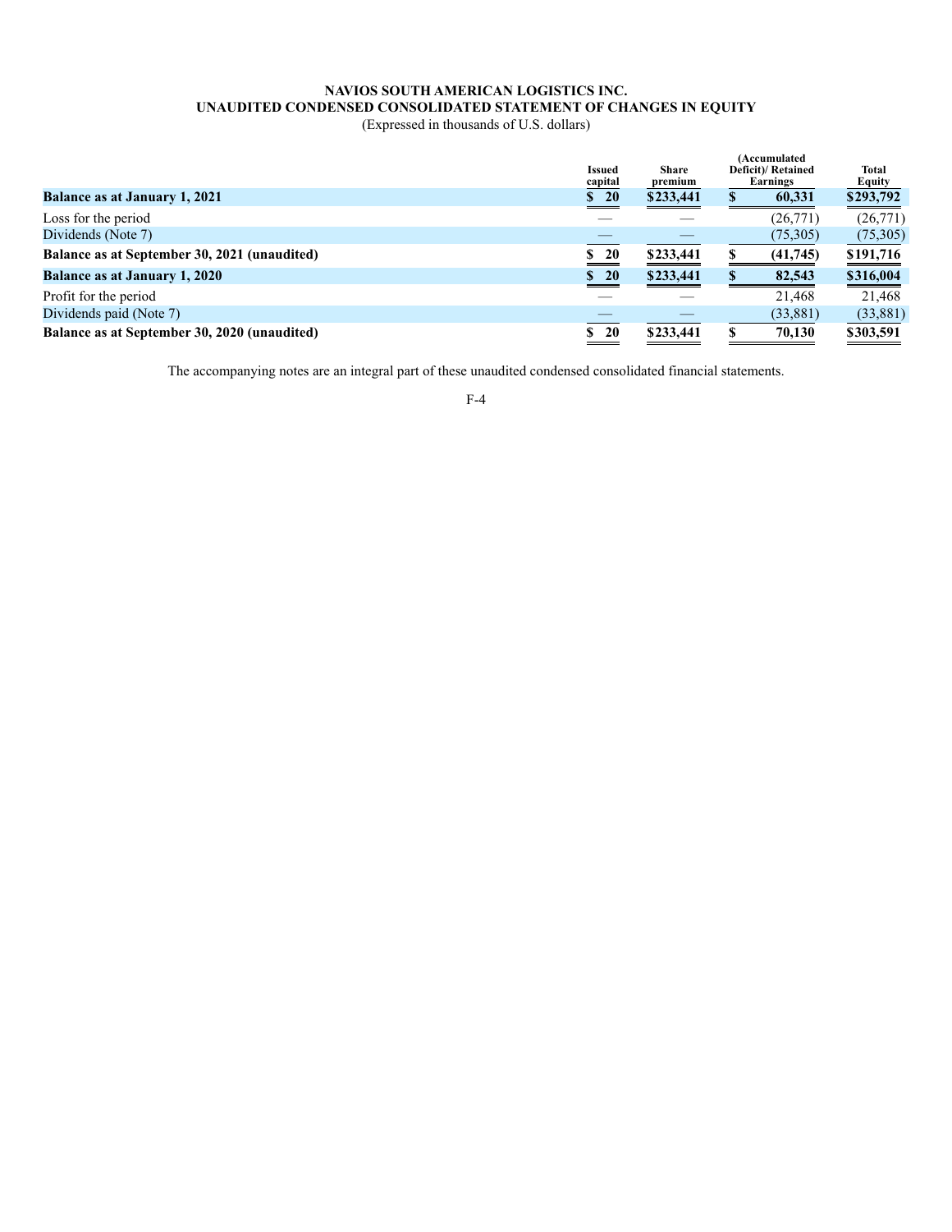**NAVIOS SOUTH AMERICAN LOGISTICS INC.**
**UNAUDITED CONDENSED CONSOLIDATED STATEMENT OF CHANGES IN EQUITY**
(Expressed in thousands of U.S. dollars)

| | Issued capital | Share premium | (Accumulated Deficit)/ Retained Earnings | Total Equity |
|---|---|---|---|---|
| **Balance as at January 1, 2021** | **$ 20** | **$233,441** | **$ 60,331** | **$293,792** |
| Loss for the period | — | — | (26,771) | (26,771) |
| Dividends (Note 7) | — | — | (75,305) | (75,305) |
| **Balance as at September 30, 2021 (unaudited)** | **$ 20** | **$233,441** | **$ (41,745)** | **$191,716** |
| **Balance as at January 1, 2020** | **$ 20** | **$233,441** | **$ 82,543** | **$316,004** |
| Profit for the period | — | — | 21,468 | 21,468 |
| Dividends paid (Note 7) | — | — | (33,881) | (33,881) |
| **Balance as at September 30, 2020 (unaudited)** | **$ 20** | **$233,441** | **$ 70,130** | **$303,591** |

The accompanying notes are an integral part of these unaudited condensed consolidated financial statements.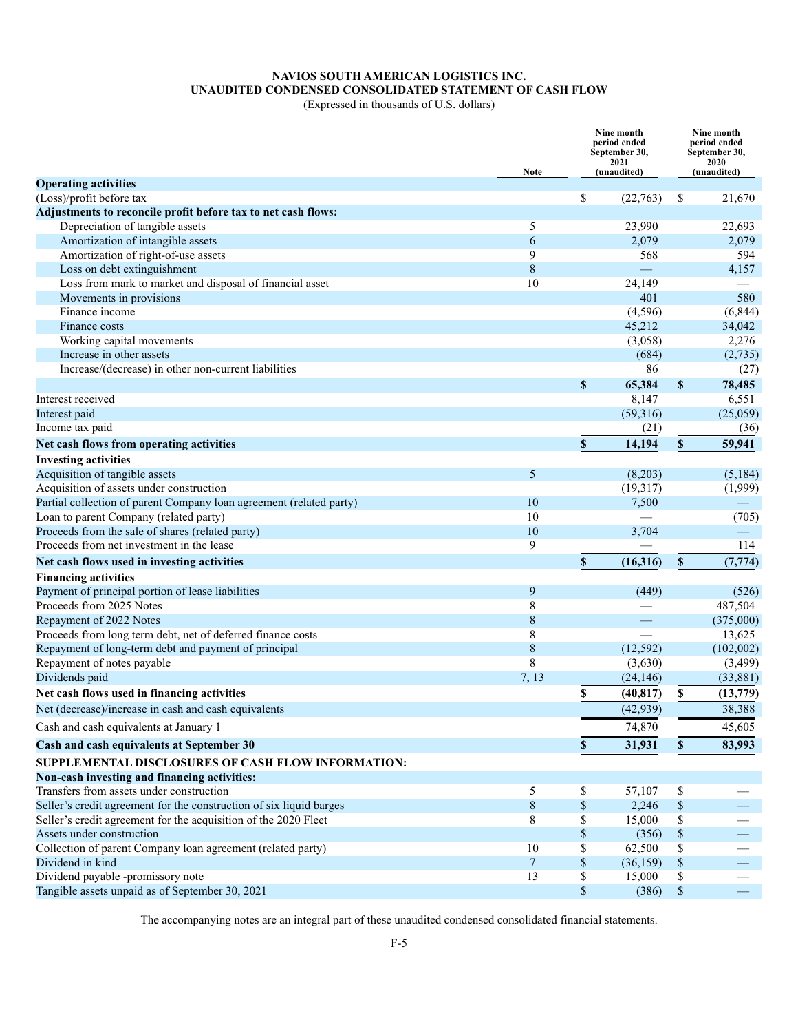# NAVIOS SOUTH AMERICAN LOGISTICS INC.
## UNAUDITED CONDENSED CONSOLIDATED STATEMENT OF CASH FLOW
(Expressed in thousands of U.S. dollars)

| | Note | Nine month period ended September 30, 2021 (unaudited) | Nine month period ended September 30, 2020 (unaudited) |
|---|---|---|---|
| **Operating activities** | | | |
| (Loss)/profit before tax | | $ (22,763) | $ 21,670 |
| **Adjustments to reconcile profit before tax to net cash flows:** | | | |
| Depreciation of tangible assets | 5 | 23,990 | 22,693 |
| Amortization of intangible assets | 6 | 2,079 | 2,079 |
| Amortization of right-of-use assets | 9 | 568 | 594 |
| Loss on debt extinguishment | 8 | — | 4,157 |
| Loss from mark to market and disposal of financial asset | 10 | 24,149 | — |
| Movements in provisions | | 401 | 580 |
| Finance income | | (4,596) | (6,844) |
| Finance costs | | 45,212 | 34,042 |
| Working capital movements | | (3,058) | 2,276 |
| Increase in other assets | | (684) | (2,735) |
| Increase/(decrease) in other non-current liabilities | | 86 | (27) |
| | | **$ 65,384** | **$ 78,485** |
| Interest received | | 8,147 | 6,551 |
| Interest paid | | (59,316) | (25,059) |
| Income tax paid | | (21) | (36) |
| **Net cash flows from operating activities** | | **$ 14,194** | **$ 59,941** |
| **Investing activities** | | | |
| Acquisition of tangible assets | 5 | (8,203) | (5,184) |
| Acquisition of assets under construction | | (19,317) | (1,999) |
| Partial collection of parent Company loan agreement (related party) | 10 | 7,500 | — |
| Loan to parent Company (related party) | 10 | — | (705) |
| Proceeds from the sale of shares (related party) | 10 | 3,704 | — |
| Proceeds from net investment in the lease | 9 | — | 114 |
| **Net cash flows used in investing activities** | | **$ (16,316)** | **$ (7,774)** |
| **Financing activities** | | | |
| Payment of principal portion of lease liabilities | 9 | (449) | (526) |
| Proceeds from 2025 Notes | 8 | — | 487,504 |
| Repayment of 2022 Notes | 8 | — | (375,000) |
| Proceeds from long term debt, net of deferred finance costs | 8 | — | 13,625 |
| Repayment of long-term debt and payment of principal | 8 | (12,592) | (102,002) |
| Repayment of notes payable | 8 | (3,630) | (3,499) |
| Dividends paid | 7, 13 | (24,146) | (33,881) |
| **Net cash flows used in financing activities** | | **$ (40,817)** | **$ (13,779)** |
| Net (decrease)/increase in cash and cash equivalents | | (42,939) | 38,388 |
| Cash and cash equivalents at January 1 | | 74,870 | 45,605 |
| **Cash and cash equivalents at September 30** | | **$ 31,931** | **$ 83,993** |
| **SUPPLEMENTAL DISCLOSURES OF CASH FLOW INFORMATION:** | | | |
| **Non-cash investing and financing activities:** | | | |
| Transfers from assets under construction | 5 | $ 57,107 | $ — |
| Seller's credit agreement for the construction of six liquid barges | 8 | $ 2,246 | $ — |
| Seller's credit agreement for the acquisition of the 2020 Fleet | 8 | $ 15,000 | $ — |
| Assets under construction | | $ (356) | $ — |
| Collection of parent Company loan agreement (related party) | 10 | $ 62,500 | $ — |
| Dividend in kind | 7 | $ (36,159) | $ — |
| Dividend payable -promissory note | 13 | $ 15,000 | $ — |
| Tangible assets unpaid as of September 30, 2021 | | $ (386) | $ — |

The accompanying notes are an integral part of these unaudited condensed consolidated financial statements.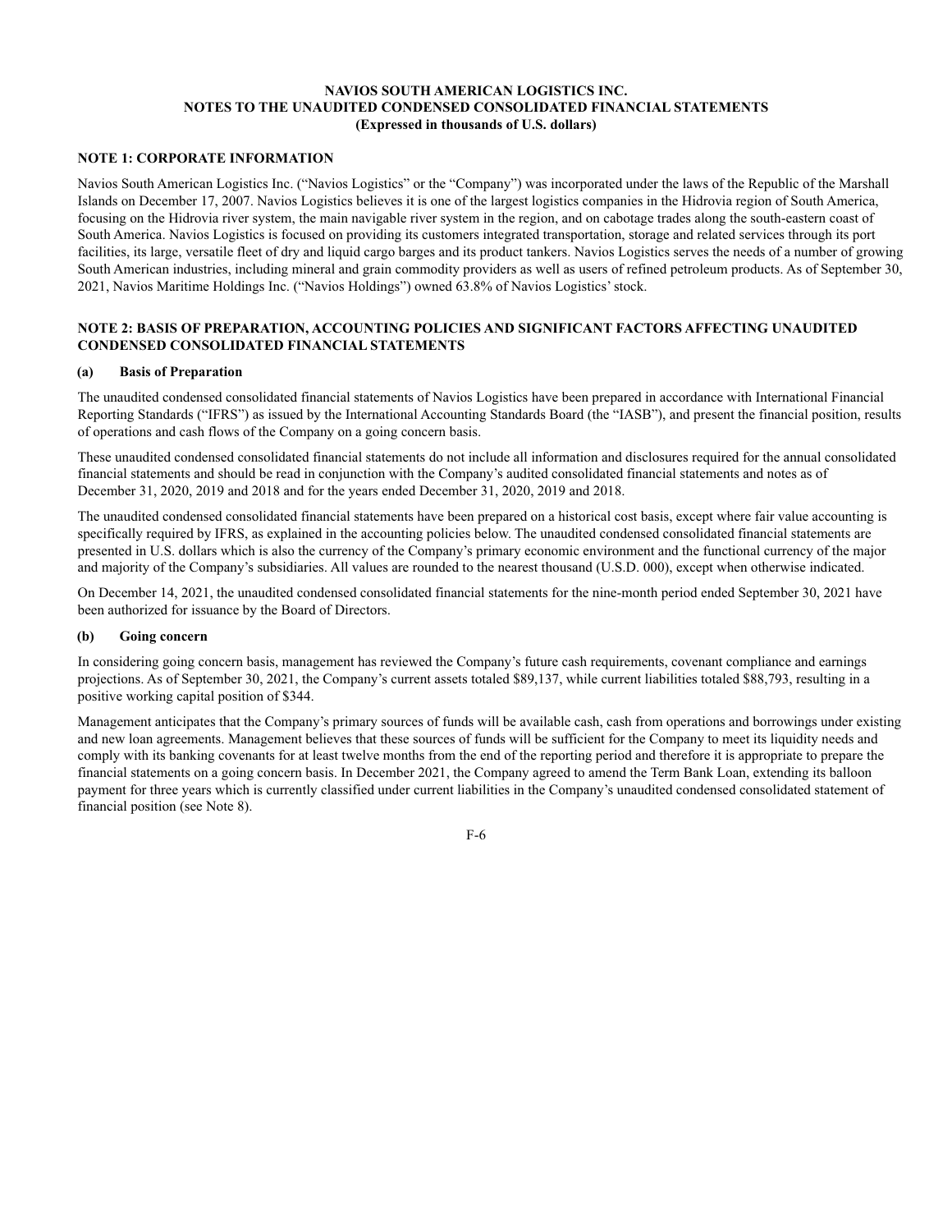# NAVIOS SOUTH AMERICAN LOGISTICS INC.
## NOTES TO THE UNAUDITED CONDENSED CONSOLIDATED FINANCIAL STATEMENTS
### (Expressed in thousands of U.S. dollars)

## NOTE 1: CORPORATE INFORMATION

Navios South American Logistics Inc. ("Navios Logistics" or the "Company") was incorporated under the laws of the Republic of the Marshall Islands on December 17, 2007. Navios Logistics believes it is one of the largest logistics companies in the Hidrovia region of South America, focusing on the Hidrovia river system, the main navigable river system in the region, and on cabotage trades along the south-eastern coast of South America. Navios Logistics is focused on providing its customers integrated transportation, storage and related services through its port facilities, its large, versatile fleet of dry and liquid cargo barges and its product tankers. Navios Logistics serves the needs of a number of growing South American industries, including mineral and grain commodity providers as well as users of refined petroleum products. As of September 30, 2021, Navios Maritime Holdings Inc. ("Navios Holdings") owned 63.8% of Navios Logistics' stock.

## NOTE 2: BASIS OF PREPARATION, ACCOUNTING POLICIES AND SIGNIFICANT FACTORS AFFECTING UNAUDITED CONDENSED CONSOLIDATED FINANCIAL STATEMENTS

### (a) Basis of Preparation

The unaudited condensed consolidated financial statements of Navios Logistics have been prepared in accordance with International Financial Reporting Standards ("IFRS") as issued by the International Accounting Standards Board (the "IASB"), and present the financial position, results of operations and cash flows of the Company on a going concern basis.

These unaudited condensed consolidated financial statements do not include all information and disclosures required for the annual consolidated financial statements and should be read in conjunction with the Company's audited consolidated financial statements and notes as of December 31, 2020, 2019 and 2018 and for the years ended December 31, 2020, 2019 and 2018.

The unaudited condensed consolidated financial statements have been prepared on a historical cost basis, except where fair value accounting is specifically required by IFRS, as explained in the accounting policies below. The unaudited condensed consolidated financial statements are presented in U.S. dollars which is also the currency of the Company's primary economic environment and the functional currency of the major and majority of the Company's subsidiaries. All values are rounded to the nearest thousand (U.S.D. 000), except when otherwise indicated.

On December 14, 2021, the unaudited condensed consolidated financial statements for the nine-month period ended September 30, 2021 have been authorized for issuance by the Board of Directors.

### (b) Going concern

In considering going concern basis, management has reviewed the Company's future cash requirements, covenant compliance and earnings projections. As of September 30, 2021, the Company's current assets totaled $89,137, while current liabilities totaled $88,793, resulting in a positive working capital position of $344.

Management anticipates that the Company's primary sources of funds will be available cash, cash from operations and borrowings under existing and new loan agreements. Management believes that these sources of funds will be sufficient for the Company to meet its liquidity needs and comply with its banking covenants for at least twelve months from the end of the reporting period and therefore it is appropriate to prepare the financial statements on a going concern basis. In December 2021, the Company agreed to amend the Term Bank Loan, extending its balloon payment for three years which is currently classified under current liabilities in the Company's unaudited condensed consolidated statement of financial position (see Note 8).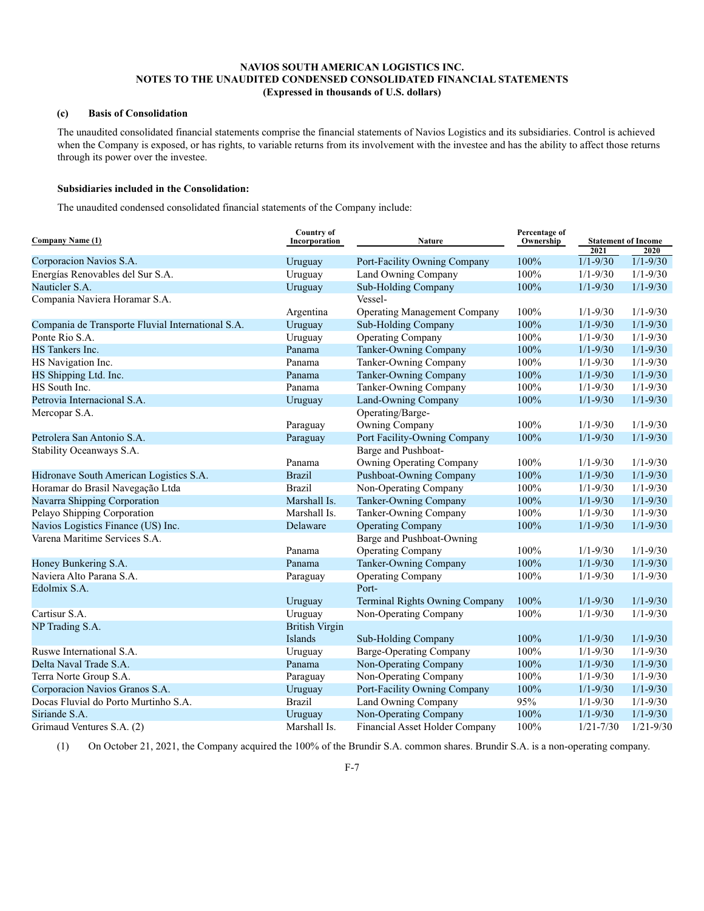**NAVIOS SOUTH AMERICAN LOGISTICS INC.**
**NOTES TO THE UNAUDITED CONDENSED CONSOLIDATED FINANCIAL STATEMENTS**
**(Expressed in thousands of U.S. dollars)**

**(c) Basis of Consolidation**

The unaudited consolidated financial statements comprise the financial statements of Navios Logistics and its subsidiaries. Control is achieved when the Company is exposed, or has rights, to variable returns from its involvement with the investee and has the ability to affect those returns through its power over the investee.

**Subsidiaries included in the Consolidation:**

The unaudited condensed consolidated financial statements of the Company include:

| Company Name (1) | Country of Incorporation | Nature | Percentage of Ownership | Statement of Income | |
|---|---|---|---|---|---|
| | | | | 2021 | 2020 |
| Corporacion Navios S.A. | Uruguay | Port-Facility Owning Company | 100% | 1/1-9/30 | 1/1-9/30 |
| Energías Renovables del Sur S.A. | Uruguay | Land Owning Company | 100% | 1/1-9/30 | 1/1-9/30 |
| Nauticler S.A. | Uruguay | Sub-Holding Company | 100% | 1/1-9/30 | 1/1-9/30 |
| Compania Naviera Horamar S.A. | Argentina | Vessel-Operating Management Company | 100% | 1/1-9/30 | 1/1-9/30 |
| Compania de Transporte Fluvial International S.A. | Uruguay | Sub-Holding Company | 100% | 1/1-9/30 | 1/1-9/30 |
| Ponte Rio S.A. | Uruguay | Operating Company | 100% | 1/1-9/30 | 1/1-9/30 |
| HS Tankers Inc. | Panama | Tanker-Owning Company | 100% | 1/1-9/30 | 1/1-9/30 |
| HS Navigation Inc. | Panama | Tanker-Owning Company | 100% | 1/1-9/30 | 1/1-9/30 |
| HS Shipping Ltd. Inc. | Panama | Tanker-Owning Company | 100% | 1/1-9/30 | 1/1-9/30 |
| HS South Inc. | Panama | Tanker-Owning Company | 100% | 1/1-9/30 | 1/1-9/30 |
| Petrovia Internacional S.A. | Uruguay | Land-Owning Company | 100% | 1/1-9/30 | 1/1-9/30 |
| Mercopar S.A. | Paraguay | Operating/Barge-Owning Company | 100% | 1/1-9/30 | 1/1-9/30 |
| Petrolera San Antonio S.A. | Paraguay | Port Facility-Owning Company | 100% | 1/1-9/30 | 1/1-9/30 |
| Stability Oceanways S.A. | Panama | Barge and Pushboat-Owning Operating Company | 100% | 1/1-9/30 | 1/1-9/30 |
| Hidronave South American Logistics S.A. | Brazil | Pushboat-Owning Company | 100% | 1/1-9/30 | 1/1-9/30 |
| Horamar do Brasil Navegação Ltda | Brazil | Non-Operating Company | 100% | 1/1-9/30 | 1/1-9/30 |
| Navarra Shipping Corporation | Marshall Is. | Tanker-Owning Company | 100% | 1/1-9/30 | 1/1-9/30 |
| Pelayo Shipping Corporation | Marshall Is. | Tanker-Owning Company | 100% | 1/1-9/30 | 1/1-9/30 |
| Navios Logistics Finance (US) Inc. | Delaware | Operating Company | 100% | 1/1-9/30 | 1/1-9/30 |
| Varena Maritime Services S.A. | Panama | Barge and Pushboat-Owning Operating Company | 100% | 1/1-9/30 | 1/1-9/30 |
| Honey Bunkering S.A. | Panama | Tanker-Owning Company | 100% | 1/1-9/30 | 1/1-9/30 |
| Naviera Alto Parana S.A. | Paraguay | Operating Company | 100% | 1/1-9/30 | 1/1-9/30 |
| Edolmix S.A. | Uruguay | Port-Terminal Rights Owning Company | 100% | 1/1-9/30 | 1/1-9/30 |
| Cartisur S.A. | Uruguay | Non-Operating Company | 100% | 1/1-9/30 | 1/1-9/30 |
| NP Trading S.A. | British Virgin Islands | Sub-Holding Company | 100% | 1/1-9/30 | 1/1-9/30 |
| Ruswe International S.A. | Uruguay | Barge-Operating Company | 100% | 1/1-9/30 | 1/1-9/30 |
| Delta Naval Trade S.A. | Panama | Non-Operating Company | 100% | 1/1-9/30 | 1/1-9/30 |
| Terra Norte Group S.A. | Paraguay | Non-Operating Company | 100% | 1/1-9/30 | 1/1-9/30 |
| Corporacion Navios Granos S.A. | Uruguay | Port-Facility Owning Company | 100% | 1/1-9/30 | 1/1-9/30 |
| Docas Fluvial do Porto Murtinho S.A. | Brazil | Land Owning Company | 95% | 1/1-9/30 | 1/1-9/30 |
| Siriande S.A. | Uruguay | Non-Operating Company | 100% | 1/1-9/30 | 1/1-9/30 |
| Grimaud Ventures S.A. (2) | Marshall Is. | Financial Asset Holder Company | 100% | 1/21-7/30 | 1/21-9/30 |

(1) On October 21, 2021, the Company acquired the 100% of the Brundir S.A. common shares. Brundir S.A. is a non-operating company.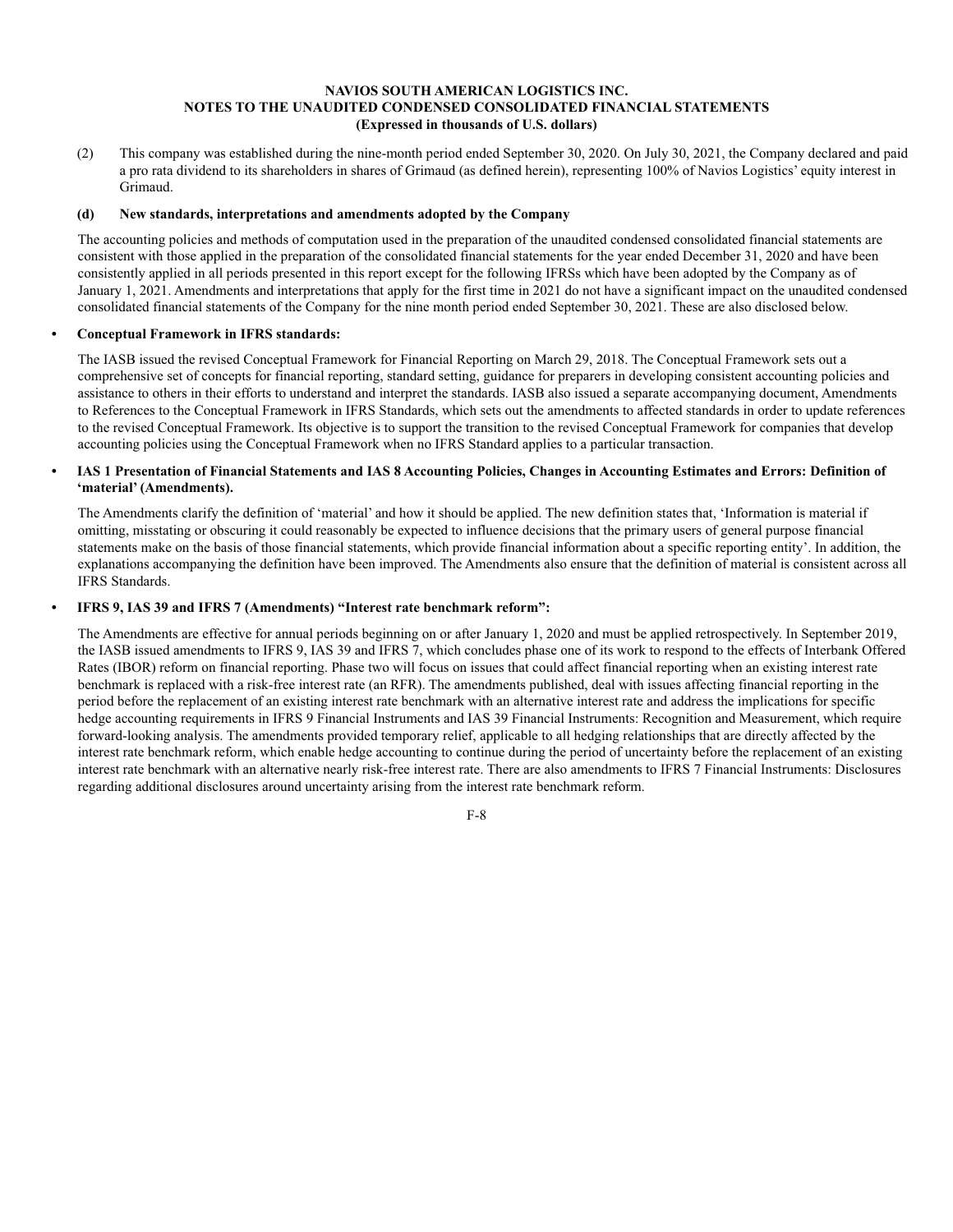(2) This company was established during the nine-month period ended September 30, 2020. On July 30, 2021, the Company declared and paid a pro rata dividend to its shareholders in shares of Grimaud (as defined herein), representing 100% of Navios Logistics' equity interest in Grimaud.

**(d) New standards, interpretations and amendments adopted by the Company**

The accounting policies and methods of computation used in the preparation of the unaudited condensed consolidated financial statements are consistent with those applied in the preparation of the consolidated financial statements for the year ended December 31, 2020 and have been consistently applied in all periods presented in this report except for the following IFRSs which have been adopted by the Company as of January 1, 2021. Amendments and interpretations that apply for the first time in 2021 do not have a significant impact on the unaudited condensed consolidated financial statements of the Company for the nine month period ended September 30, 2021. These are also disclosed below.

- **Conceptual Framework in IFRS standards:**

The IASB issued the revised Conceptual Framework for Financial Reporting on March 29, 2018. The Conceptual Framework sets out a comprehensive set of concepts for financial reporting, standard setting, guidance for preparers in developing consistent accounting policies and assistance to others in their efforts to understand and interpret the standards. IASB also issued a separate accompanying document, Amendments to References to the Conceptual Framework in IFRS Standards, which sets out the amendments to affected standards in order to update references to the revised Conceptual Framework. Its objective is to support the transition to the revised Conceptual Framework for companies that develop accounting policies using the Conceptual Framework when no IFRS Standard applies to a particular transaction.

- **IAS 1 Presentation of Financial Statements and IAS 8 Accounting Policies, Changes in Accounting Estimates and Errors: Definition of 'material' (Amendments).**

The Amendments clarify the definition of 'material' and how it should be applied. The new definition states that, 'Information is material if omitting, misstating or obscuring it could reasonably be expected to influence decisions that the primary users of general purpose financial statements make on the basis of those financial statements, which provide financial information about a specific reporting entity'. In addition, the explanations accompanying the definition have been improved. The Amendments also ensure that the definition of material is consistent across all IFRS Standards.

- **IFRS 9, IAS 39 and IFRS 7 (Amendments) "Interest rate benchmark reform":**

The Amendments are effective for annual periods beginning on or after January 1, 2020 and must be applied retrospectively. In September 2019, the IASB issued amendments to IFRS 9, IAS 39 and IFRS 7, which concludes phase one of its work to respond to the effects of Interbank Offered Rates (IBOR) reform on financial reporting. Phase two will focus on issues that could affect financial reporting when an existing interest rate benchmark is replaced with a risk-free interest rate (an RFR). The amendments published, deal with issues affecting financial reporting in the period before the replacement of an existing interest rate benchmark with an alternative interest rate and address the implications for specific hedge accounting requirements in IFRS 9 Financial Instruments and IAS 39 Financial Instruments: Recognition and Measurement, which require forward-looking analysis. The amendments provided temporary relief, applicable to all hedging relationships that are directly affected by the interest rate benchmark reform, which enable hedge accounting to continue during the period of uncertainty before the replacement of an existing interest rate benchmark with an alternative nearly risk-free interest rate. There are also amendments to IFRS 7 Financial Instruments: Disclosures regarding additional disclosures around uncertainty arising from the interest rate benchmark reform.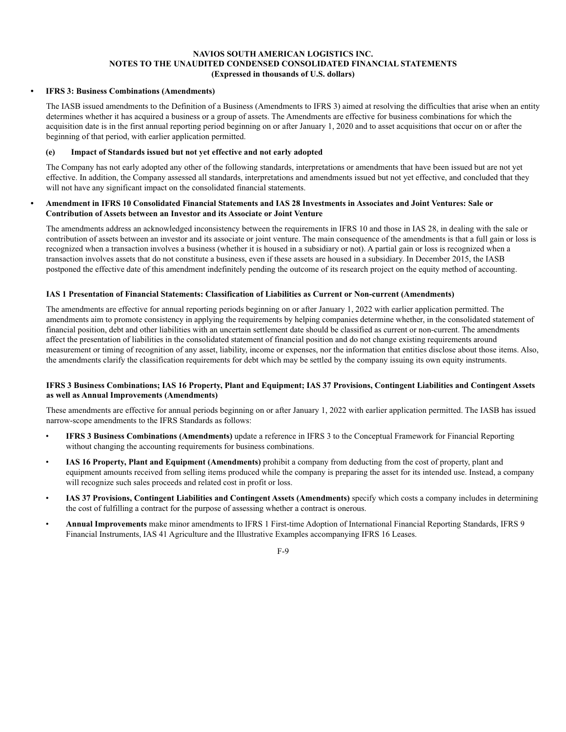- **IFRS 3: Business Combinations (Amendments)**

The IASB issued amendments to the Definition of a Business (Amendments to IFRS 3) aimed at resolving the difficulties that arise when an entity determines whether it has acquired a business or a group of assets. The Amendments are effective for business combinations for which the acquisition date is in the first annual reporting period beginning on or after January 1, 2020 and to asset acquisitions that occur on or after the beginning of that period, with earlier application permitted.

**(e) Impact of Standards issued but not yet effective and not early adopted**

The Company has not early adopted any other of the following standards, interpretations or amendments that have been issued but are not yet effective. In addition, the Company assessed all standards, interpretations and amendments issued but not yet effective, and concluded that they will not have any significant impact on the consolidated financial statements.

- **Amendment in IFRS 10 Consolidated Financial Statements and IAS 28 Investments in Associates and Joint Ventures: Sale or Contribution of Assets between an Investor and its Associate or Joint Venture**

The amendments address an acknowledged inconsistency between the requirements in IFRS 10 and those in IAS 28, in dealing with the sale or contribution of assets between an investor and its associate or joint venture. The main consequence of the amendments is that a full gain or loss is recognized when a transaction involves a business (whether it is housed in a subsidiary or not). A partial gain or loss is recognized when a transaction involves assets that do not constitute a business, even if these assets are housed in a subsidiary. In December 2015, the IASB postponed the effective date of this amendment indefinitely pending the outcome of its research project on the equity method of accounting.

**IAS 1 Presentation of Financial Statements: Classification of Liabilities as Current or Non-current (Amendments)**

The amendments are effective for annual reporting periods beginning on or after January 1, 2022 with earlier application permitted. The amendments aim to promote consistency in applying the requirements by helping companies determine whether, in the consolidated statement of financial position, debt and other liabilities with an uncertain settlement date should be classified as current or non-current. The amendments affect the presentation of liabilities in the consolidated statement of financial position and do not change existing requirements around measurement or timing of recognition of any asset, liability, income or expenses, nor the information that entities disclose about those items. Also, the amendments clarify the classification requirements for debt which may be settled by the company issuing its own equity instruments.

**IFRS 3 Business Combinations; IAS 16 Property, Plant and Equipment; IAS 37 Provisions, Contingent Liabilities and Contingent Assets as well as Annual Improvements (Amendments)**

These amendments are effective for annual periods beginning on or after January 1, 2022 with earlier application permitted. The IASB has issued narrow-scope amendments to the IFRS Standards as follows:

- **IFRS 3 Business Combinations (Amendments)** update a reference in IFRS 3 to the Conceptual Framework for Financial Reporting without changing the accounting requirements for business combinations.
- **IAS 16 Property, Plant and Equipment (Amendments)** prohibit a company from deducting from the cost of property, plant and equipment amounts received from selling items produced while the company is preparing the asset for its intended use. Instead, a company will recognize such sales proceeds and related cost in profit or loss.
- **IAS 37 Provisions, Contingent Liabilities and Contingent Assets (Amendments)** specify which costs a company includes in determining the cost of fulfilling a contract for the purpose of assessing whether a contract is onerous.
- **Annual Improvements** make minor amendments to IFRS 1 First-time Adoption of International Financial Reporting Standards, IFRS 9 Financial Instruments, IAS 41 Agriculture and the Illustrative Examples accompanying IFRS 16 Leases.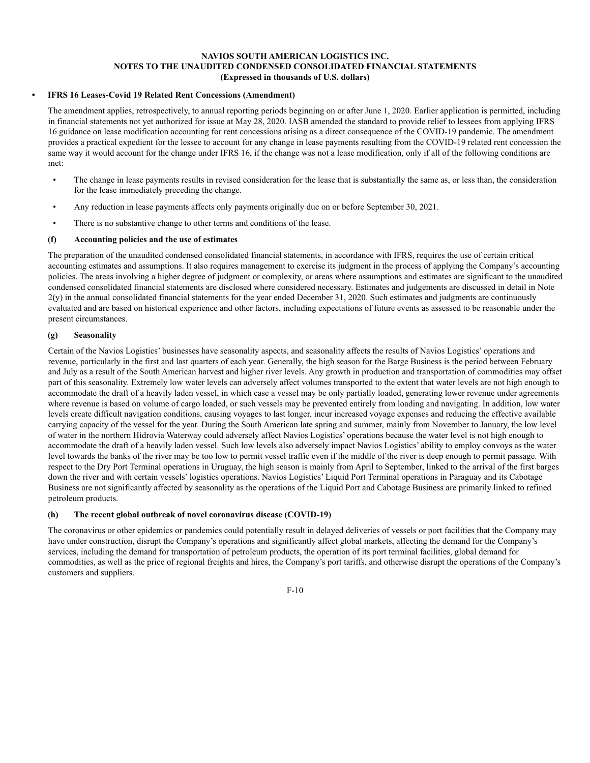- **IFRS 16 Leases-Covid 19 Related Rent Concessions (Amendment)**

  The amendment applies, retrospectively, to annual reporting periods beginning on or after June 1, 2020. Earlier application is permitted, including in financial statements not yet authorized for issue at May 28, 2020. IASB amended the standard to provide relief to lessees from applying IFRS 16 guidance on lease modification accounting for rent concessions arising as a direct consequence of the COVID-19 pandemic. The amendment provides a practical expedient for the lessee to account for any change in lease payments resulting from the COVID-19 related rent concession the same way it would account for the change under IFRS 16, if the change was not a lease modification, only if all of the following conditions are met:

  - The change in lease payments results in revised consideration for the lease that is substantially the same as, or less than, the consideration for the lease immediately preceding the change.
  - Any reduction in lease payments affects only payments originally due on or before September 30, 2021.
  - There is no substantive change to other terms and conditions of the lease.

#### (f) Accounting policies and the use of estimates

The preparation of the unaudited condensed consolidated financial statements, in accordance with IFRS, requires the use of certain critical accounting estimates and assumptions. It also requires management to exercise its judgment in the process of applying the Company's accounting policies. The areas involving a higher degree of judgment or complexity, or areas where assumptions and estimates are significant to the unaudited condensed consolidated financial statements are disclosed where considered necessary. Estimates and judgements are discussed in detail in Note 2(y) in the annual consolidated financial statements for the year ended December 31, 2020. Such estimates and judgments are continuously evaluated and are based on historical experience and other factors, including expectations of future events as assessed to be reasonable under the present circumstances.

#### (g) Seasonality

Certain of the Navios Logistics' businesses have seasonality aspects, and seasonality affects the results of Navios Logistics' operations and revenue, particularly in the first and last quarters of each year. Generally, the high season for the Barge Business is the period between February and July as a result of the South American harvest and higher river levels. Any growth in production and transportation of commodities may offset part of this seasonality. Extremely low water levels can adversely affect volumes transported to the extent that water levels are not high enough to accommodate the draft of a heavily laden vessel, in which case a vessel may be only partially loaded, generating lower revenue under agreements where revenue is based on volume of cargo loaded, or such vessels may be prevented entirely from loading and navigating. In addition, low water levels create difficult navigation conditions, causing voyages to last longer, incur increased voyage expenses and reducing the effective available carrying capacity of the vessel for the year. During the South American late spring and summer, mainly from November to January, the low level of water in the northern Hidrovia Waterway could adversely affect Navios Logistics' operations because the water level is not high enough to accommodate the draft of a heavily laden vessel. Such low levels also adversely impact Navios Logistics' ability to employ convoys as the water level towards the banks of the river may be too low to permit vessel traffic even if the middle of the river is deep enough to permit passage. With respect to the Dry Port Terminal operations in Uruguay, the high season is mainly from April to September, linked to the arrival of the first barges down the river and with certain vessels' logistics operations. Navios Logistics' Liquid Port Terminal operations in Paraguay and its Cabotage Business are not significantly affected by seasonality as the operations of the Liquid Port and Cabotage Business are primarily linked to refined petroleum products.

#### (h) The recent global outbreak of novel coronavirus disease (COVID-19)

The coronavirus or other epidemics or pandemics could potentially result in delayed deliveries of vessels or port facilities that the Company may have under construction, disrupt the Company's operations and significantly affect global markets, affecting the demand for the Company's services, including the demand for transportation of petroleum products, the operation of its port terminal facilities, global demand for commodities, as well as the price of regional freights and hires, the Company's port tariffs, and otherwise disrupt the operations of the Company's customers and suppliers.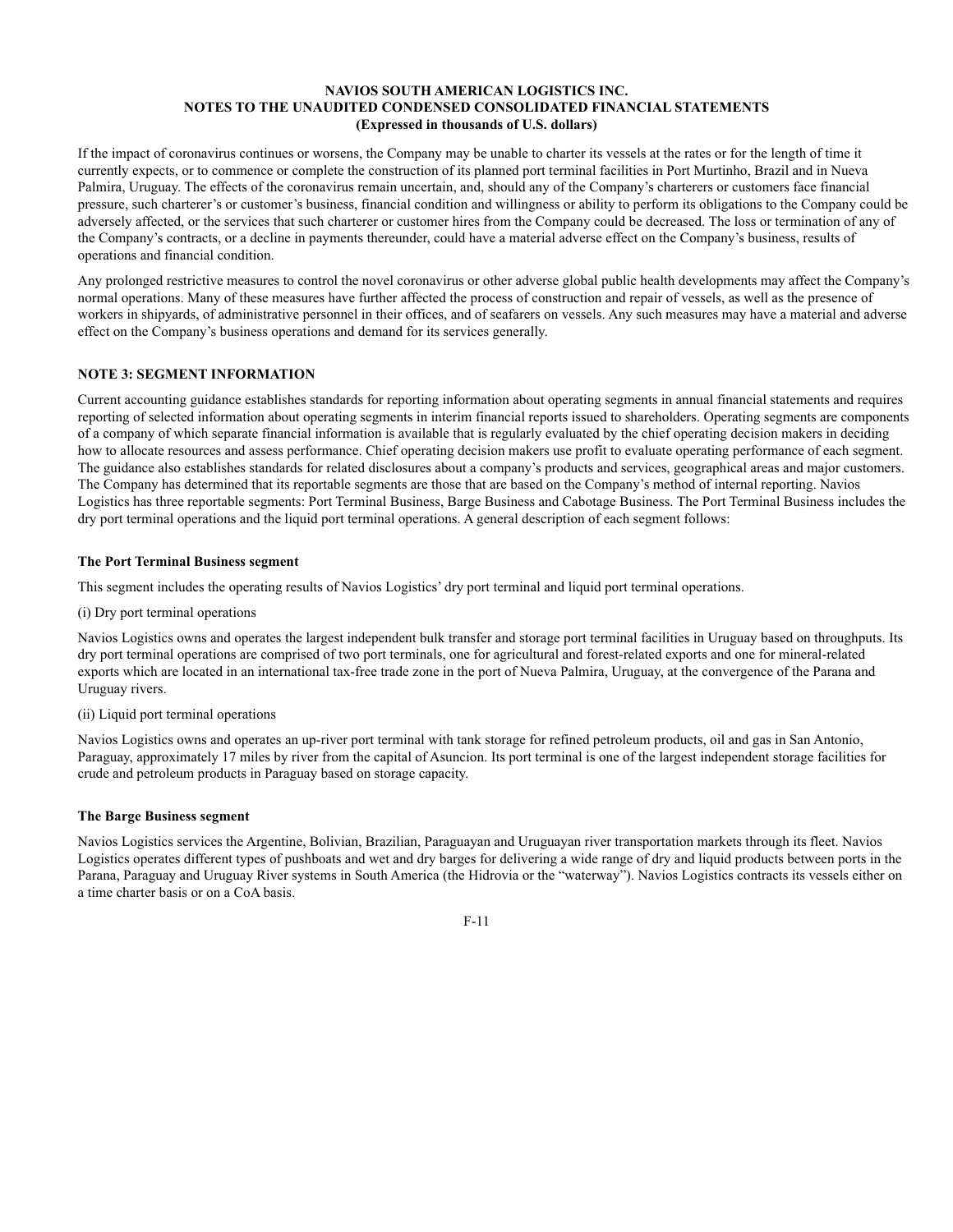If the impact of coronavirus continues or worsens, the Company may be unable to charter its vessels at the rates or for the length of time it currently expects, or to commence or complete the construction of its planned port terminal facilities in Port Murtinho, Brazil and in Nueva Palmira, Uruguay. The effects of the coronavirus remain uncertain, and, should any of the Company's charterers or customers face financial pressure, such charterer's or customer's business, financial condition and willingness or ability to perform its obligations to the Company could be adversely affected, or the services that such charterer or customer hires from the Company could be decreased. The loss or termination of any of the Company's contracts, or a decline in payments thereunder, could have a material adverse effect on the Company's business, results of operations and financial condition.

Any prolonged restrictive measures to control the novel coronavirus or other adverse global public health developments may affect the Company's normal operations. Many of these measures have further affected the process of construction and repair of vessels, as well as the presence of workers in shipyards, of administrative personnel in their offices, and of seafarers on vessels. Any such measures may have a material and adverse effect on the Company's business operations and demand for its services generally.

## NOTE 3: SEGMENT INFORMATION

Current accounting guidance establishes standards for reporting information about operating segments in annual financial statements and requires reporting of selected information about operating segments in interim financial reports issued to shareholders. Operating segments are components of a company of which separate financial information is available that is regularly evaluated by the chief operating decision makers in deciding how to allocate resources and assess performance. Chief operating decision makers use profit to evaluate operating performance of each segment. The guidance also establishes standards for related disclosures about a company's products and services, geographical areas and major customers. The Company has determined that its reportable segments are those that are based on the Company's method of internal reporting. Navios Logistics has three reportable segments: Port Terminal Business, Barge Business and Cabotage Business. The Port Terminal Business includes the dry port terminal operations and the liquid port terminal operations. A general description of each segment follows:

### The Port Terminal Business segment

This segment includes the operating results of Navios Logistics' dry port terminal and liquid port terminal operations.

(i) Dry port terminal operations

Navios Logistics owns and operates the largest independent bulk transfer and storage port terminal facilities in Uruguay based on throughputs. Its dry port terminal operations are comprised of two port terminals, one for agricultural and forest-related exports and one for mineral-related exports which are located in an international tax-free trade zone in the port of Nueva Palmira, Uruguay, at the convergence of the Parana and Uruguay rivers.

(ii) Liquid port terminal operations

Navios Logistics owns and operates an up-river port terminal with tank storage for refined petroleum products, oil and gas in San Antonio, Paraguay, approximately 17 miles by river from the capital of Asuncion. Its port terminal is one of the largest independent storage facilities for crude and petroleum products in Paraguay based on storage capacity.

### The Barge Business segment

Navios Logistics services the Argentine, Bolivian, Brazilian, Paraguayan and Uruguayan river transportation markets through its fleet. Navios Logistics operates different types of pushboats and wet and dry barges for delivering a wide range of dry and liquid products between ports in the Parana, Paraguay and Uruguay River systems in South America (the Hidrovia or the "waterway"). Navios Logistics contracts its vessels either on a time charter basis or on a CoA basis.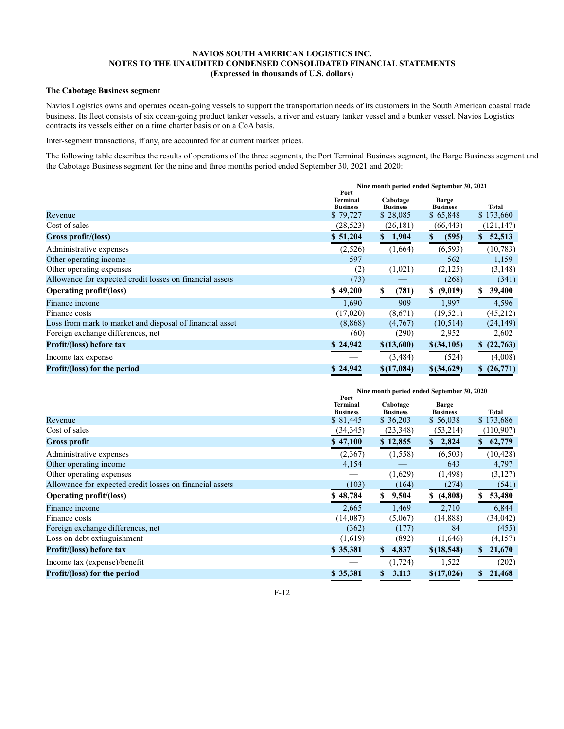### The Cabotage Business segment

Navios Logistics owns and operates ocean-going vessels to support the transportation needs of its customers in the South American coastal trade business. Its fleet consists of six ocean-going product tanker vessels, a river and estuary tanker vessel and a bunker vessel. Navios Logistics contracts its vessels either on a time charter basis or on a CoA basis.

Inter-segment transactions, if any, are accounted for at current market prices.

The following table describes the results of operations of the three segments, the Port Terminal Business segment, the Barge Business segment and the Cabotage Business segment for the nine and three months period ended September 30, 2021 and 2020:

| | Nine month period ended September 30, 2021 | | | |
|---|---|---|---|---|
| | Port Terminal Business | Cabotage Business | Barge Business | Total |
| Revenue | $ 79,727 | $ 28,085 | $ 65,848 | $ 173,660 |
| Cost of sales | (28,523) | (26,181) | (66,443) | (121,147) |
| **Gross profit/(loss)** | **$ 51,204** | **$ 1,904** | **$ (595)** | **$ 52,513** |
| Administrative expenses | (2,526) | (1,664) | (6,593) | (10,783) |
| Other operating income | 597 | — | 562 | 1,159 |
| Other operating expenses | (2) | (1,021) | (2,125) | (3,148) |
| Allowance for expected credit losses on financial assets | (73) | — | (268) | (341) |
| **Operating profit/(loss)** | **$ 49,200** | **$ (781)** | **$ (9,019)** | **$ 39,400** |
| Finance income | 1,690 | 909 | 1,997 | 4,596 |
| Finance costs | (17,020) | (8,671) | (19,521) | (45,212) |
| Loss from mark to market and disposal of financial asset | (8,868) | (4,767) | (10,514) | (24,149) |
| Foreign exchange differences, net | (60) | (290) | 2,952 | 2,602 |
| **Profit/(loss) before tax** | **$ 24,942** | **$(13,600)** | **$(34,105)** | **$ (22,763)** |
| Income tax expense | — | (3,484) | (524) | (4,008) |
| **Profit/(loss) for the period** | **$ 24,942** | **$(17,084)** | **$(34,629)** | **$ (26,771)** |

| | Nine month period ended September 30, 2020 | | | |
|---|---|---|---|---|
| | Port Terminal Business | Cabotage Business | Barge Business | Total |
| Revenue | $ 81,445 | $ 36,203 | $ 56,038 | $ 173,686 |
| Cost of sales | (34,345) | (23,348) | (53,214) | (110,907) |
| **Gross profit** | **$ 47,100** | **$ 12,855** | **$ 2,824** | **$ 62,779** |
| Administrative expenses | (2,367) | (1,558) | (6,503) | (10,428) |
| Other operating income | 4,154 | — | 643 | 4,797 |
| Other operating expenses | — | (1,629) | (1,498) | (3,127) |
| Allowance for expected credit losses on financial assets | (103) | (164) | (274) | (541) |
| **Operating profit/(loss)** | **$ 48,784** | **$ 9,504** | **$ (4,808)** | **$ 53,480** |
| Finance income | 2,665 | 1,469 | 2,710 | 6,844 |
| Finance costs | (14,087) | (5,067) | (14,888) | (34,042) |
| Foreign exchange differences, net | (362) | (177) | 84 | (455) |
| Loss on debt extinguishment | (1,619) | (892) | (1,646) | (4,157) |
| **Profit/(loss) before tax** | **$ 35,381** | **$ 4,837** | **$(18,548)** | **$ 21,670** |
| Income tax (expense)/benefit | — | (1,724) | 1,522 | (202) |
| **Profit/(loss) for the period** | **$ 35,381** | **$ 3,113** | **$(17,026)** | **$ 21,468** |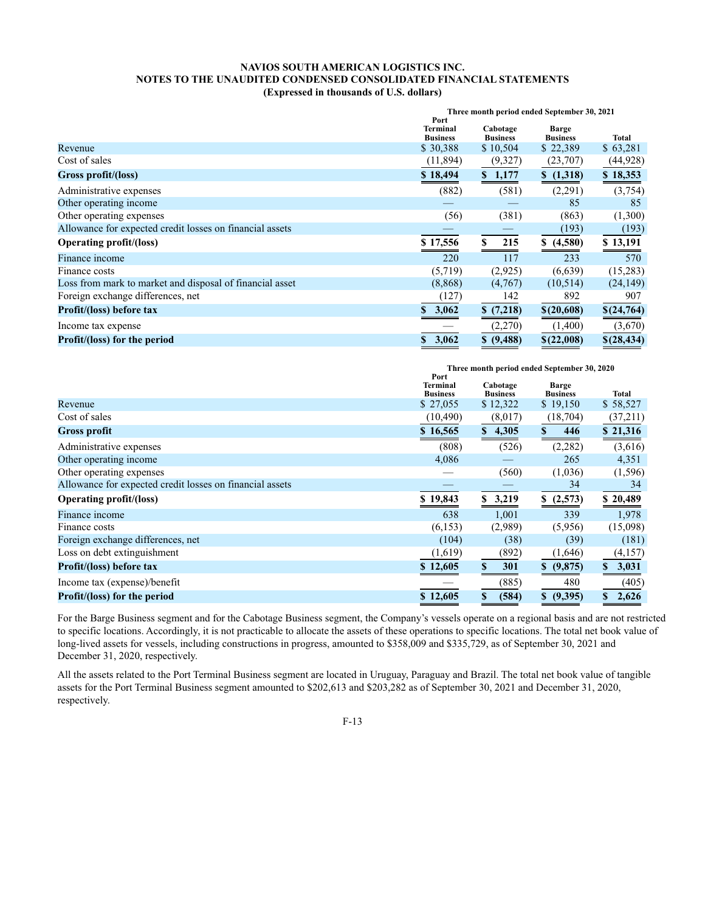**NAVIOS SOUTH AMERICAN LOGISTICS INC.**
**NOTES TO THE UNAUDITED CONDENSED CONSOLIDATED FINANCIAL STATEMENTS**
**(Expressed in thousands of U.S. dollars)**

| | Three month period ended September 30, 2021 | | | |
|---|---|---|---|---|
| | Port Terminal Business | Cabotage Business | Barge Business | Total |
| Revenue | $ 30,388 | $ 10,504 | $ 22,389 | $ 63,281 |
| Cost of sales | (11,894) | (9,327) | (23,707) | (44,928) |
| **Gross profit/(loss)** | **$ 18,494** | **$ 1,177** | **$ (1,318)** | **$ 18,353** |
| Administrative expenses | (882) | (581) | (2,291) | (3,754) |
| Other operating income | — | — | 85 | 85 |
| Other operating expenses | (56) | (381) | (863) | (1,300) |
| Allowance for expected credit losses on financial assets | — | — | (193) | (193) |
| **Operating profit/(loss)** | **$ 17,556** | **$ 215** | **$ (4,580)** | **$ 13,191** |
| Finance income | 220 | 117 | 233 | 570 |
| Finance costs | (5,719) | (2,925) | (6,639) | (15,283) |
| Loss from mark to market and disposal of financial asset | (8,868) | (4,767) | (10,514) | (24,149) |
| Foreign exchange differences, net | (127) | 142 | 892 | 907 |
| **Profit/(loss) before tax** | **$ 3,062** | **$ (7,218)** | **$(20,608)** | **$(24,764)** |
| Income tax expense | — | (2,270) | (1,400) | (3,670) |
| **Profit/(loss) for the period** | **$ 3,062** | **$ (9,488)** | **$(22,008)** | **$(28,434)** |

| | Three month period ended September 30, 2020 | | | |
|---|---|---|---|---|
| | Port Terminal Business | Cabotage Business | Barge Business | Total |
| Revenue | $ 27,055 | $ 12,322 | $ 19,150 | $ 58,527 |
| Cost of sales | (10,490) | (8,017) | (18,704) | (37,211) |
| **Gross profit** | **$ 16,565** | **$ 4,305** | **$ 446** | **$ 21,316** |
| Administrative expenses | (808) | (526) | (2,282) | (3,616) |
| Other operating income | 4,086 | — | 265 | 4,351 |
| Other operating expenses | — | (560) | (1,036) | (1,596) |
| Allowance for expected credit losses on financial assets | — | — | 34 | 34 |
| **Operating profit/(loss)** | **$ 19,843** | **$ 3,219** | **$ (2,573)** | **$ 20,489** |
| Finance income | 638 | 1,001 | 339 | 1,978 |
| Finance costs | (6,153) | (2,989) | (5,956) | (15,098) |
| Foreign exchange differences, net | (104) | (38) | (39) | (181) |
| Loss on debt extinguishment | (1,619) | (892) | (1,646) | (4,157) |
| **Profit/(loss) before tax** | **$ 12,605** | **$ 301** | **$ (9,875)** | **$ 3,031** |
| Income tax (expense)/benefit | — | (885) | 480 | (405) |
| **Profit/(loss) for the period** | **$ 12,605** | **$ (584)** | **$ (9,395)** | **$ 2,626** |

For the Barge Business segment and for the Cabotage Business segment, the Company's vessels operate on a regional basis and are not restricted to specific locations. Accordingly, it is not practicable to allocate the assets of these operations to specific locations. The total net book value of long-lived assets for vessels, including constructions in progress, amounted to $358,009 and $335,729, as of September 30, 2021 and December 31, 2020, respectively.

All the assets related to the Port Terminal Business segment are located in Uruguay, Paraguay and Brazil. The total net book value of tangible assets for the Port Terminal Business segment amounted to $202,613 and $203,282 as of September 30, 2021 and December 31, 2020, respectively.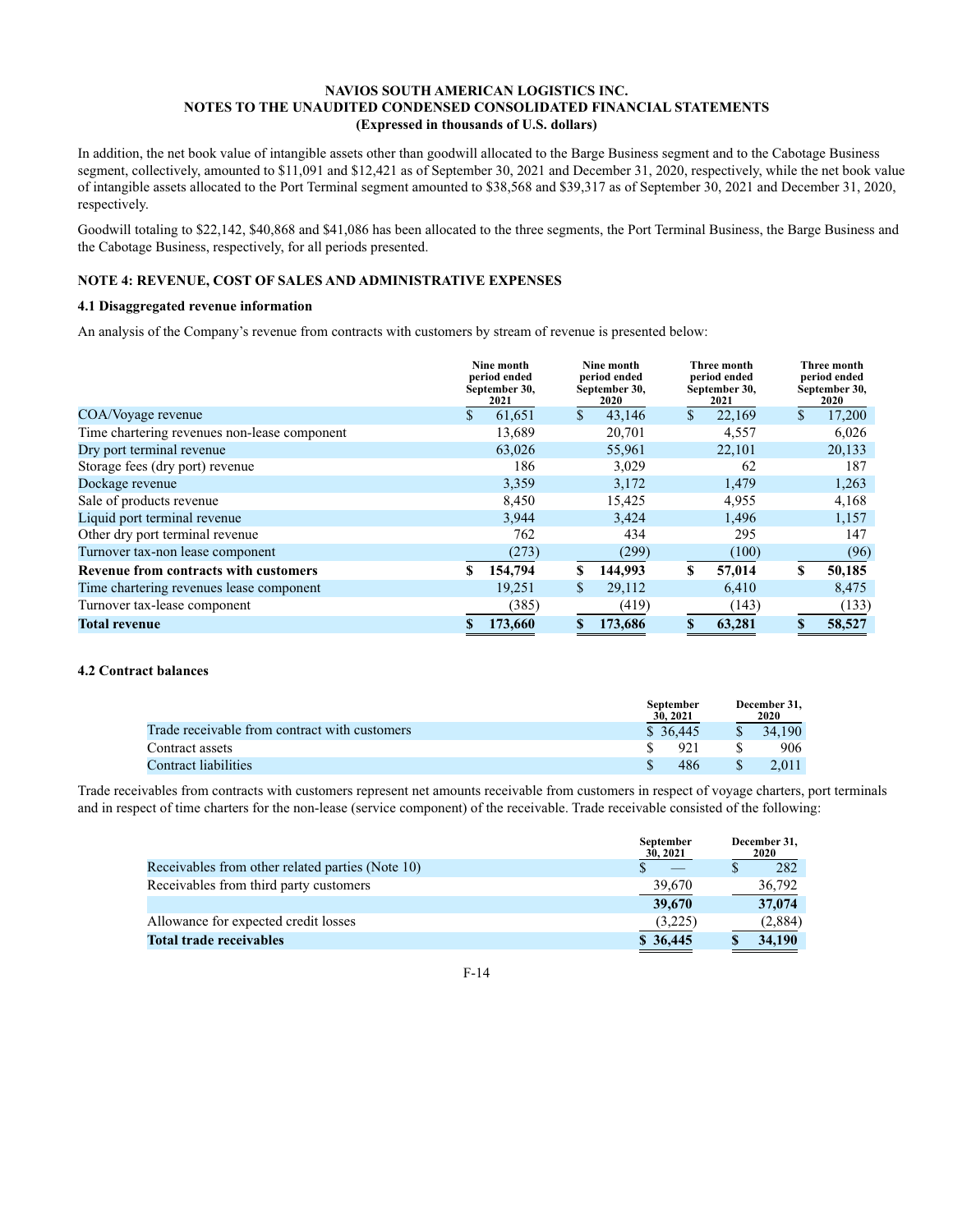In addition, the net book value of intangible assets other than goodwill allocated to the Barge Business segment and to the Cabotage Business segment, collectively, amounted to $11,091 and $12,421 as of September 30, 2021 and December 31, 2020, respectively, while the net book value of intangible assets allocated to the Port Terminal segment amounted to $38,568 and $39,317 as of September 30, 2021 and December 31, 2020, respectively.

Goodwill totaling to $22,142, $40,868 and $41,086 has been allocated to the three segments, the Port Terminal Business, the Barge Business and the Cabotage Business, respectively, for all periods presented.

## NOTE 4: REVENUE, COST OF SALES AND ADMINISTRATIVE EXPENSES

### 4.1 Disaggregated revenue information

An analysis of the Company's revenue from contracts with customers by stream of revenue is presented below:

| | Nine month period ended September 30, 2021 | Nine month period ended September 30, 2020 | Three month period ended September 30, 2021 | Three month period ended September 30, 2020 |
|---|---|---|---|---|
| COA/Voyage revenue | $ 61,651 | $ 43,146 | $ 22,169 | $ 17,200 |
| Time chartering revenues non-lease component | 13,689 | 20,701 | 4,557 | 6,026 |
| Dry port terminal revenue | 63,026 | 55,961 | 22,101 | 20,133 |
| Storage fees (dry port) revenue | 186 | 3,029 | 62 | 187 |
| Dockage revenue | 3,359 | 3,172 | 1,479 | 1,263 |
| Sale of products revenue | 8,450 | 15,425 | 4,955 | 4,168 |
| Liquid port terminal revenue | 3,944 | 3,424 | 1,496 | 1,157 |
| Other dry port terminal revenue | 762 | 434 | 295 | 147 |
| Turnover tax-non lease component | (273) | (299) | (100) | (96) |
| **Revenue from contracts with customers** | **$ 154,794** | **$ 144,993** | **$ 57,014** | **$ 50,185** |
| Time chartering revenues lease component | 19,251 | $ 29,112 | 6,410 | 8,475 |
| Turnover tax-lease component | (385) | (419) | (143) | (133) |
| **Total revenue** | **$ 173,660** | **$ 173,686** | **$ 63,281** | **$ 58,527** |

### 4.2 Contract balances

| | September 30, 2021 | December 31, 2020 |
|---|---|---|
| Trade receivable from contract with customers | $ 36,445 | $ 34,190 |
| Contract assets | $ 921 | $ 906 |
| Contract liabilities | $ 486 | $ 2,011 |

Trade receivables from contracts with customers represent net amounts receivable from customers in respect of voyage charters, port terminals and in respect of time charters for the non-lease (service component) of the receivable. Trade receivable consisted of the following:

| | September 30, 2021 | December 31, 2020 |
|---|---|---|
| Receivables from other related parties (Note 10) | $ — | $ 282 |
| Receivables from third party customers | 39,670 | 36,792 |
| | **39,670** | **37,074** |
| Allowance for expected credit losses | (3,225) | (2,884) |
| **Total trade receivables** | **$ 36,445** | **$ 34,190** |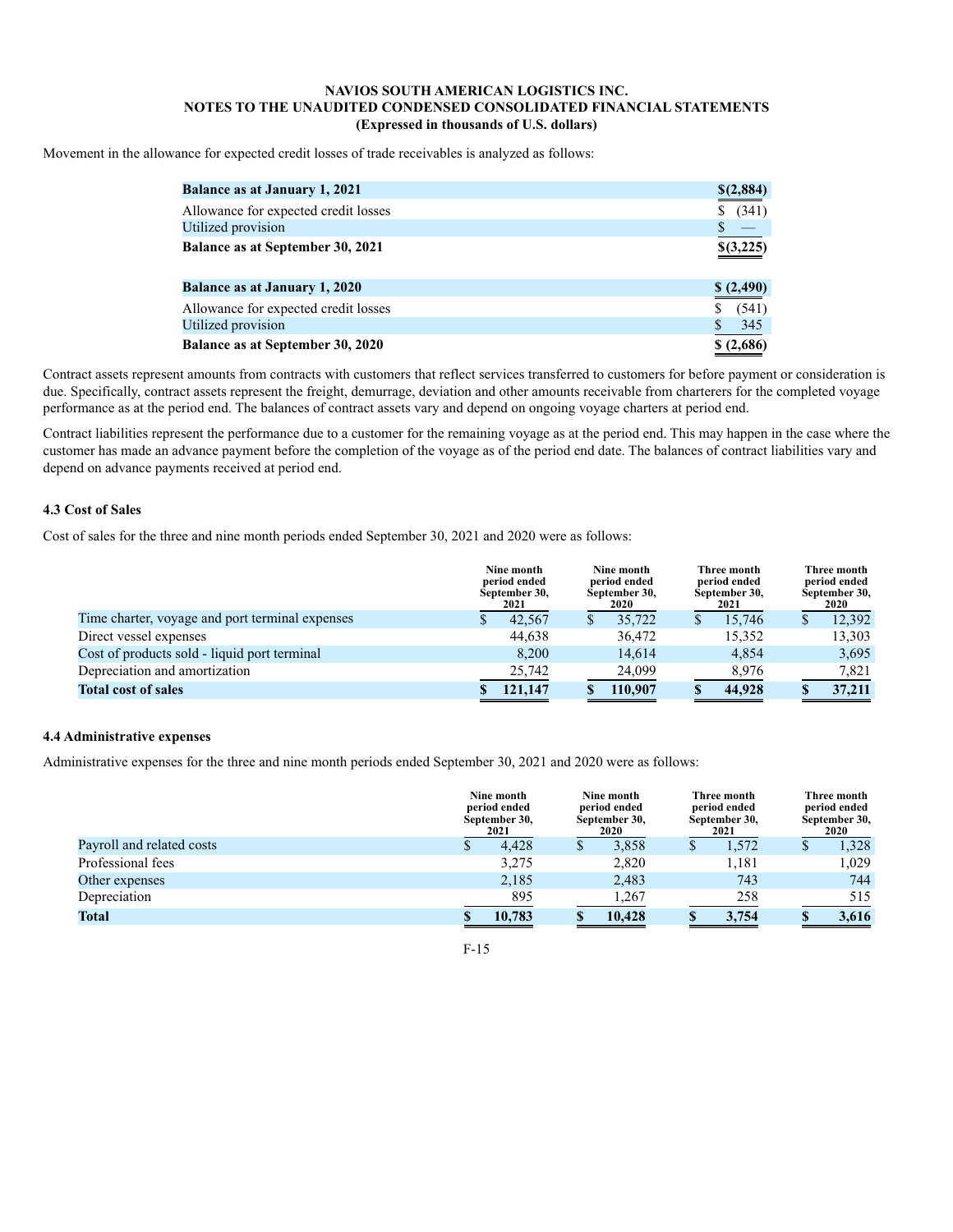Movement in the allowance for expected credit losses of trade receivables is analyzed as follows:

| | |
|---|---|
| **Balance as at January 1, 2021** | **$(2,884)** |
| Allowance for expected credit losses | $ (341) |
| Utilized provision | $ — |
| **Balance as at September 30, 2021** | **$(3,225)** |
| | |
| **Balance as at January 1, 2020** | **$ (2,490)** |
| Allowance for expected credit losses | $ (541) |
| Utilized provision | $ 345 |
| **Balance as at September 30, 2020** | **$ (2,686)** |

Contract assets represent amounts from contracts with customers that reflect services transferred to customers for before payment or consideration is due. Specifically, contract assets represent the freight, demurrage, deviation and other amounts receivable from charterers for the completed voyage performance as at the period end. The balances of contract assets vary and depend on ongoing voyage charters at period end.

Contract liabilities represent the performance due to a customer for the remaining voyage as at the period end. This may happen in the case where the customer has made an advance payment before the completion of the voyage as of the period end date. The balances of contract liabilities vary and depend on advance payments received at period end.

### 4.3 Cost of Sales

Cost of sales for the three and nine month periods ended September 30, 2021 and 2020 were as follows:

| | Nine month period ended September 30, 2021 | Nine month period ended September 30, 2020 | Three month period ended September 30, 2021 | Three month period ended September 30, 2020 |
|---|---|---|---|---|
| Time charter, voyage and port terminal expenses | $ 42,567 | $ 35,722 | $ 15,746 | $ 12,392 |
| Direct vessel expenses | 44,638 | 36,472 | 15,352 | 13,303 |
| Cost of products sold - liquid port terminal | 8,200 | 14,614 | 4,854 | 3,695 |
| Depreciation and amortization | 25,742 | 24,099 | 8,976 | 7,821 |
| **Total cost of sales** | **$ 121,147** | **$ 110,907** | **$ 44,928** | **$ 37,211** |

### 4.4 Administrative expenses

Administrative expenses for the three and nine month periods ended September 30, 2021 and 2020 were as follows:

| | Nine month period ended September 30, 2021 | Nine month period ended September 30, 2020 | Three month period ended September 30, 2021 | Three month period ended September 30, 2020 |
|---|---|---|---|---|
| Payroll and related costs | $ 4,428 | $ 3,858 | $ 1,572 | $ 1,328 |
| Professional fees | 3,275 | 2,820 | 1,181 | 1,029 |
| Other expenses | 2,185 | 2,483 | 743 | 744 |
| Depreciation | 895 | 1,267 | 258 | 515 |
| **Total** | **$ 10,783** | **$ 10,428** | **$ 3,754** | **$ 3,616** |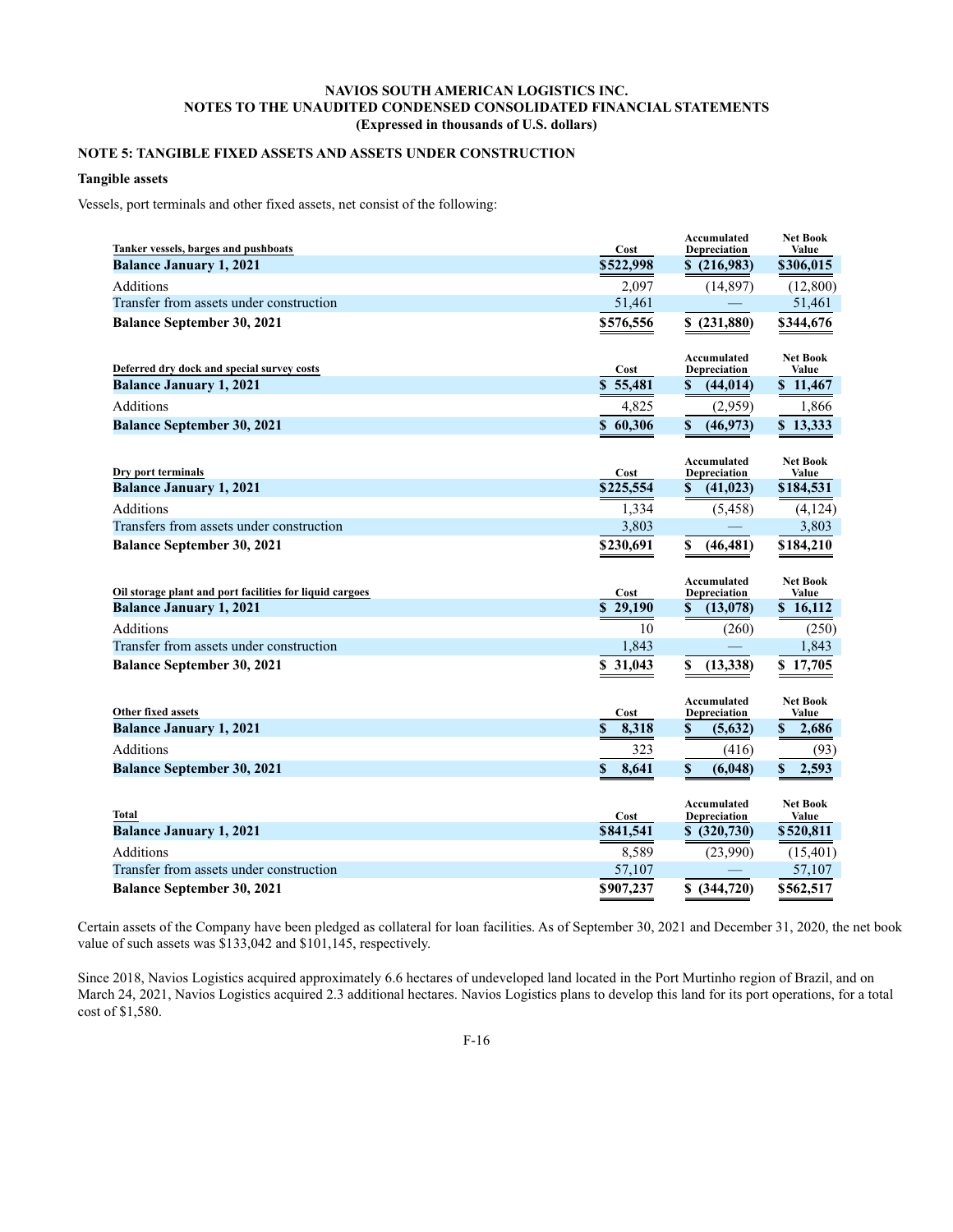**NAVIOS SOUTH AMERICAN LOGISTICS INC.**
**NOTES TO THE UNAUDITED CONDENSED CONSOLIDATED FINANCIAL STATEMENTS**
**(Expressed in thousands of U.S. dollars)**

## NOTE 5: TANGIBLE FIXED ASSETS AND ASSETS UNDER CONSTRUCTION

### Tangible assets

Vessels, port terminals and other fixed assets, net consist of the following:

| Tanker vessels, barges and pushboats | Cost | Accumulated Depreciation | Net Book Value |
|---|---|---|---|
| **Balance January 1, 2021** | **$522,998** | **$ (216,983)** | **$306,015** |
| Additions | 2,097 | (14,897) | (12,800) |
| Transfer from assets under construction | 51,461 | — | 51,461 |
| **Balance September 30, 2021** | **$576,556** | **$ (231,880)** | **$344,676** |

| Deferred dry dock and special survey costs | Cost | Accumulated Depreciation | Net Book Value |
|---|---|---|---|
| **Balance January 1, 2021** | **$ 55,481** | **$ (44,014)** | **$ 11,467** |
| Additions | 4,825 | (2,959) | 1,866 |
| **Balance September 30, 2021** | **$ 60,306** | **$ (46,973)** | **$ 13,333** |

| Dry port terminals | Cost | Accumulated Depreciation | Net Book Value |
|---|---|---|---|
| **Balance January 1, 2021** | **$225,554** | **$ (41,023)** | **$184,531** |
| Additions | 1,334 | (5,458) | (4,124) |
| Transfers from assets under construction | 3,803 | — | 3,803 |
| **Balance September 30, 2021** | **$230,691** | **$ (46,481)** | **$184,210** |

| Oil storage plant and port facilities for liquid cargoes | Cost | Accumulated Depreciation | Net Book Value |
|---|---|---|---|
| **Balance January 1, 2021** | **$ 29,190** | **$ (13,078)** | **$ 16,112** |
| Additions | 10 | (260) | (250) |
| Transfer from assets under construction | 1,843 | — | 1,843 |
| **Balance September 30, 2021** | **$ 31,043** | **$ (13,338)** | **$ 17,705** |

| Other fixed assets | Cost | Accumulated Depreciation | Net Book Value |
|---|---|---|---|
| **Balance January 1, 2021** | **$ 8,318** | **$ (5,632)** | **$ 2,686** |
| Additions | 323 | (416) | (93) |
| **Balance September 30, 2021** | **$ 8,641** | **$ (6,048)** | **$ 2,593** |

| Total | Cost | Accumulated Depreciation | Net Book Value |
|---|---|---|---|
| **Balance January 1, 2021** | **$841,541** | **$ (320,730)** | **$520,811** |
| Additions | 8,589 | (23,990) | (15,401) |
| Transfer from assets under construction | 57,107 | — | 57,107 |
| **Balance September 30, 2021** | **$907,237** | **$ (344,720)** | **$562,517** |

Certain assets of the Company have been pledged as collateral for loan facilities. As of September 30, 2021 and December 31, 2020, the net book value of such assets was $133,042 and $101,145, respectively.

Since 2018, Navios Logistics acquired approximately 6.6 hectares of undeveloped land located in the Port Murtinho region of Brazil, and on March 24, 2021, Navios Logistics acquired 2.3 additional hectares. Navios Logistics plans to develop this land for its port operations, for a total cost of $1,580.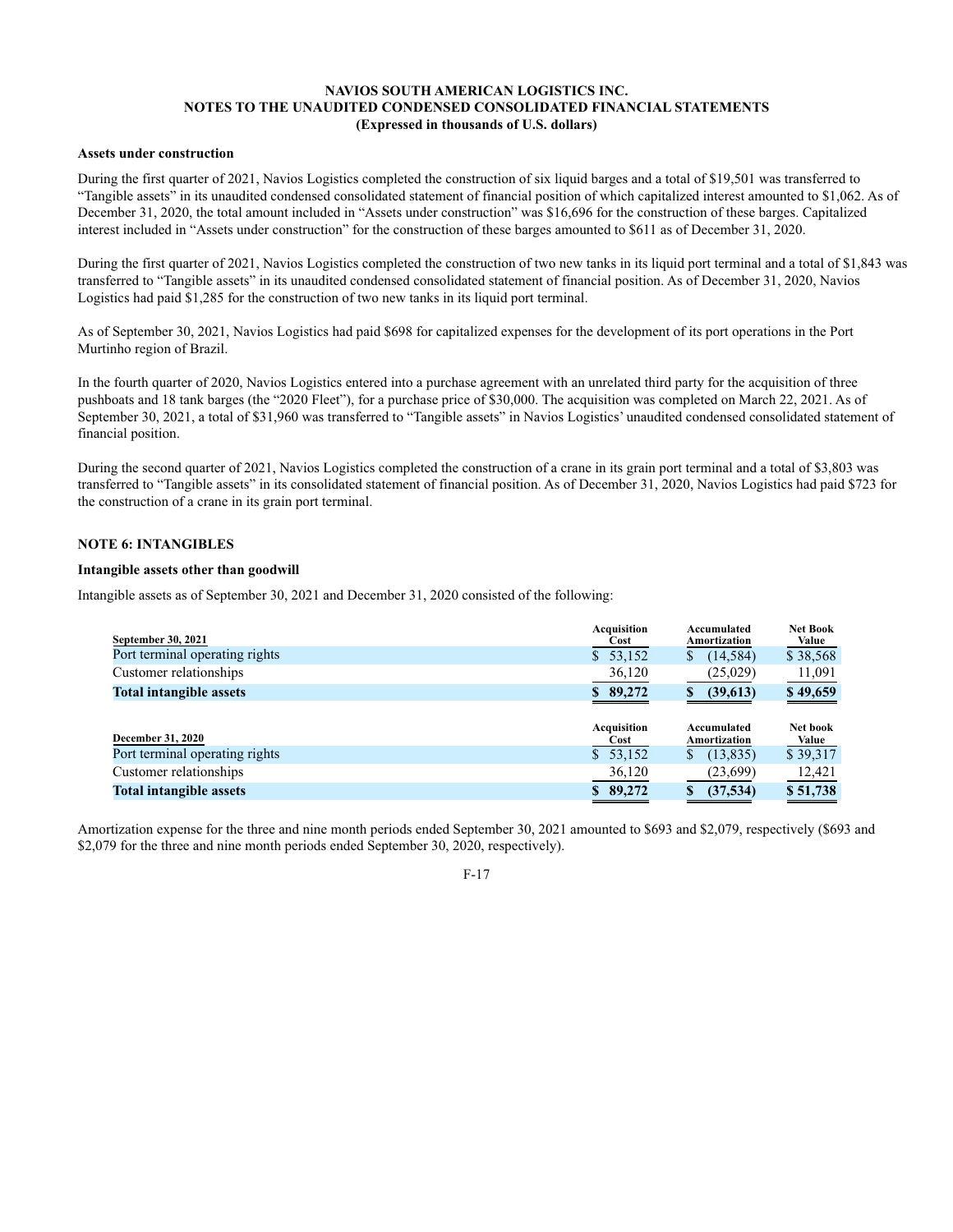**Assets under construction**

During the first quarter of 2021, Navios Logistics completed the construction of six liquid barges and a total of $19,501 was transferred to "Tangible assets" in its unaudited condensed consolidated statement of financial position of which capitalized interest amounted to $1,062. As of December 31, 2020, the total amount included in "Assets under construction" was $16,696 for the construction of these barges. Capitalized interest included in "Assets under construction" for the construction of these barges amounted to $611 as of December 31, 2020.

During the first quarter of 2021, Navios Logistics completed the construction of two new tanks in its liquid port terminal and a total of $1,843 was transferred to "Tangible assets" in its unaudited condensed consolidated statement of financial position. As of December 31, 2020, Navios Logistics had paid $1,285 for the construction of two new tanks in its liquid port terminal.

As of September 30, 2021, Navios Logistics had paid $698 for capitalized expenses for the development of its port operations in the Port Murtinho region of Brazil.

In the fourth quarter of 2020, Navios Logistics entered into a purchase agreement with an unrelated third party for the acquisition of three pushboats and 18 tank barges (the "2020 Fleet"), for a purchase price of $30,000. The acquisition was completed on March 22, 2021. As of September 30, 2021, a total of $31,960 was transferred to "Tangible assets" in Navios Logistics' unaudited condensed consolidated statement of financial position.

During the second quarter of 2021, Navios Logistics completed the construction of a crane in its grain port terminal and a total of $3,803 was transferred to "Tangible assets" in its consolidated statement of financial position. As of December 31, 2020, Navios Logistics had paid $723 for the construction of a crane in its grain port terminal.

## NOTE 6: INTANGIBLES

**Intangible assets other than goodwill**

Intangible assets as of September 30, 2021 and December 31, 2020 consisted of the following:

| September 30, 2021 | Acquisition Cost | Accumulated Amortization | Net Book Value |
|---|---|---|---|
| Port terminal operating rights | $ 53,152 | $ (14,584) | $ 38,568 |
| Customer relationships | 36,120 | (25,029) | 11,091 |
| **Total intangible assets** | **$ 89,272** | **$ (39,613)** | **$ 49,659** |

| December 31, 2020 | Acquisition Cost | Accumulated Amortization | Net book Value |
|---|---|---|---|
| Port terminal operating rights | $ 53,152 | $ (13,835) | $ 39,317 |
| Customer relationships | 36,120 | (23,699) | 12,421 |
| **Total intangible assets** | **$ 89,272** | **$ (37,534)** | **$ 51,738** |

Amortization expense for the three and nine month periods ended September 30, 2021 amounted to $693 and $2,079, respectively ($693 and $2,079 for the three and nine month periods ended September 30, 2020, respectively).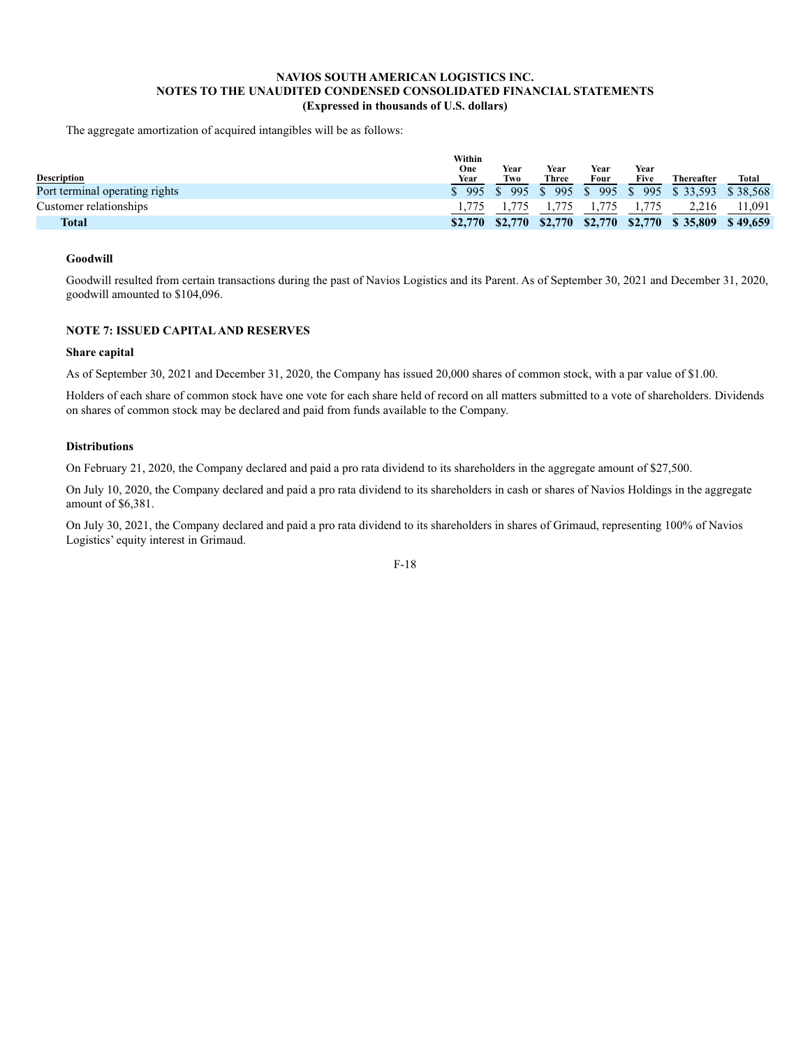The aggregate amortization of acquired intangibles will be as follows:

| Description | Within One Year | Year Two | Year Three | Year Four | Year Five | Thereafter | Total |
|---|---|---|---|---|---|---|---|
| Port terminal operating rights | $ 995 | $ 995 | $ 995 | $ 995 | $ 995 | $ 33,593 | $ 38,568 |
| Customer relationships | 1,775 | 1,775 | 1,775 | 1,775 | 1,775 | 2,216 | 11,091 |
| **Total** | **$2,770** | **$2,770** | **$2,770** | **$2,770** | **$2,770** | **$ 35,809** | **$ 49,659** |

**Goodwill**

Goodwill resulted from certain transactions during the past of Navios Logistics and its Parent. As of September 30, 2021 and December 31, 2020, goodwill amounted to $104,096.

**NOTE 7: ISSUED CAPITAL AND RESERVES**

**Share capital**

As of September 30, 2021 and December 31, 2020, the Company has issued 20,000 shares of common stock, with a par value of $1.00.

Holders of each share of common stock have one vote for each share held of record on all matters submitted to a vote of shareholders. Dividends on shares of common stock may be declared and paid from funds available to the Company.

**Distributions**

On February 21, 2020, the Company declared and paid a pro rata dividend to its shareholders in the aggregate amount of $27,500.

On July 10, 2020, the Company declared and paid a pro rata dividend to its shareholders in cash or shares of Navios Holdings in the aggregate amount of $6,381.

On July 30, 2021, the Company declared and paid a pro rata dividend to its shareholders in shares of Grimaud, representing 100% of Navios Logistics' equity interest in Grimaud.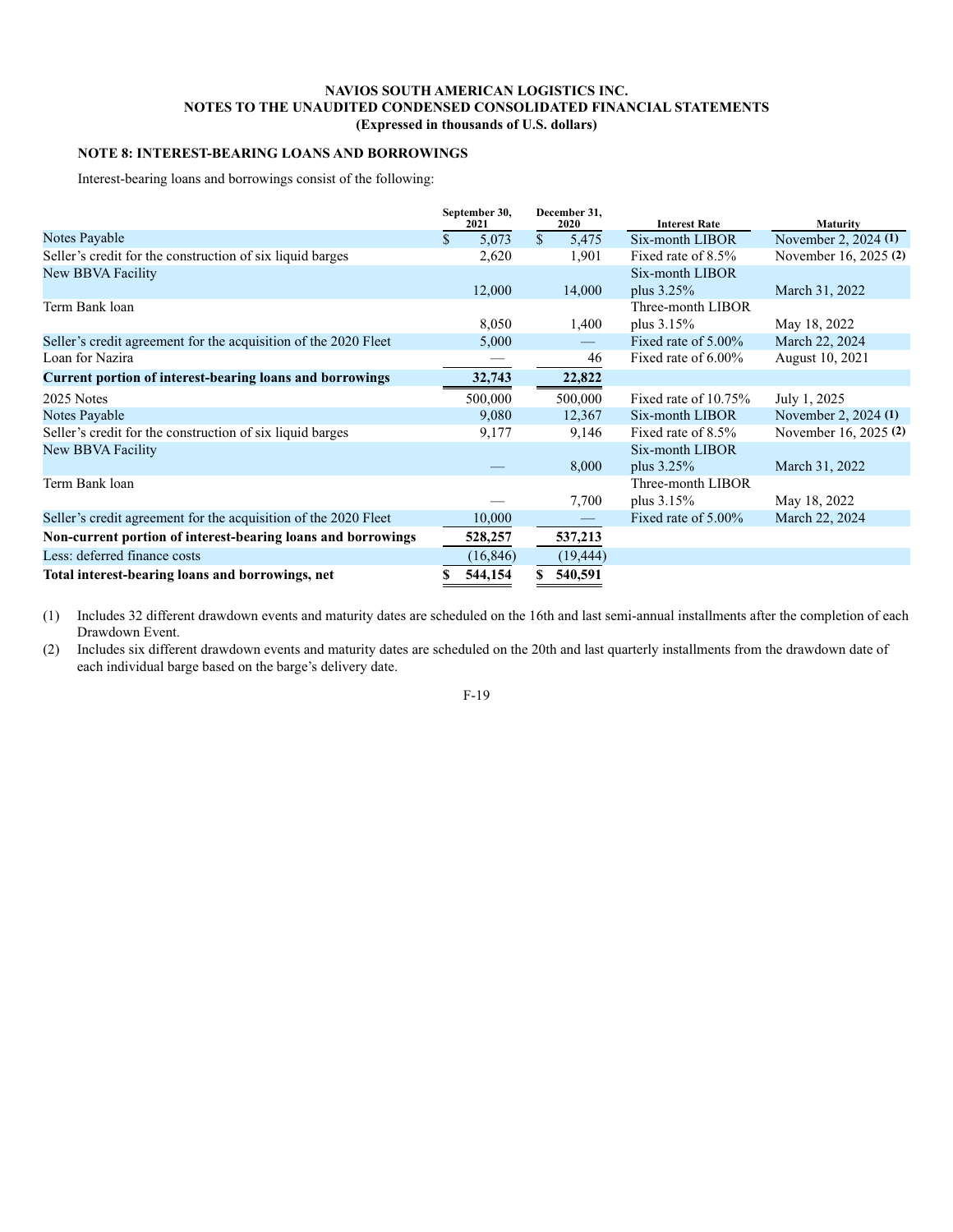**NAVIOS SOUTH AMERICAN LOGISTICS INC.**
**NOTES TO THE UNAUDITED CONDENSED CONSOLIDATED FINANCIAL STATEMENTS**
**(Expressed in thousands of U.S. dollars)**

### NOTE 8: INTEREST-BEARING LOANS AND BORROWINGS

Interest-bearing loans and borrowings consist of the following:

| | September 30, 2021 | December 31, 2020 | Interest Rate | Maturity |
|---|---|---|---|---|
| Notes Payable | $ 5,073 | $ 5,475 | Six-month LIBOR | November 2, 2024 (1) |
| Seller's credit for the construction of six liquid barges | 2,620 | 1,901 | Fixed rate of 8.5% | November 16, 2025 (2) |
| New BBVA Facility | 12,000 | 14,000 | Six-month LIBOR plus 3.25% | March 31, 2022 |
| Term Bank loan | 8,050 | 1,400 | Three-month LIBOR plus 3.15% | May 18, 2022 |
| Seller's credit agreement for the acquisition of the 2020 Fleet | 5,000 | — | Fixed rate of 5.00% | March 22, 2024 |
| Loan for Nazira | — | 46 | Fixed rate of 6.00% | August 10, 2021 |
| **Current portion of interest-bearing loans and borrowings** | **32,743** | **22,822** | | |
| 2025 Notes | 500,000 | 500,000 | Fixed rate of 10.75% | July 1, 2025 |
| Notes Payable | 9,080 | 12,367 | Six-month LIBOR | November 2, 2024 (1) |
| Seller's credit for the construction of six liquid barges | 9,177 | 9,146 | Fixed rate of 8.5% | November 16, 2025 (2) |
| New BBVA Facility | — | 8,000 | Six-month LIBOR plus 3.25% | March 31, 2022 |
| Term Bank loan | — | 7,700 | Three-month LIBOR plus 3.15% | May 18, 2022 |
| Seller's credit agreement for the acquisition of the 2020 Fleet | 10,000 | — | Fixed rate of 5.00% | March 22, 2024 |
| **Non-current portion of interest-bearing loans and borrowings** | **528,257** | **537,213** | | |
| Less: deferred finance costs | (16,846) | (19,444) | | |
| **Total interest-bearing loans and borrowings, net** | **$ 544,154** | **$ 540,591** | | |

(1) Includes 32 different drawdown events and maturity dates are scheduled on the 16th and last semi-annual installments after the completion of each Drawdown Event.

(2) Includes six different drawdown events and maturity dates are scheduled on the 20th and last quarterly installments from the drawdown date of each individual barge based on the barge's delivery date.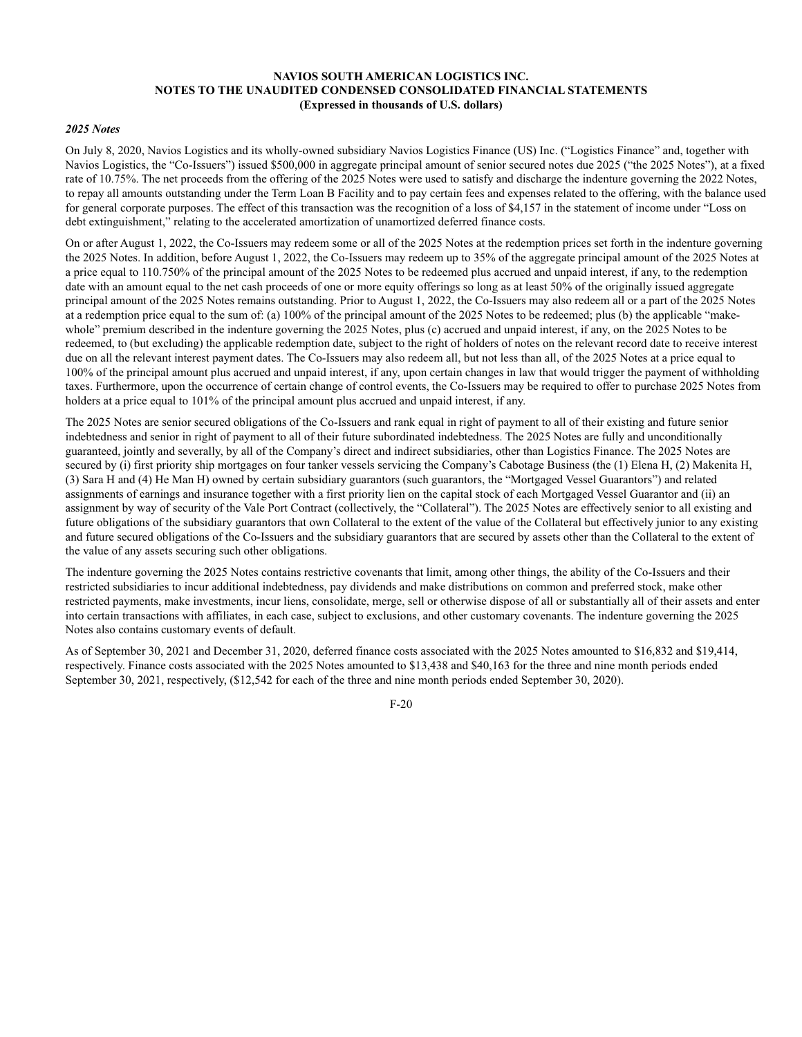### *2025 Notes*

On July 8, 2020, Navios Logistics and its wholly-owned subsidiary Navios Logistics Finance (US) Inc. ("Logistics Finance" and, together with Navios Logistics, the "Co-Issuers") issued $500,000 in aggregate principal amount of senior secured notes due 2025 ("the 2025 Notes"), at a fixed rate of 10.75%. The net proceeds from the offering of the 2025 Notes were used to satisfy and discharge the indenture governing the 2022 Notes, to repay all amounts outstanding under the Term Loan B Facility and to pay certain fees and expenses related to the offering, with the balance used for general corporate purposes. The effect of this transaction was the recognition of a loss of $4,157 in the statement of income under "Loss on debt extinguishment," relating to the accelerated amortization of unamortized deferred finance costs.

On or after August 1, 2022, the Co-Issuers may redeem some or all of the 2025 Notes at the redemption prices set forth in the indenture governing the 2025 Notes. In addition, before August 1, 2022, the Co-Issuers may redeem up to 35% of the aggregate principal amount of the 2025 Notes at a price equal to 110.750% of the principal amount of the 2025 Notes to be redeemed plus accrued and unpaid interest, if any, to the redemption date with an amount equal to the net cash proceeds of one or more equity offerings so long as at least 50% of the originally issued aggregate principal amount of the 2025 Notes remains outstanding. Prior to August 1, 2022, the Co-Issuers may also redeem all or a part of the 2025 Notes at a redemption price equal to the sum of: (a) 100% of the principal amount of the 2025 Notes to be redeemed; plus (b) the applicable "make-whole" premium described in the indenture governing the 2025 Notes, plus (c) accrued and unpaid interest, if any, on the 2025 Notes to be redeemed, to (but excluding) the applicable redemption date, subject to the right of holders of notes on the relevant record date to receive interest due on all the relevant interest payment dates. The Co-Issuers may also redeem all, but not less than all, of the 2025 Notes at a price equal to 100% of the principal amount plus accrued and unpaid interest, if any, upon certain changes in law that would trigger the payment of withholding taxes. Furthermore, upon the occurrence of certain change of control events, the Co-Issuers may be required to offer to purchase 2025 Notes from holders at a price equal to 101% of the principal amount plus accrued and unpaid interest, if any.

The 2025 Notes are senior secured obligations of the Co-Issuers and rank equal in right of payment to all of their existing and future senior indebtedness and senior in right of payment to all of their future subordinated indebtedness. The 2025 Notes are fully and unconditionally guaranteed, jointly and severally, by all of the Company's direct and indirect subsidiaries, other than Logistics Finance. The 2025 Notes are secured by (i) first priority ship mortgages on four tanker vessels servicing the Company's Cabotage Business (the (1) Elena H, (2) Makenita H, (3) Sara H and (4) He Man H) owned by certain subsidiary guarantors (such guarantors, the "Mortgaged Vessel Guarantors") and related assignments of earnings and insurance together with a first priority lien on the capital stock of each Mortgaged Vessel Guarantor and (ii) an assignment by way of security of the Vale Port Contract (collectively, the "Collateral"). The 2025 Notes are effectively senior to all existing and future obligations of the subsidiary guarantors that own Collateral to the extent of the value of the Collateral but effectively junior to any existing and future secured obligations of the Co-Issuers and the subsidiary guarantors that are secured by assets other than the Collateral to the extent of the value of any assets securing such other obligations.

The indenture governing the 2025 Notes contains restrictive covenants that limit, among other things, the ability of the Co-Issuers and their restricted subsidiaries to incur additional indebtedness, pay dividends and make distributions on common and preferred stock, make other restricted payments, make investments, incur liens, consolidate, merge, sell or otherwise dispose of all or substantially all of their assets and enter into certain transactions with affiliates, in each case, subject to exclusions, and other customary covenants. The indenture governing the 2025 Notes also contains customary events of default.

As of September 30, 2021 and December 31, 2020, deferred finance costs associated with the 2025 Notes amounted to $16,832 and $19,414, respectively. Finance costs associated with the 2025 Notes amounted to $13,438 and $40,163 for the three and nine month periods ended September 30, 2021, respectively, ($12,542 for each of the three and nine month periods ended September 30, 2020).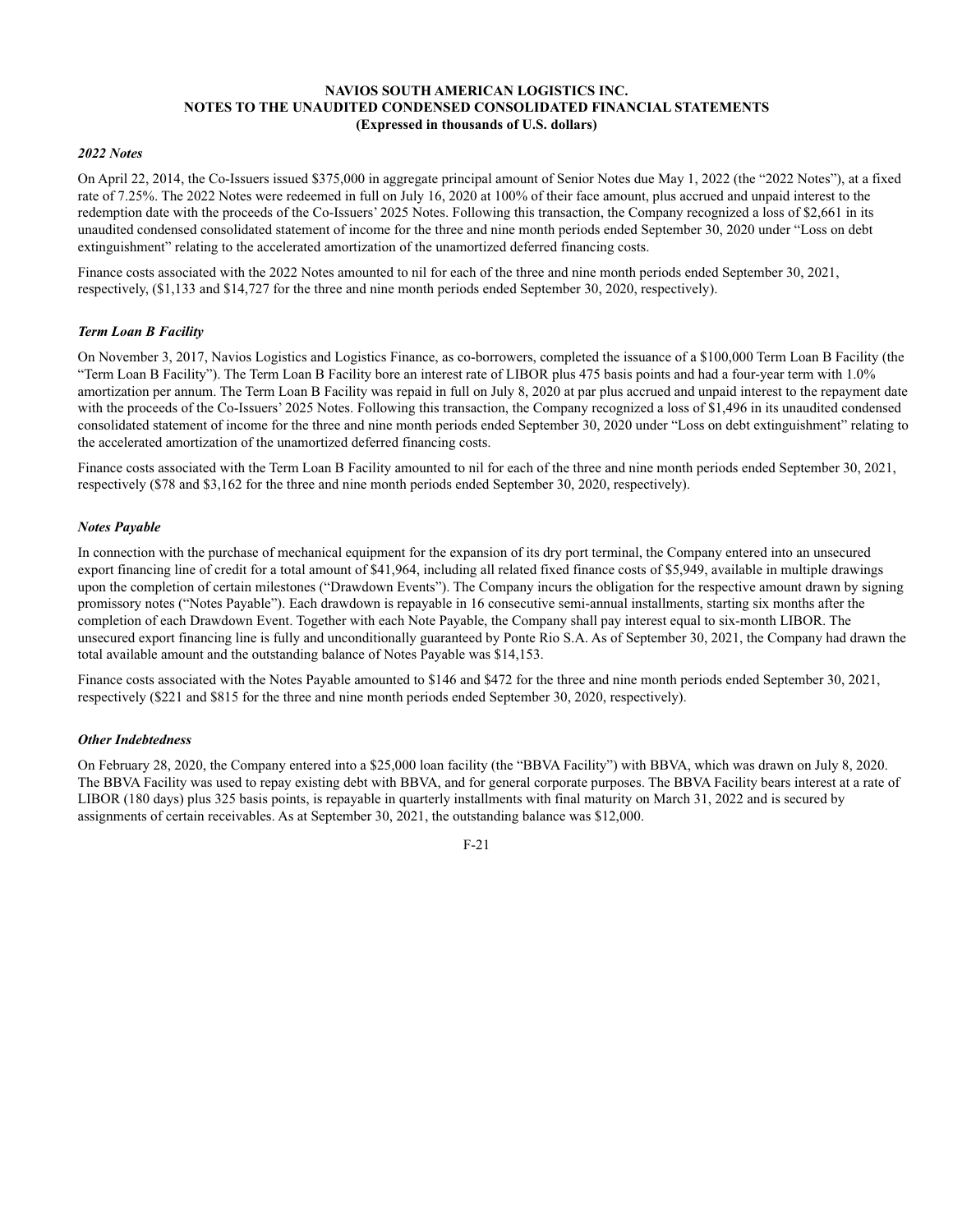**NAVIOS SOUTH AMERICAN LOGISTICS INC.**
**NOTES TO THE UNAUDITED CONDENSED CONSOLIDATED FINANCIAL STATEMENTS**
**(Expressed in thousands of U.S. dollars)**

***2022 Notes***

On April 22, 2014, the Co-Issuers issued $375,000 in aggregate principal amount of Senior Notes due May 1, 2022 (the "2022 Notes"), at a fixed rate of 7.25%. The 2022 Notes were redeemed in full on July 16, 2020 at 100% of their face amount, plus accrued and unpaid interest to the redemption date with the proceeds of the Co-Issuers' 2025 Notes. Following this transaction, the Company recognized a loss of $2,661 in its unaudited condensed consolidated statement of income for the three and nine month periods ended September 30, 2020 under "Loss on debt extinguishment" relating to the accelerated amortization of the unamortized deferred financing costs.

Finance costs associated with the 2022 Notes amounted to nil for each of the three and nine month periods ended September 30, 2021, respectively, ($1,133 and $14,727 for the three and nine month periods ended September 30, 2020, respectively).

***Term Loan B Facility***

On November 3, 2017, Navios Logistics and Logistics Finance, as co-borrowers, completed the issuance of a $100,000 Term Loan B Facility (the "Term Loan B Facility"). The Term Loan B Facility bore an interest rate of LIBOR plus 475 basis points and had a four-year term with 1.0% amortization per annum. The Term Loan B Facility was repaid in full on July 8, 2020 at par plus accrued and unpaid interest to the repayment date with the proceeds of the Co-Issuers' 2025 Notes. Following this transaction, the Company recognized a loss of $1,496 in its unaudited condensed consolidated statement of income for the three and nine month periods ended September 30, 2020 under "Loss on debt extinguishment" relating to the accelerated amortization of the unamortized deferred financing costs.

Finance costs associated with the Term Loan B Facility amounted to nil for each of the three and nine month periods ended September 30, 2021, respectively ($78 and $3,162 for the three and nine month periods ended September 30, 2020, respectively).

***Notes Payable***

In connection with the purchase of mechanical equipment for the expansion of its dry port terminal, the Company entered into an unsecured export financing line of credit for a total amount of $41,964, including all related fixed finance costs of $5,949, available in multiple drawings upon the completion of certain milestones ("Drawdown Events"). The Company incurs the obligation for the respective amount drawn by signing promissory notes ("Notes Payable"). Each drawdown is repayable in 16 consecutive semi-annual installments, starting six months after the completion of each Drawdown Event. Together with each Note Payable, the Company shall pay interest equal to six-month LIBOR. The unsecured export financing line is fully and unconditionally guaranteed by Ponte Rio S.A. As of September 30, 2021, the Company had drawn the total available amount and the outstanding balance of Notes Payable was $14,153.

Finance costs associated with the Notes Payable amounted to $146 and $472 for the three and nine month periods ended September 30, 2021, respectively ($221 and $815 for the three and nine month periods ended September 30, 2020, respectively).

***Other Indebtedness***

On February 28, 2020, the Company entered into a $25,000 loan facility (the "BBVA Facility") with BBVA, which was drawn on July 8, 2020. The BBVA Facility was used to repay existing debt with BBVA, and for general corporate purposes. The BBVA Facility bears interest at a rate of LIBOR (180 days) plus 325 basis points, is repayable in quarterly installments with final maturity on March 31, 2022 and is secured by assignments of certain receivables. As at September 30, 2021, the outstanding balance was $12,000.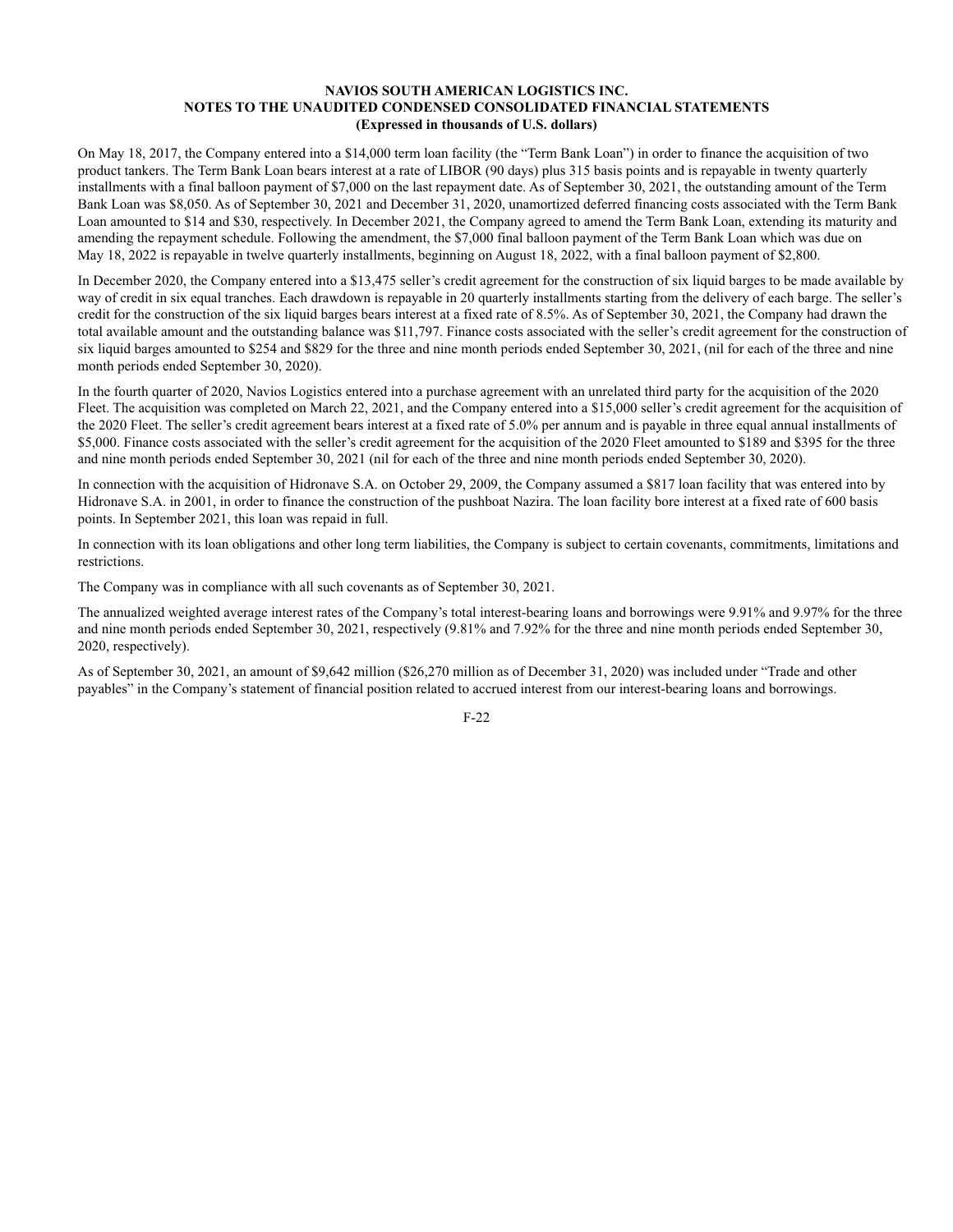On May 18, 2017, the Company entered into a $14,000 term loan facility (the "Term Bank Loan") in order to finance the acquisition of two product tankers. The Term Bank Loan bears interest at a rate of LIBOR (90 days) plus 315 basis points and is repayable in twenty quarterly installments with a final balloon payment of $7,000 on the last repayment date. As of September 30, 2021, the outstanding amount of the Term Bank Loan was $8,050. As of September 30, 2021 and December 31, 2020, unamortized deferred financing costs associated with the Term Bank Loan amounted to $14 and $30, respectively. In December 2021, the Company agreed to amend the Term Bank Loan, extending its maturity and amending the repayment schedule. Following the amendment, the $7,000 final balloon payment of the Term Bank Loan which was due on May 18, 2022 is repayable in twelve quarterly installments, beginning on August 18, 2022, with a final balloon payment of $2,800.

In December 2020, the Company entered into a $13,475 seller's credit agreement for the construction of six liquid barges to be made available by way of credit in six equal tranches. Each drawdown is repayable in 20 quarterly installments starting from the delivery of each barge. The seller's credit for the construction of the six liquid barges bears interest at a fixed rate of 8.5%. As of September 30, 2021, the Company had drawn the total available amount and the outstanding balance was $11,797. Finance costs associated with the seller's credit agreement for the construction of six liquid barges amounted to $254 and $829 for the three and nine month periods ended September 30, 2021, (nil for each of the three and nine month periods ended September 30, 2020).

In the fourth quarter of 2020, Navios Logistics entered into a purchase agreement with an unrelated third party for the acquisition of the 2020 Fleet. The acquisition was completed on March 22, 2021, and the Company entered into a $15,000 seller's credit agreement for the acquisition of the 2020 Fleet. The seller's credit agreement bears interest at a fixed rate of 5.0% per annum and is payable in three equal annual installments of $5,000. Finance costs associated with the seller's credit agreement for the acquisition of the 2020 Fleet amounted to $189 and $395 for the three and nine month periods ended September 30, 2021 (nil for each of the three and nine month periods ended September 30, 2020).

In connection with the acquisition of Hidronave S.A. on October 29, 2009, the Company assumed a $817 loan facility that was entered into by Hidronave S.A. in 2001, in order to finance the construction of the pushboat Nazira. The loan facility bore interest at a fixed rate of 600 basis points. In September 2021, this loan was repaid in full.

In connection with its loan obligations and other long term liabilities, the Company is subject to certain covenants, commitments, limitations and restrictions.

The Company was in compliance with all such covenants as of September 30, 2021.

The annualized weighted average interest rates of the Company's total interest-bearing loans and borrowings were 9.91% and 9.97% for the three and nine month periods ended September 30, 2021, respectively (9.81% and 7.92% for the three and nine month periods ended September 30, 2020, respectively).

As of September 30, 2021, an amount of $9,642 million ($26,270 million as of December 31, 2020) was included under "Trade and other payables" in the Company's statement of financial position related to accrued interest from our interest-bearing loans and borrowings.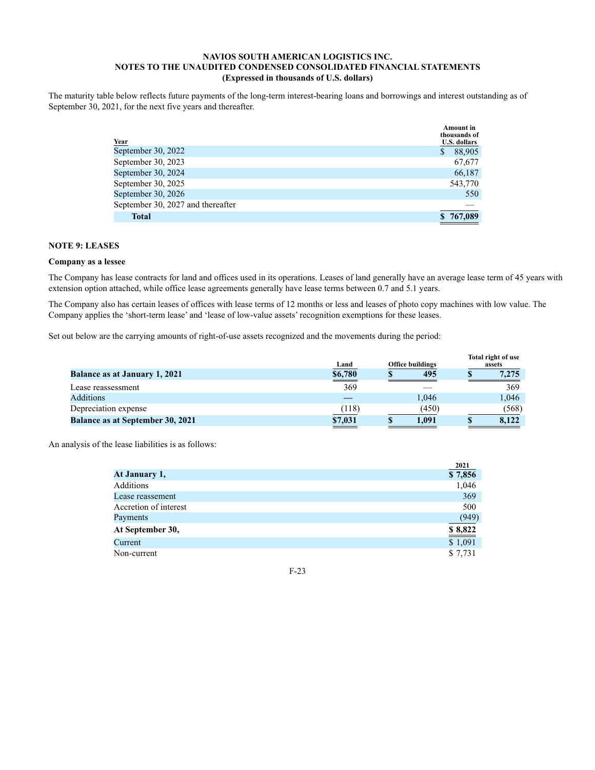**NAVIOS SOUTH AMERICAN LOGISTICS INC.**
**NOTES TO THE UNAUDITED CONDENSED CONSOLIDATED FINANCIAL STATEMENTS**
**(Expressed in thousands of U.S. dollars)**

The maturity table below reflects future payments of the long-term interest-bearing loans and borrowings and interest outstanding as of September 30, 2021, for the next five years and thereafter.

| Year | Amount in thousands of U.S. dollars |
|---|---|
| September 30, 2022 | $ 88,905 |
| September 30, 2023 | 67,677 |
| September 30, 2024 | 66,187 |
| September 30, 2025 | 543,770 |
| September 30, 2026 | 550 |
| September 30, 2027 and thereafter | — |
| **Total** | **$ 767,089** |

## NOTE 9: LEASES

**Company as a lessee**

The Company has lease contracts for land and offices used in its operations. Leases of land generally have an average lease term of 45 years with extension option attached, while office lease agreements generally have lease terms between 0.7 and 5.1 years.

The Company also has certain leases of offices with lease terms of 12 months or less and leases of photo copy machines with low value. The Company applies the 'short-term lease' and 'lease of low-value assets' recognition exemptions for these leases.

Set out below are the carrying amounts of right-of-use assets recognized and the movements during the period:

| | Land | Office buildings | Total right of use assets |
|---|---|---|---|
| **Balance as at January 1, 2021** | **$6,780** | **$ 495** | **$ 7,275** |
| Lease reassessment | 369 | — | 369 |
| Additions | — | 1,046 | 1,046 |
| Depreciation expense | (118) | (450) | (568) |
| **Balance as at September 30, 2021** | **$7,031** | **$ 1,091** | **$ 8,122** |

An analysis of the lease liabilities is as follows:

| | 2021 |
|---|---|
| **At January 1,** | **$ 7,856** |
| Additions | 1,046 |
| Lease reassement | 369 |
| Accretion of interest | 500 |
| Payments | (949) |
| **At September 30,** | **$ 8,822** |
| Current | $ 1,091 |
| Non-current | $ 7,731 |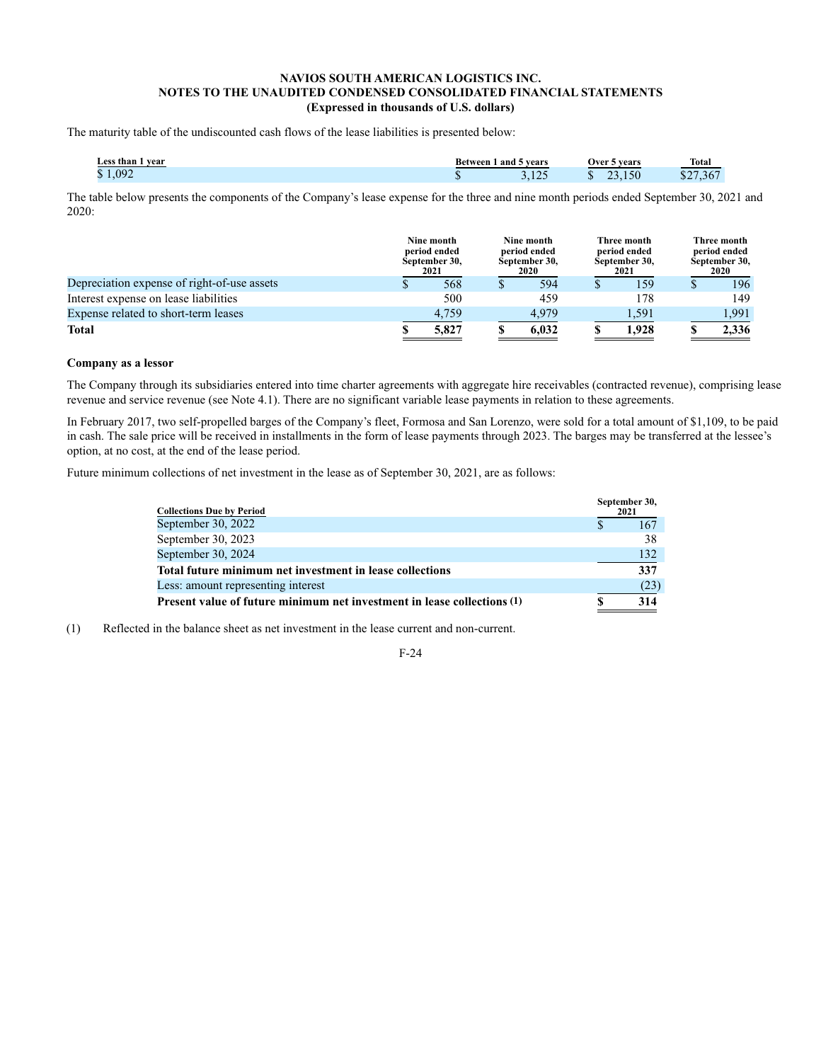**NAVIOS SOUTH AMERICAN LOGISTICS INC.**
**NOTES TO THE UNAUDITED CONDENSED CONSOLIDATED FINANCIAL STATEMENTS**
**(Expressed in thousands of U.S. dollars)**

The maturity table of the undiscounted cash flows of the lease liabilities is presented below:

| Less than 1 year | Between 1 and 5 years | Over 5 years | Total |
|---|---|---|---|
| $ 1,092 | $ 3,125 | $ 23,150 | $27,367 |

The table below presents the components of the Company's lease expense for the three and nine month periods ended September 30, 2021 and 2020:

| | Nine month period ended September 30, 2021 | Nine month period ended September 30, 2020 | Three month period ended September 30, 2021 | Three month period ended September 30, 2020 |
|---|---|---|---|---|
| Depreciation expense of right-of-use assets | $ 568 | $ 594 | $ 159 | $ 196 |
| Interest expense on lease liabilities | 500 | 459 | 178 | 149 |
| Expense related to short-term leases | 4,759 | 4,979 | 1,591 | 1,991 |
| **Total** | **$ 5,827** | **$ 6,032** | **$ 1,928** | **$ 2,336** |

**Company as a lessor**

The Company through its subsidiaries entered into time charter agreements with aggregate hire receivables (contracted revenue), comprising lease revenue and service revenue (see Note 4.1). There are no significant variable lease payments in relation to these agreements.

In February 2017, two self-propelled barges of the Company's fleet, Formosa and San Lorenzo, were sold for a total amount of $1,109, to be paid in cash. The sale price will be received in installments in the form of lease payments through 2023. The barges may be transferred at the lessee's option, at no cost, at the end of the lease period.

Future minimum collections of net investment in the lease as of September 30, 2021, are as follows:

| Collections Due by Period | September 30, 2021 |
|---|---|
| September 30, 2022 | $ 167 |
| September 30, 2023 | 38 |
| September 30, 2024 | 132 |
| **Total future minimum net investment in lease collections** | **337** |
| Less: amount representing interest | (23) |
| **Present value of future minimum net investment in lease collections (1)** | **$ 314** |

(1) Reflected in the balance sheet as net investment in the lease current and non-current.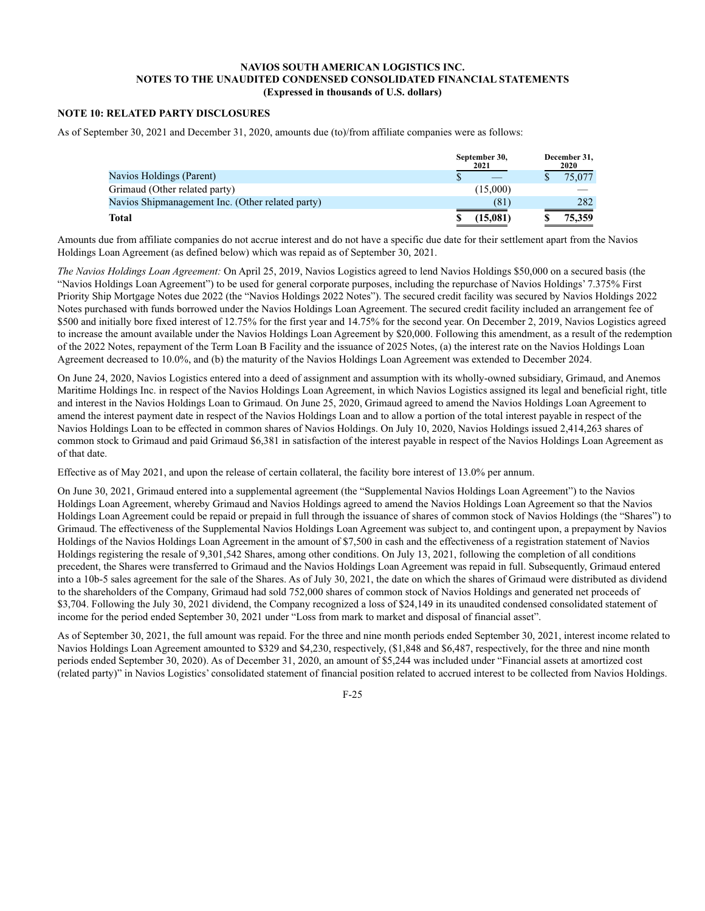# NAVIOS SOUTH AMERICAN LOGISTICS INC.
## NOTES TO THE UNAUDITED CONDENSED CONSOLIDATED FINANCIAL STATEMENTS
### (Expressed in thousands of U.S. dollars)

**NOTE 10: RELATED PARTY DISCLOSURES**

As of September 30, 2021 and December 31, 2020, amounts due (to)/from affiliate companies were as follows:

| | September 30, 2021 | December 31, 2020 |
|---|---|---|
| Navios Holdings (Parent) | $ — | $ 75,077 |
| Grimaud (Other related party) | (15,000) | — |
| Navios Shipmanagement Inc. (Other related party) | (81) | 282 |
| **Total** | **$ (15,081)** | **$ 75,359** |

Amounts due from affiliate companies do not accrue interest and do not have a specific due date for their settlement apart from the Navios Holdings Loan Agreement (as defined below) which was repaid as of September 30, 2021.

*The Navios Holdings Loan Agreement:* On April 25, 2019, Navios Logistics agreed to lend Navios Holdings $50,000 on a secured basis (the "Navios Holdings Loan Agreement") to be used for general corporate purposes, including the repurchase of Navios Holdings' 7.375% First Priority Ship Mortgage Notes due 2022 (the "Navios Holdings 2022 Notes"). The secured credit facility was secured by Navios Holdings 2022 Notes purchased with funds borrowed under the Navios Holdings Loan Agreement. The secured credit facility included an arrangement fee of $500 and initially bore fixed interest of 12.75% for the first year and 14.75% for the second year. On December 2, 2019, Navios Logistics agreed to increase the amount available under the Navios Holdings Loan Agreement by $20,000. Following this amendment, as a result of the redemption of the 2022 Notes, repayment of the Term Loan B Facility and the issuance of 2025 Notes, (a) the interest rate on the Navios Holdings Loan Agreement decreased to 10.0%, and (b) the maturity of the Navios Holdings Loan Agreement was extended to December 2024.

On June 24, 2020, Navios Logistics entered into a deed of assignment and assumption with its wholly-owned subsidiary, Grimaud, and Anemos Maritime Holdings Inc. in respect of the Navios Holdings Loan Agreement, in which Navios Logistics assigned its legal and beneficial right, title and interest in the Navios Holdings Loan to Grimaud. On June 25, 2020, Grimaud agreed to amend the Navios Holdings Loan Agreement to amend the interest payment date in respect of the Navios Holdings Loan and to allow a portion of the total interest payable in respect of the Navios Holdings Loan to be effected in common shares of Navios Holdings. On July 10, 2020, Navios Holdings issued 2,414,263 shares of common stock to Grimaud and paid Grimaud $6,381 in satisfaction of the interest payable in respect of the Navios Holdings Loan Agreement as of that date.

Effective as of May 2021, and upon the release of certain collateral, the facility bore interest of 13.0% per annum.

On June 30, 2021, Grimaud entered into a supplemental agreement (the "Supplemental Navios Holdings Loan Agreement") to the Navios Holdings Loan Agreement, whereby Grimaud and Navios Holdings agreed to amend the Navios Holdings Loan Agreement so that the Navios Holdings Loan Agreement could be repaid or prepaid in full through the issuance of shares of common stock of Navios Holdings (the "Shares") to Grimaud. The effectiveness of the Supplemental Navios Holdings Loan Agreement was subject to, and contingent upon, a prepayment by Navios Holdings of the Navios Holdings Loan Agreement in the amount of $7,500 in cash and the effectiveness of a registration statement of Navios Holdings registering the resale of 9,301,542 Shares, among other conditions. On July 13, 2021, following the completion of all conditions precedent, the Shares were transferred to Grimaud and the Navios Holdings Loan Agreement was repaid in full. Subsequently, Grimaud entered into a 10b-5 sales agreement for the sale of the Shares. As of July 30, 2021, the date on which the shares of Grimaud were distributed as dividend to the shareholders of the Company, Grimaud had sold 752,000 shares of common stock of Navios Holdings and generated net proceeds of $3,704. Following the July 30, 2021 dividend, the Company recognized a loss of $24,149 in its unaudited condensed consolidated statement of income for the period ended September 30, 2021 under "Loss from mark to market and disposal of financial asset".

As of September 30, 2021, the full amount was repaid. For the three and nine month periods ended September 30, 2021, interest income related to Navios Holdings Loan Agreement amounted to $329 and $4,230, respectively, ($1,848 and $6,487, respectively, for the three and nine month periods ended September 30, 2020). As of December 31, 2020, an amount of $5,244 was included under "Financial assets at amortized cost (related party)" in Navios Logistics' consolidated statement of financial position related to accrued interest to be collected from Navios Holdings.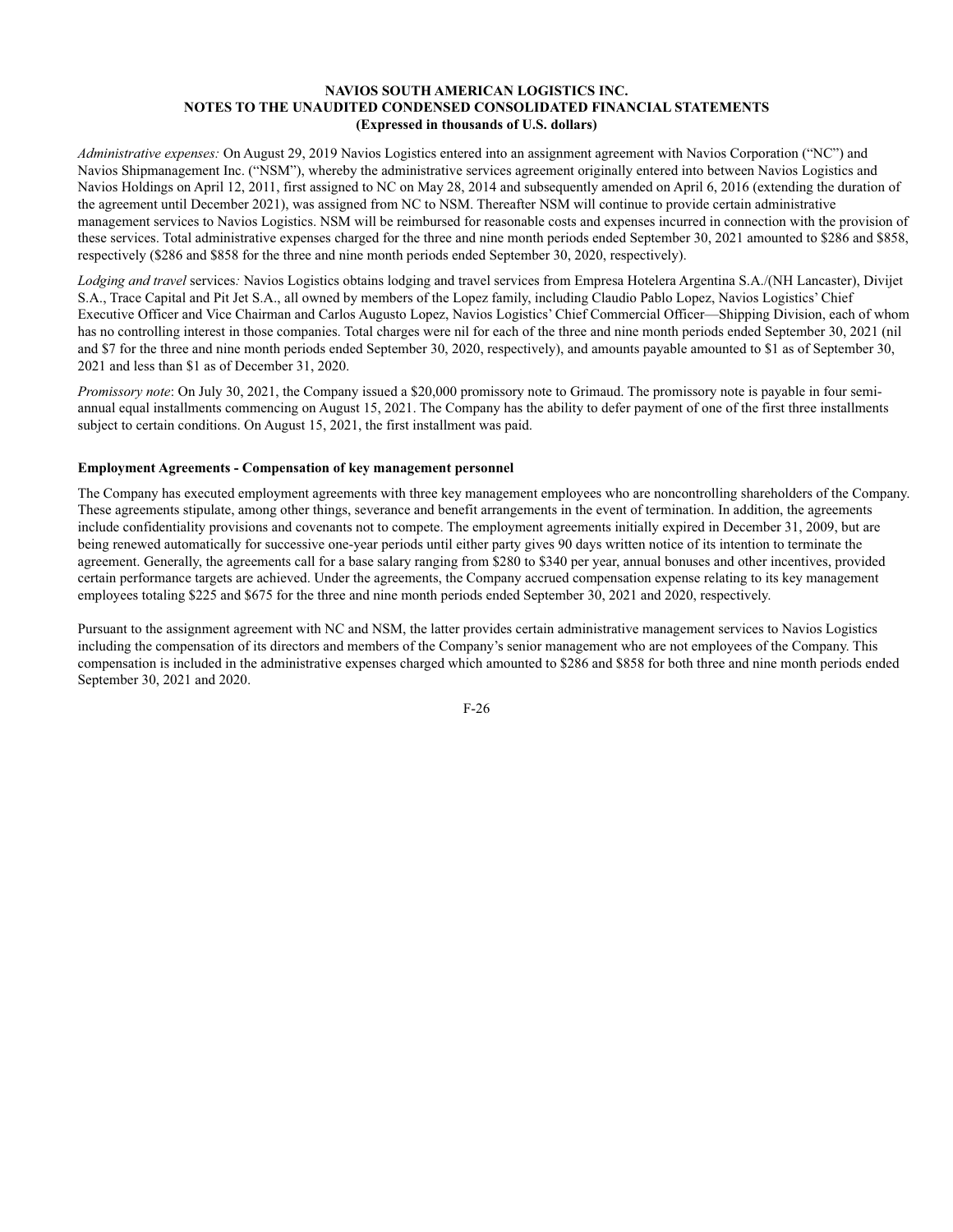*Administrative expenses:* On August 29, 2019 Navios Logistics entered into an assignment agreement with Navios Corporation ("NC") and Navios Shipmanagement Inc. ("NSM"), whereby the administrative services agreement originally entered into between Navios Logistics and Navios Holdings on April 12, 2011, first assigned to NC on May 28, 2014 and subsequently amended on April 6, 2016 (extending the duration of the agreement until December 2021), was assigned from NC to NSM. Thereafter NSM will continue to provide certain administrative management services to Navios Logistics. NSM will be reimbursed for reasonable costs and expenses incurred in connection with the provision of these services. Total administrative expenses charged for the three and nine month periods ended September 30, 2021 amounted to $286 and $858, respectively ($286 and $858 for the three and nine month periods ended September 30, 2020, respectively).

*Lodging and travel* services*:* Navios Logistics obtains lodging and travel services from Empresa Hotelera Argentina S.A./(NH Lancaster), Divijet S.A., Trace Capital and Pit Jet S.A., all owned by members of the Lopez family, including Claudio Pablo Lopez, Navios Logistics' Chief Executive Officer and Vice Chairman and Carlos Augusto Lopez, Navios Logistics' Chief Commercial Officer—Shipping Division, each of whom has no controlling interest in those companies. Total charges were nil for each of the three and nine month periods ended September 30, 2021 (nil and $7 for the three and nine month periods ended September 30, 2020, respectively), and amounts payable amounted to $1 as of September 30, 2021 and less than $1 as of December 31, 2020.

*Promissory note*: On July 30, 2021, the Company issued a $20,000 promissory note to Grimaud. The promissory note is payable in four semi-annual equal installments commencing on August 15, 2021. The Company has the ability to defer payment of one of the first three installments subject to certain conditions. On August 15, 2021, the first installment was paid.

**Employment Agreements - Compensation of key management personnel**

The Company has executed employment agreements with three key management employees who are noncontrolling shareholders of the Company. These agreements stipulate, among other things, severance and benefit arrangements in the event of termination. In addition, the agreements include confidentiality provisions and covenants not to compete. The employment agreements initially expired in December 31, 2009, but are being renewed automatically for successive one-year periods until either party gives 90 days written notice of its intention to terminate the agreement. Generally, the agreements call for a base salary ranging from $280 to $340 per year, annual bonuses and other incentives, provided certain performance targets are achieved. Under the agreements, the Company accrued compensation expense relating to its key management employees totaling $225 and $675 for the three and nine month periods ended September 30, 2021 and 2020, respectively.

Pursuant to the assignment agreement with NC and NSM, the latter provides certain administrative management services to Navios Logistics including the compensation of its directors and members of the Company's senior management who are not employees of the Company. This compensation is included in the administrative expenses charged which amounted to $286 and $858 for both three and nine month periods ended September 30, 2021 and 2020.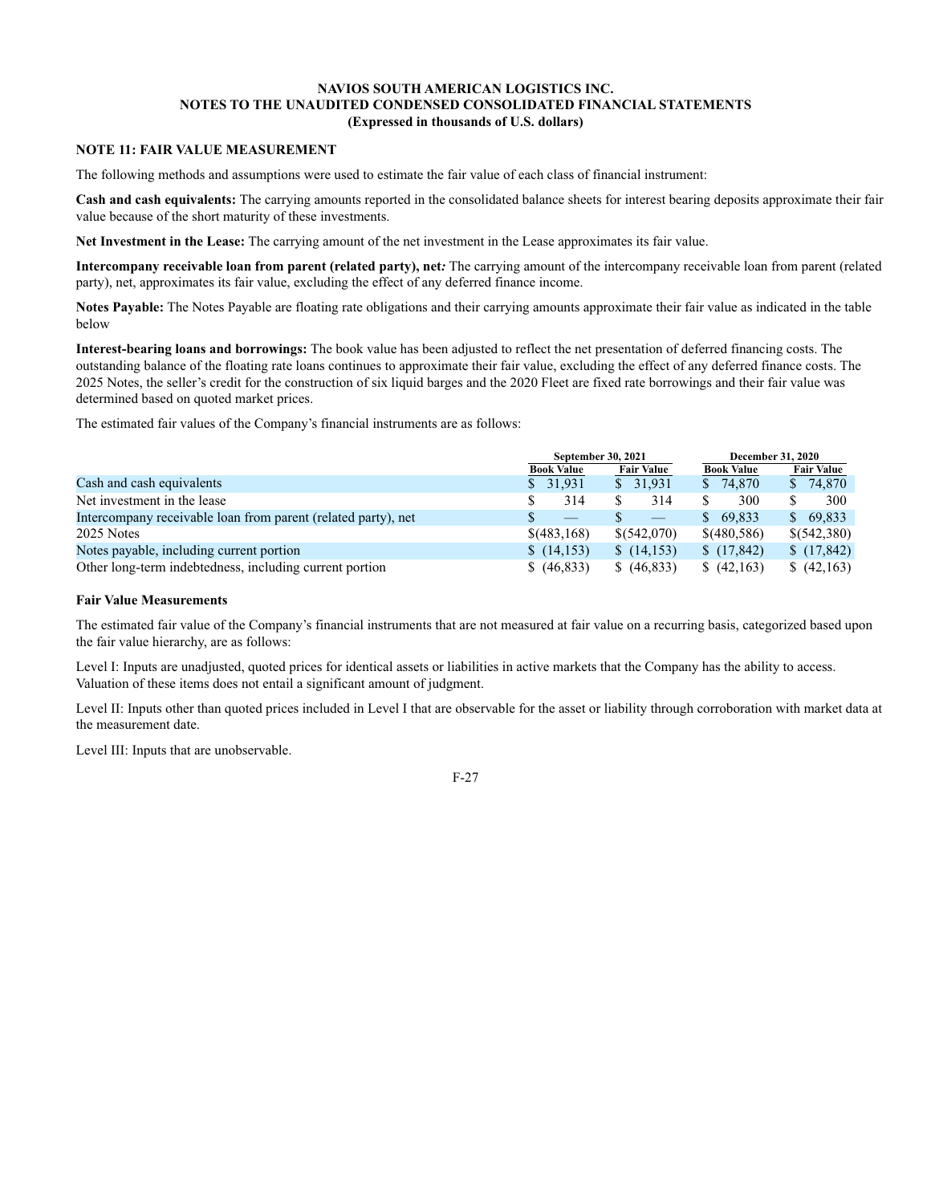**NAVIOS SOUTH AMERICAN LOGISTICS INC.**
**NOTES TO THE UNAUDITED CONDENSED CONSOLIDATED FINANCIAL STATEMENTS**
**(Expressed in thousands of U.S. dollars)**

**NOTE 11: FAIR VALUE MEASUREMENT**

The following methods and assumptions were used to estimate the fair value of each class of financial instrument:

**Cash and cash equivalents:** The carrying amounts reported in the consolidated balance sheets for interest bearing deposits approximate their fair value because of the short maturity of these investments.

**Net Investment in the Lease:** The carrying amount of the net investment in the Lease approximates its fair value.

**Intercompany receivable loan from parent (related party), net*:*** The carrying amount of the intercompany receivable loan from parent (related party), net, approximates its fair value, excluding the effect of any deferred finance income.

**Notes Payable:** The Notes Payable are floating rate obligations and their carrying amounts approximate their fair value as indicated in the table below

**Interest-bearing loans and borrowings:** The book value has been adjusted to reflect the net presentation of deferred financing costs. The outstanding balance of the floating rate loans continues to approximate their fair value, excluding the effect of any deferred finance costs. The 2025 Notes, the seller's credit for the construction of six liquid barges and the 2020 Fleet are fixed rate borrowings and their fair value was determined based on quoted market prices.

The estimated fair values of the Company's financial instruments are as follows:

| | September 30, 2021 | | December 31, 2020 | |
|---|---|---|---|---|
| | Book Value | Fair Value | Book Value | Fair Value |
| Cash and cash equivalents | $ 31,931 | $ 31,931 | $ 74,870 | $ 74,870 |
| Net investment in the lease | $ 314 | $ 314 | $ 300 | $ 300 |
| Intercompany receivable loan from parent (related party), net | $ — | $ — | $ 69,833 | $ 69,833 |
| 2025 Notes | $(483,168) | $(542,070) | $(480,586) | $(542,380) |
| Notes payable, including current portion | $ (14,153) | $ (14,153) | $ (17,842) | $ (17,842) |
| Other long-term indebtedness, including current portion | $ (46,833) | $ (46,833) | $ (42,163) | $ (42,163) |

**Fair Value Measurements**

The estimated fair value of the Company's financial instruments that are not measured at fair value on a recurring basis, categorized based upon the fair value hierarchy, are as follows:

Level I: Inputs are unadjusted, quoted prices for identical assets or liabilities in active markets that the Company has the ability to access. Valuation of these items does not entail a significant amount of judgment.

Level II: Inputs other than quoted prices included in Level I that are observable for the asset or liability through corroboration with market data at the measurement date.

Level III: Inputs that are unobservable.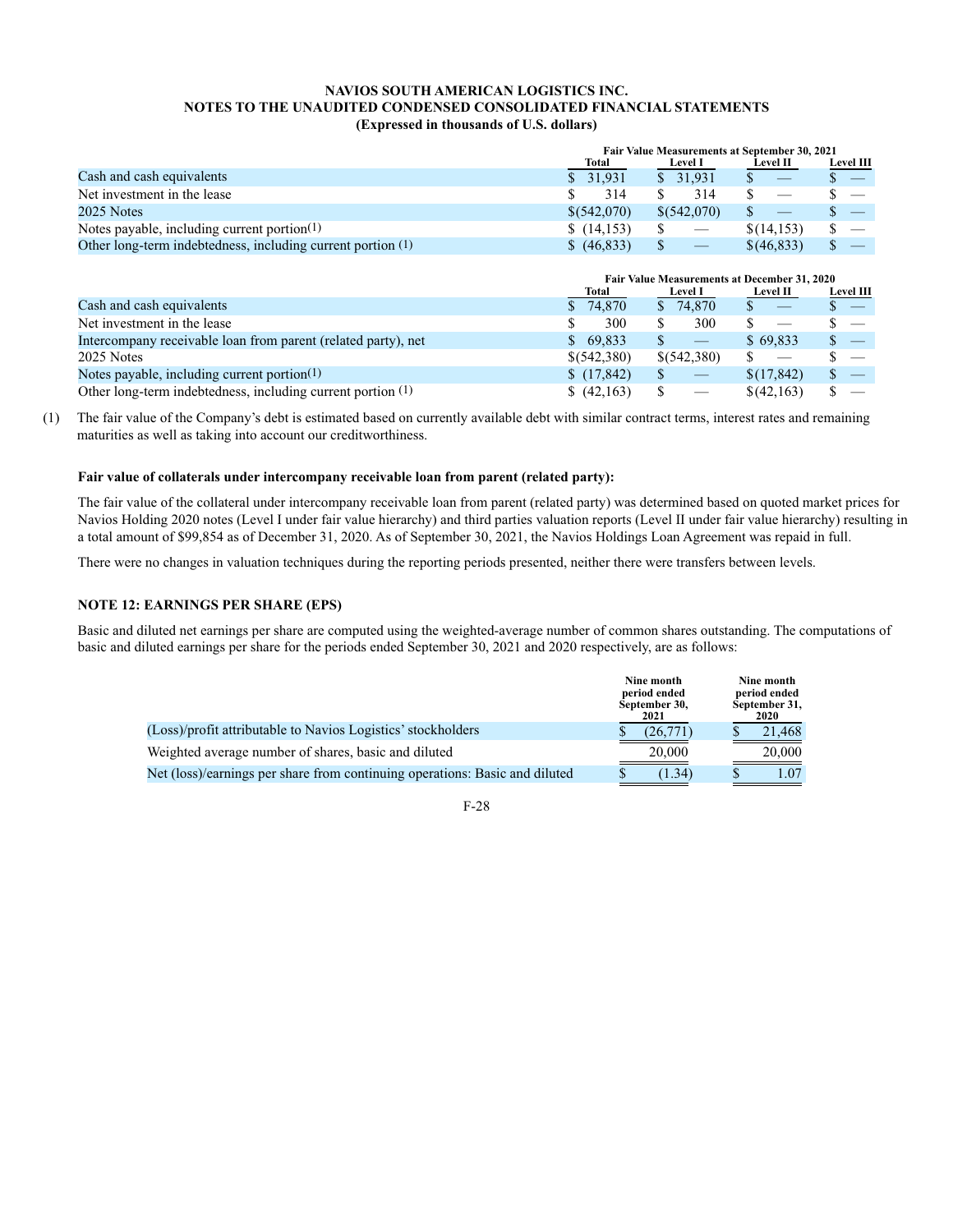**NAVIOS SOUTH AMERICAN LOGISTICS INC.**
**NOTES TO THE UNAUDITED CONDENSED CONSOLIDATED FINANCIAL STATEMENTS**
**(Expressed in thousands of U.S. dollars)**

| | Fair Value Measurements at September 30, 2021 | | | |
|---|---|---|---|---|
| | Total | Level I | Level II | Level III |
| Cash and cash equivalents | $ 31,931 | $ 31,931 | $ — | $ — |
| Net investment in the lease | $ 314 | $ 314 | $ — | $ — |
| 2025 Notes | $(542,070) | $(542,070) | $ — | $ — |
| Notes payable, including current portion(1) | $ (14,153) | $ — | $(14,153) | $ — |
| Other long-term indebtedness, including current portion (1) | $ (46,833) | $ — | $(46,833) | $ — |

| | Fair Value Measurements at December 31, 2020 | | | |
|---|---|---|---|---|
| | Total | Level I | Level II | Level III |
| Cash and cash equivalents | $ 74,870 | $ 74,870 | $ — | $ — |
| Net investment in the lease | $ 300 | $ 300 | $ — | $ — |
| Intercompany receivable loan from parent (related party), net | $ 69,833 | $ — | $ 69,833 | $ — |
| 2025 Notes | $(542,380) | $(542,380) | $ — | $ — |
| Notes payable, including current portion(1) | $ (17,842) | $ — | $(17,842) | $ — |
| Other long-term indebtedness, including current portion (1) | $ (42,163) | $ — | $(42,163) | $ — |

(1) The fair value of the Company's debt is estimated based on currently available debt with similar contract terms, interest rates and remaining maturities as well as taking into account our creditworthiness.

**Fair value of collaterals under intercompany receivable loan from parent (related party):**

The fair value of the collateral under intercompany receivable loan from parent (related party) was determined based on quoted market prices for Navios Holding 2020 notes (Level I under fair value hierarchy) and third parties valuation reports (Level II under fair value hierarchy) resulting in a total amount of $99,854 as of December 31, 2020. As of September 30, 2021, the Navios Holdings Loan Agreement was repaid in full.

There were no changes in valuation techniques during the reporting periods presented, neither there were transfers between levels.

**NOTE 12: EARNINGS PER SHARE (EPS)**

Basic and diluted net earnings per share are computed using the weighted-average number of common shares outstanding. The computations of basic and diluted earnings per share for the periods ended September 30, 2021 and 2020 respectively, are as follows:

| | Nine month period ended September 30, 2021 | Nine month period ended September 31, 2020 |
|---|---|---|
| (Loss)/profit attributable to Navios Logistics' stockholders | $ (26,771) | $ 21,468 |
| Weighted average number of shares, basic and diluted | 20,000 | 20,000 |
| Net (loss)/earnings per share from continuing operations: Basic and diluted | $ (1.34) | $ 1.07 |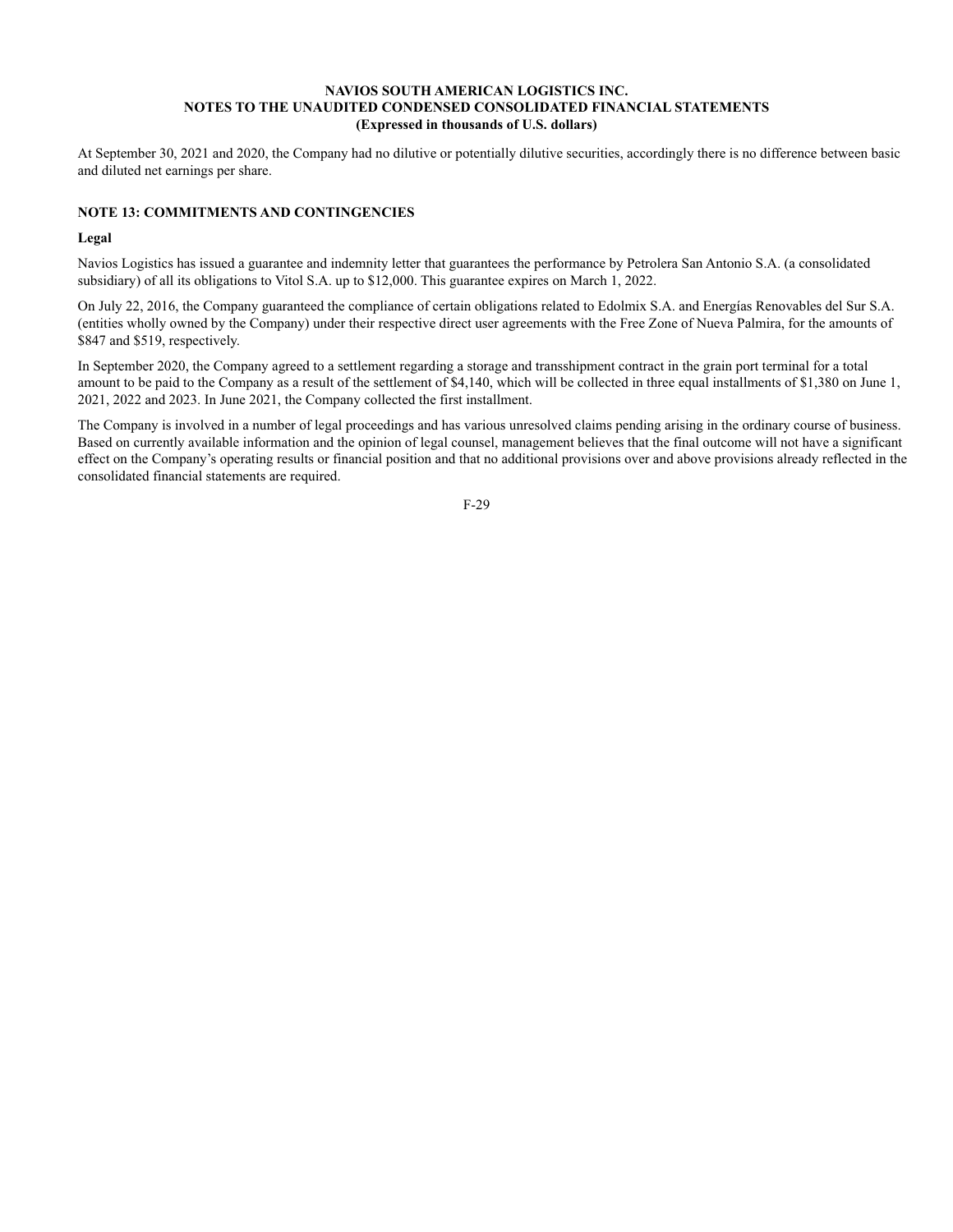At September 30, 2021 and 2020, the Company had no dilutive or potentially dilutive securities, accordingly there is no difference between basic and diluted net earnings per share.

## NOTE 13: COMMITMENTS AND CONTINGENCIES

**Legal**

Navios Logistics has issued a guarantee and indemnity letter that guarantees the performance by Petrolera San Antonio S.A. (a consolidated subsidiary) of all its obligations to Vitol S.A. up to $12,000. This guarantee expires on March 1, 2022.

On July 22, 2016, the Company guaranteed the compliance of certain obligations related to Edolmix S.A. and Energías Renovables del Sur S.A. (entities wholly owned by the Company) under their respective direct user agreements with the Free Zone of Nueva Palmira, for the amounts of $847 and $519, respectively.

In September 2020, the Company agreed to a settlement regarding a storage and transshipment contract in the grain port terminal for a total amount to be paid to the Company as a result of the settlement of $4,140, which will be collected in three equal installments of $1,380 on June 1, 2021, 2022 and 2023. In June 2021, the Company collected the first installment.

The Company is involved in a number of legal proceedings and has various unresolved claims pending arising in the ordinary course of business. Based on currently available information and the opinion of legal counsel, management believes that the final outcome will not have a significant effect on the Company's operating results or financial position and that no additional provisions over and above provisions already reflected in the consolidated financial statements are required.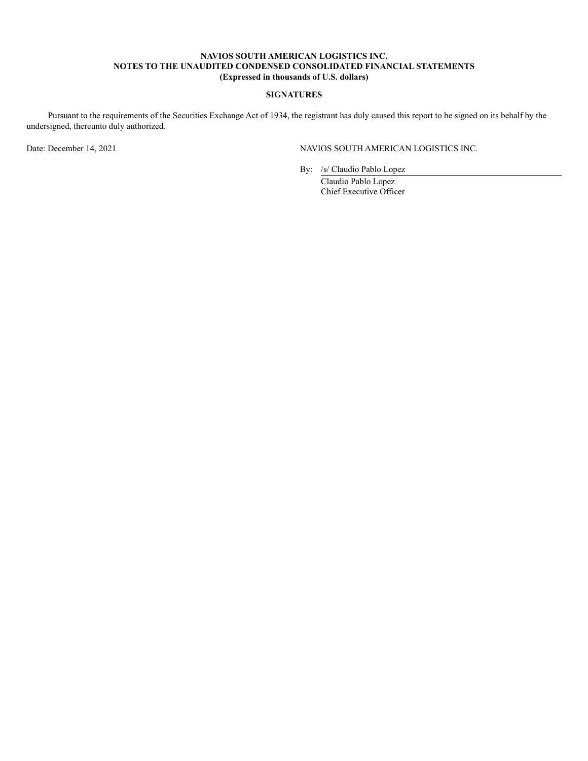**NAVIOS SOUTH AMERICAN LOGISTICS INC.**
**NOTES TO THE UNAUDITED CONDENSED CONSOLIDATED FINANCIAL STATEMENTS**
**(Expressed in thousands of U.S. dollars)**

## SIGNATURES

Pursuant to the requirements of the Securities Exchange Act of 1934, the registrant has duly caused this report to be signed on its behalf by the undersigned, thereunto duly authorized.

Date: December 14, 2021

NAVIOS SOUTH AMERICAN LOGISTICS INC.

By: /s/ Claudio Pablo Lopez

Claudio Pablo Lopez
Chief Executive Officer